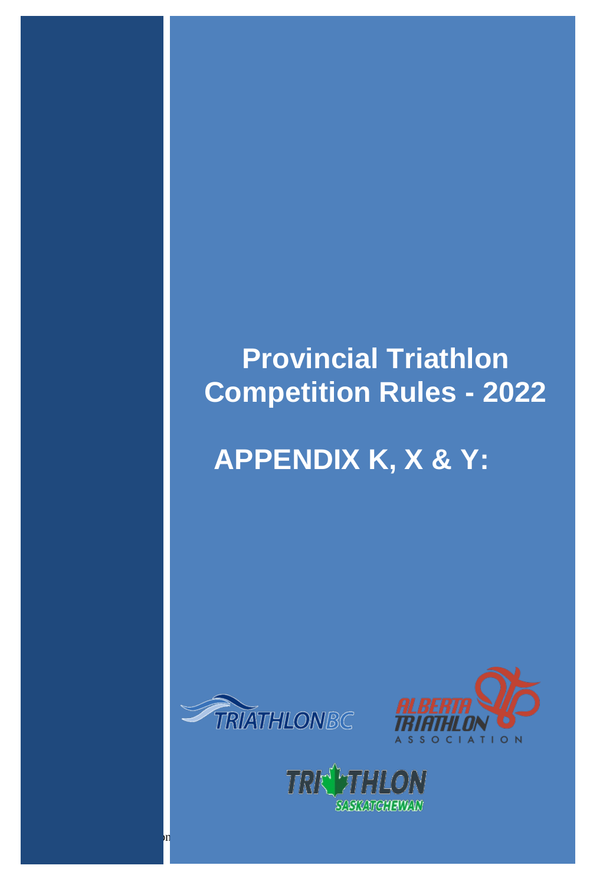# Provincial Triathlon Competition Rules - 2022

# APPENDIX K, X & Y: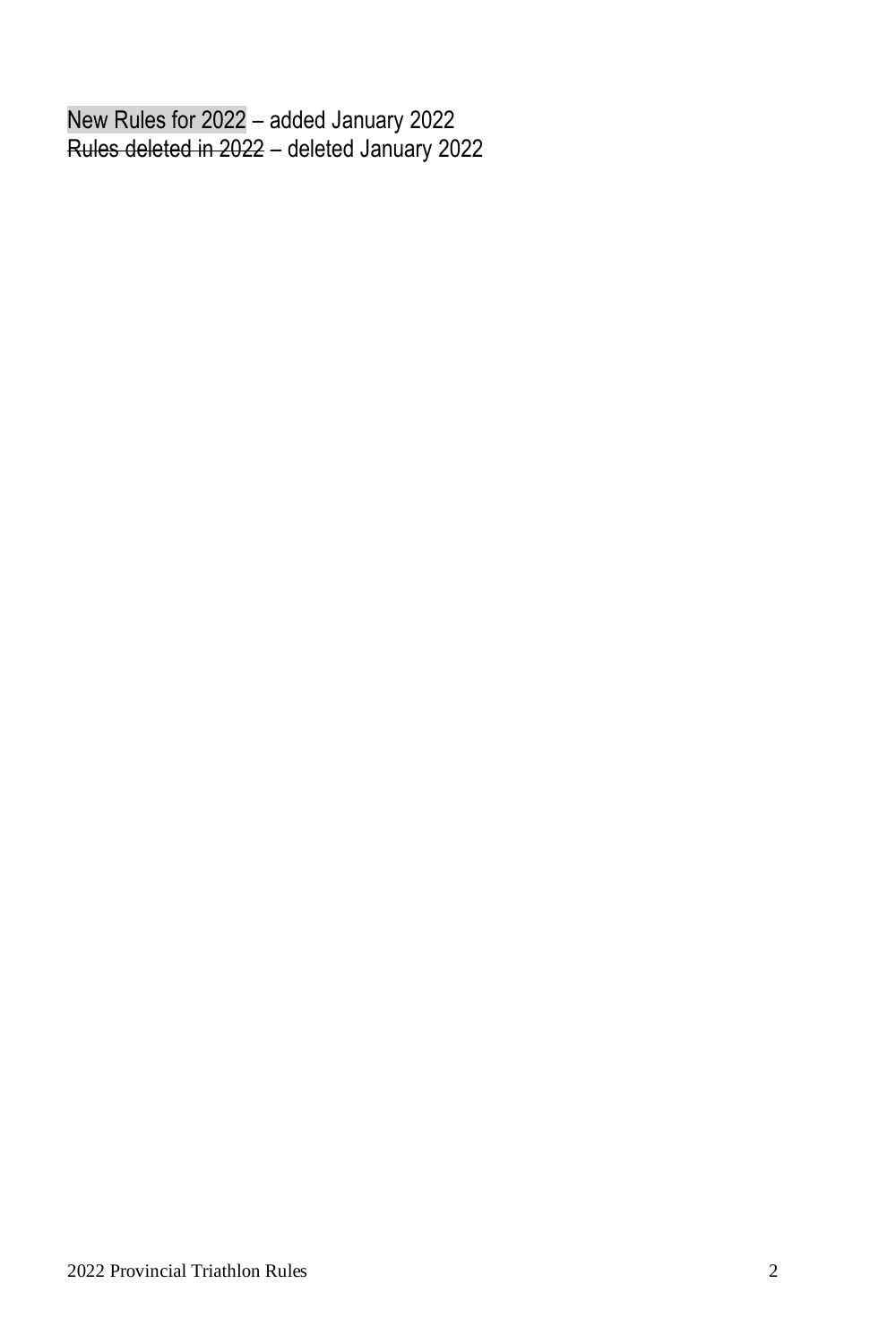<mark>New Rules for 2022</mark> – added January 2022
~~Rules deleted in 2022~~ – deleted January 2022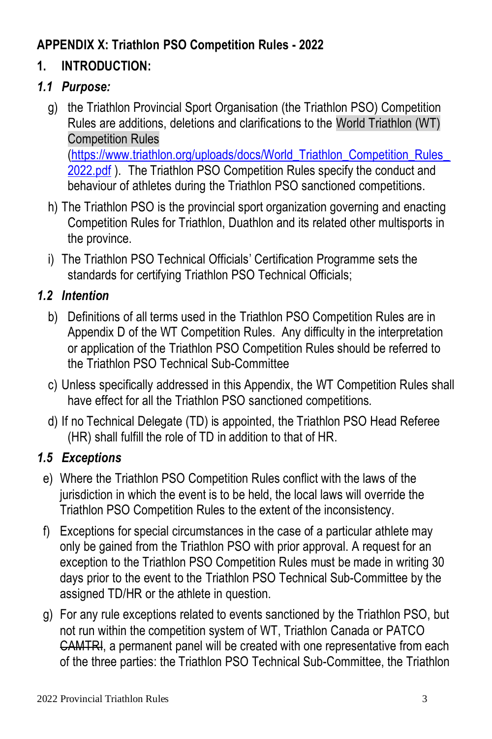**APPENDIX X: Triathlon PSO Competition Rules - 2022**

## 1. INTRODUCTION:

### *1.1 Purpose:*

g) the Triathlon Provincial Sport Organisation (the Triathlon PSO) Competition Rules are additions, deletions and clarifications to the World Triathlon (WT) Competition Rules (https://www.triathlon.org/uploads/docs/World_Triathlon_Competition_Rules_2022.pdf ). The Triathlon PSO Competition Rules specify the conduct and behaviour of athletes during the Triathlon PSO sanctioned competitions.

h) The Triathlon PSO is the provincial sport organization governing and enacting Competition Rules for Triathlon, Duathlon and its related other multisports in the province.

i) The Triathlon PSO Technical Officials' Certification Programme sets the standards for certifying Triathlon PSO Technical Officials;

### *1.2 Intention*

b) Definitions of all terms used in the Triathlon PSO Competition Rules are in Appendix D of the WT Competition Rules. Any difficulty in the interpretation or application of the Triathlon PSO Competition Rules should be referred to the Triathlon PSO Technical Sub-Committee

c) Unless specifically addressed in this Appendix, the WT Competition Rules shall have effect for all the Triathlon PSO sanctioned competitions.

d) If no Technical Delegate (TD) is appointed, the Triathlon PSO Head Referee (HR) shall fulfill the role of TD in addition to that of HR.

### *1.5 Exceptions*

e) Where the Triathlon PSO Competition Rules conflict with the laws of the jurisdiction in which the event is to be held, the local laws will override the Triathlon PSO Competition Rules to the extent of the inconsistency.

f) Exceptions for special circumstances in the case of a particular athlete may only be gained from the Triathlon PSO with prior approval. A request for an exception to the Triathlon PSO Competition Rules must be made in writing 30 days prior to the event to the Triathlon PSO Technical Sub-Committee by the assigned TD/HR or the athlete in question.

g) For any rule exceptions related to events sanctioned by the Triathlon PSO, but not run within the competition system of WT, Triathlon Canada or PATCO ~~CAMTRI~~, a permanent panel will be created with one representative from each of the three parties: the Triathlon PSO Technical Sub-Committee, the Triathlon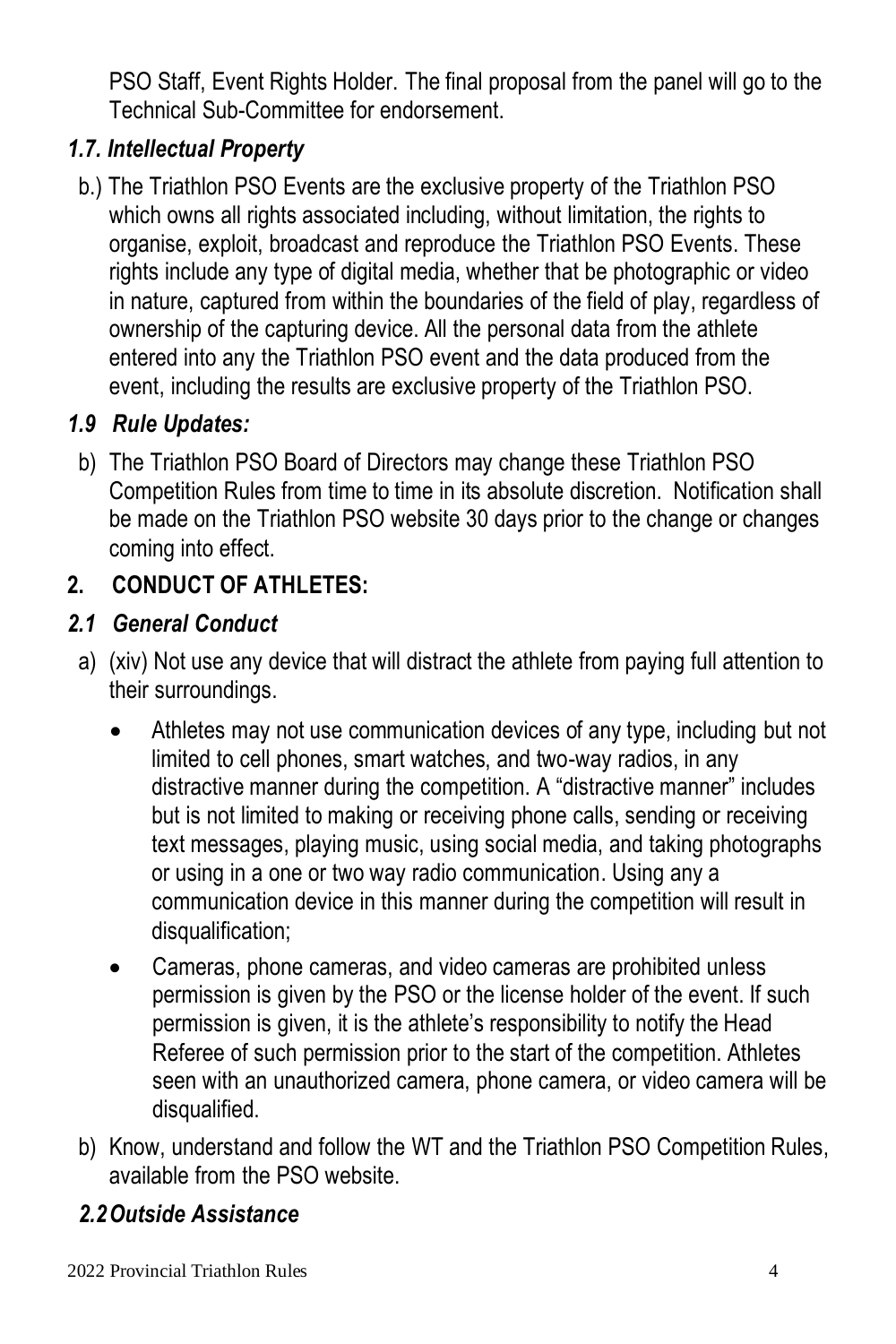PSO Staff, Event Rights Holder. The final proposal from the panel will go to the Technical Sub-Committee for endorsement.

### *1.7. Intellectual Property*

b.) The Triathlon PSO Events are the exclusive property of the Triathlon PSO which owns all rights associated including, without limitation, the rights to organise, exploit, broadcast and reproduce the Triathlon PSO Events. These rights include any type of digital media, whether that be photographic or video in nature, captured from within the boundaries of the field of play, regardless of ownership of the capturing device. All the personal data from the athlete entered into any the Triathlon PSO event and the data produced from the event, including the results are exclusive property of the Triathlon PSO.

### *1.9 Rule Updates:*

b) The Triathlon PSO Board of Directors may change these Triathlon PSO Competition Rules from time to time in its absolute discretion. Notification shall be made on the Triathlon PSO website 30 days prior to the change or changes coming into effect.

## 2. CONDUCT OF ATHLETES:

### *2.1 General Conduct*

a) (xiv) Not use any device that will distract the athlete from paying full attention to their surroundings.

- Athletes may not use communication devices of any type, including but not limited to cell phones, smart watches, and two-way radios, in any distractive manner during the competition. A "distractive manner" includes but is not limited to making or receiving phone calls, sending or receiving text messages, playing music, using social media, and taking photographs or using in a one or two way radio communication. Using any a communication device in this manner during the competition will result in disqualification;
- Cameras, phone cameras, and video cameras are prohibited unless permission is given by the PSO or the license holder of the event. If such permission is given, it is the athlete's responsibility to notify the Head Referee of such permission prior to the start of the competition. Athletes seen with an unauthorized camera, phone camera, or video camera will be disqualified.

b) Know, understand and follow the WT and the Triathlon PSO Competition Rules, available from the PSO website.

### *2.2 Outside Assistance*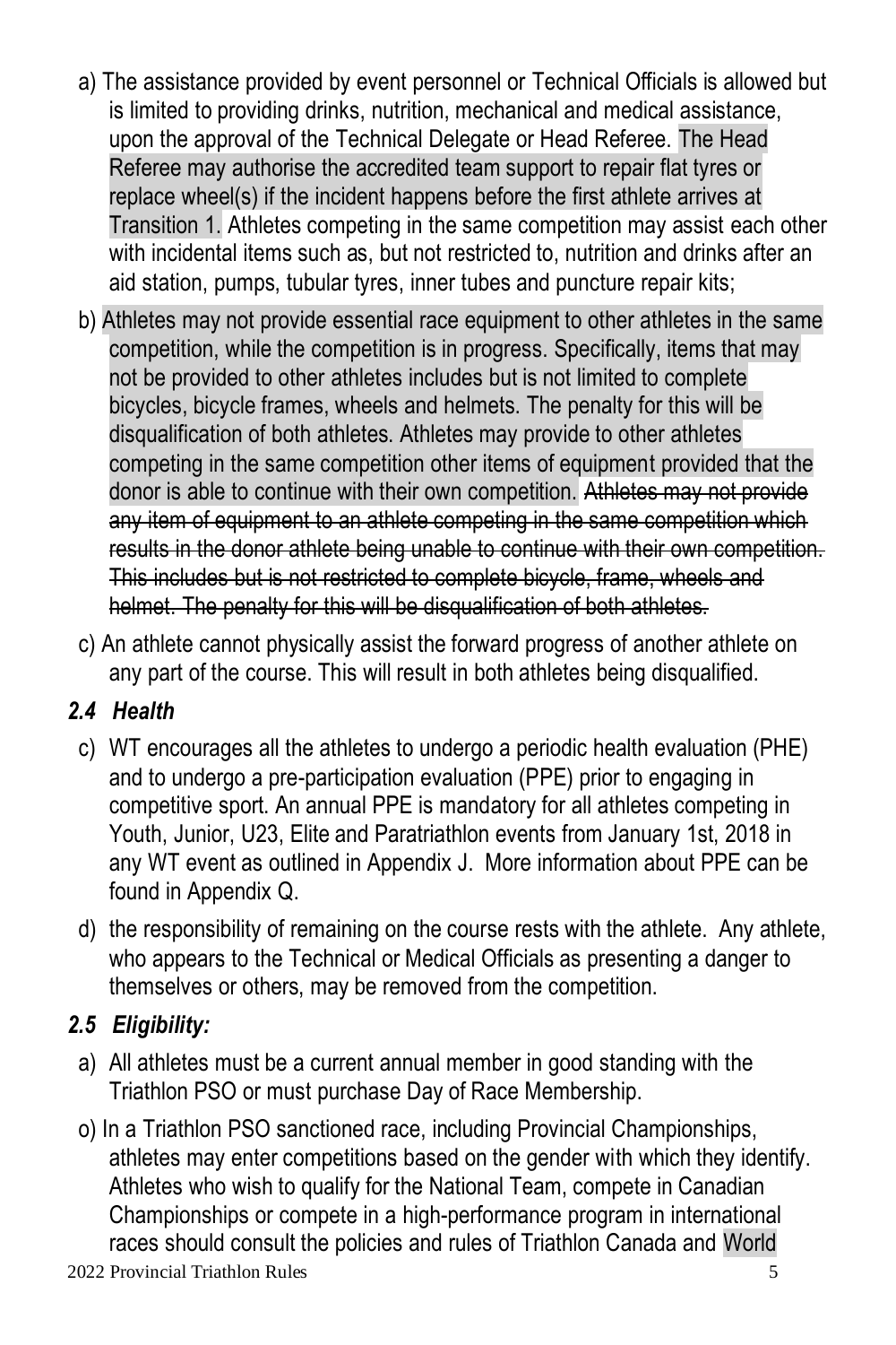a) The assistance provided by event personnel or Technical Officials is allowed but is limited to providing drinks, nutrition, mechanical and medical assistance, upon the approval of the Technical Delegate or Head Referee. The Head Referee may authorise the accredited team support to repair flat tyres or replace wheel(s) if the incident happens before the first athlete arrives at Transition 1. Athletes competing in the same competition may assist each other with incidental items such as, but not restricted to, nutrition and drinks after an aid station, pumps, tubular tyres, inner tubes and puncture repair kits;

b) Athletes may not provide essential race equipment to other athletes in the same competition, while the competition is in progress. Specifically, items that may not be provided to other athletes includes but is not limited to complete bicycles, bicycle frames, wheels and helmets. The penalty for this will be disqualification of both athletes. Athletes may provide to other athletes competing in the same competition other items of equipment provided that the donor is able to continue with their own competition. ~~Athletes may not provide any item of equipment to an athlete competing in the same competition which results in the donor athlete being unable to continue with their own competition. This includes but is not restricted to complete bicycle, frame, wheels and helmet. The penalty for this will be disqualification of both athletes.~~

c) An athlete cannot physically assist the forward progress of another athlete on any part of the course. This will result in both athletes being disqualified.

### *2.4 Health*

c) WT encourages all the athletes to undergo a periodic health evaluation (PHE) and to undergo a pre-participation evaluation (PPE) prior to engaging in competitive sport. An annual PPE is mandatory for all athletes competing in Youth, Junior, U23, Elite and Paratriathlon events from January 1st, 2018 in any WT event as outlined in Appendix J. More information about PPE can be found in Appendix Q.

d) the responsibility of remaining on the course rests with the athlete. Any athlete, who appears to the Technical or Medical Officials as presenting a danger to themselves or others, may be removed from the competition.

### *2.5 Eligibility:*

a) All athletes must be a current annual member in good standing with the Triathlon PSO or must purchase Day of Race Membership.

o) In a Triathlon PSO sanctioned race, including Provincial Championships, athletes may enter competitions based on the gender with which they identify. Athletes who wish to qualify for the National Team, compete in Canadian Championships or compete in a high-performance program in international races should consult the policies and rules of Triathlon Canada and World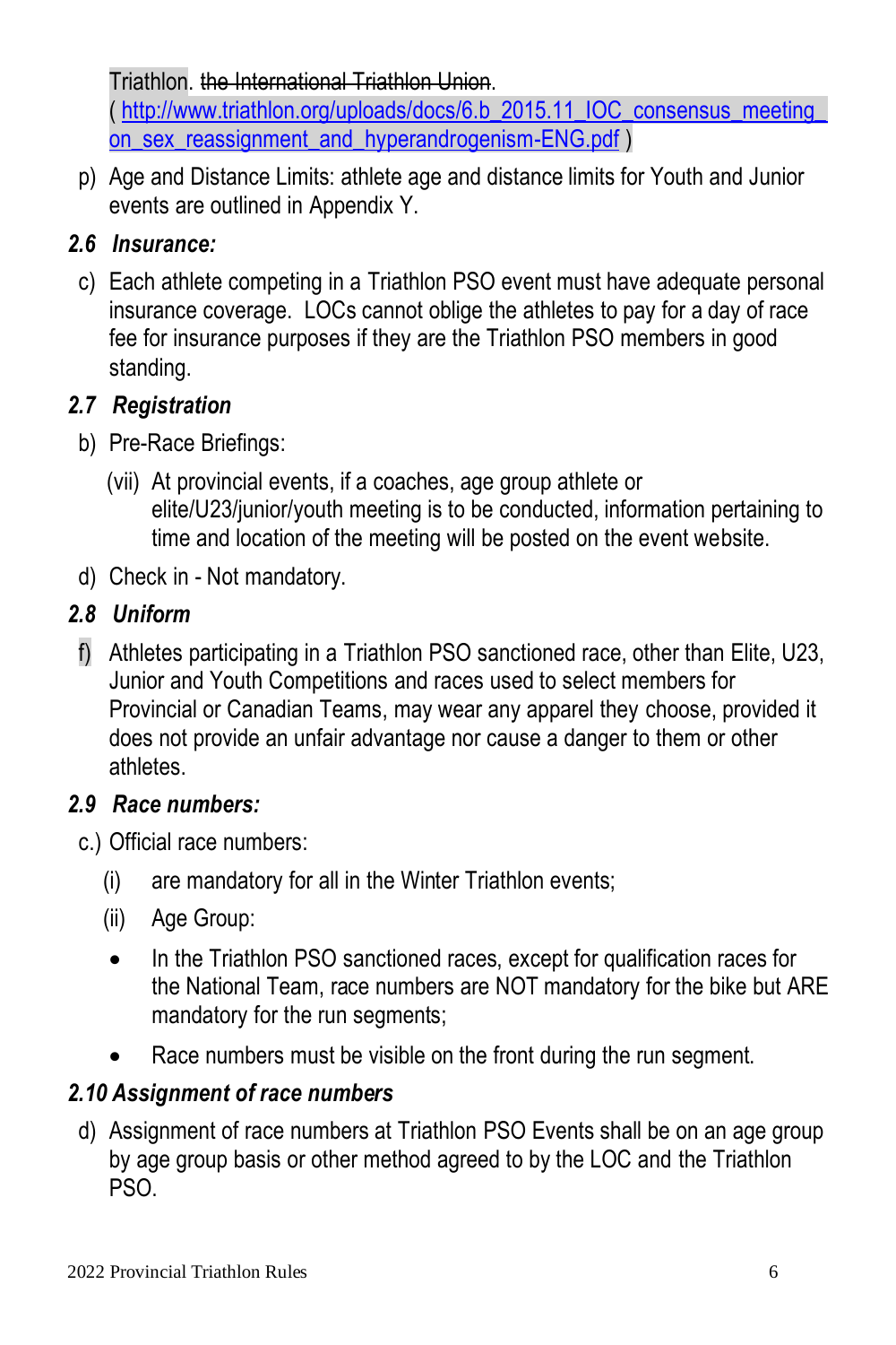Triathlon. ~~the International Triathlon Union.~~
( [http://www.triathlon.org/uploads/docs/6.b_2015.11_IOC_consensus_meeting_on_sex_reassignment_and_hyperandrogenism-ENG.pdf](http://www.triathlon.org/uploads/docs/6.b_2015.11_IOC_consensus_meeting_on_sex_reassignment_and_hyperandrogenism-ENG.pdf) )

p) Age and Distance Limits: athlete age and distance limits for Youth and Junior events are outlined in Appendix Y.

### *2.6 Insurance:*

c) Each athlete competing in a Triathlon PSO event must have adequate personal insurance coverage. LOCs cannot oblige the athletes to pay for a day of race fee for insurance purposes if they are the Triathlon PSO members in good standing.

### *2.7 Registration*

b) Pre-Race Briefings:

(vii) At provincial events, if a coaches, age group athlete or elite/U23/junior/youth meeting is to be conducted, information pertaining to time and location of the meeting will be posted on the event website.

d) Check in - Not mandatory.

### *2.8 Uniform*

f) Athletes participating in a Triathlon PSO sanctioned race, other than Elite, U23, Junior and Youth Competitions and races used to select members for Provincial or Canadian Teams, may wear any apparel they choose, provided it does not provide an unfair advantage nor cause a danger to them or other athletes.

### *2.9 Race numbers:*

c.) Official race numbers:

(i) are mandatory for all in the Winter Triathlon events;

(ii) Age Group:

- In the Triathlon PSO sanctioned races, except for qualification races for the National Team, race numbers are NOT mandatory for the bike but ARE mandatory for the run segments;
- Race numbers must be visible on the front during the run segment.

### *2.10 Assignment of race numbers*

d) Assignment of race numbers at Triathlon PSO Events shall be on an age group by age group basis or other method agreed to by the LOC and the Triathlon PSO.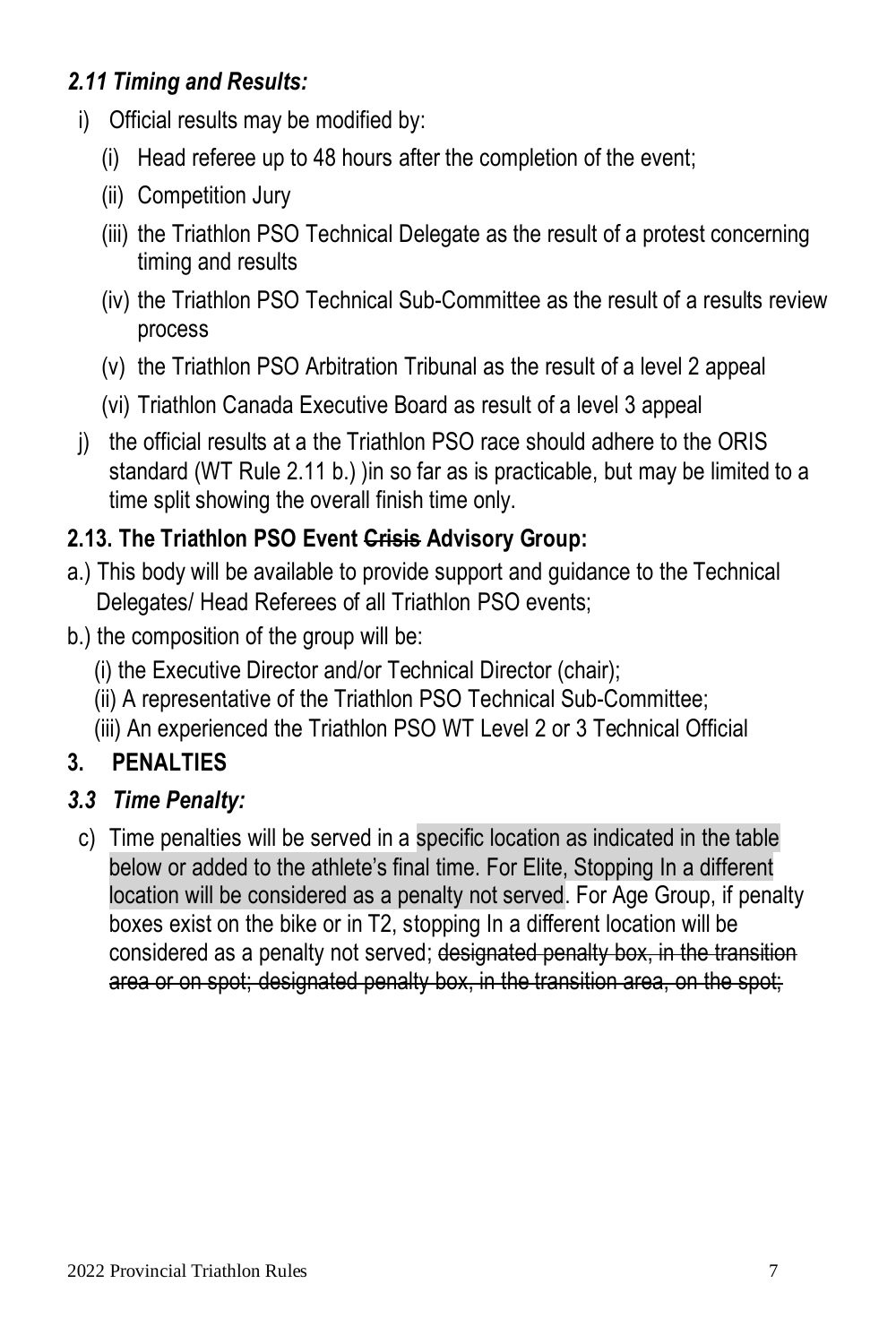### *2.11 Timing and Results:*

i) Official results may be modified by:

   (i) Head referee up to 48 hours after the completion of the event;

   (ii) Competition Jury

   (iii) the Triathlon PSO Technical Delegate as the result of a protest concerning timing and results

   (iv) the Triathlon PSO Technical Sub-Committee as the result of a results review process

   (v) the Triathlon PSO Arbitration Tribunal as the result of a level 2 appeal

   (vi) Triathlon Canada Executive Board as result of a level 3 appeal

j) the official results at a the Triathlon PSO race should adhere to the ORIS standard (WT Rule 2.11 b.) )in so far as is practicable, but may be limited to a time split showing the overall finish time only.

### 2.13. The Triathlon PSO Event ~~Crisis~~ Advisory Group:

a.) This body will be available to provide support and guidance to the Technical Delegates/ Head Referees of all Triathlon PSO events;

b.) the composition of the group will be:

   (i) the Executive Director and/or Technical Director (chair);

   (ii) A representative of the Triathlon PSO Technical Sub-Committee;

   (iii) An experienced the Triathlon PSO WT Level 2 or 3 Technical Official

## 3. PENALTIES

### *3.3 Time Penalty:*

c) Time penalties will be served in a specific location as indicated in the table below or added to the athlete's final time. For Elite, Stopping In a different location will be considered as a penalty not served. For Age Group, if penalty boxes exist on the bike or in T2, stopping In a different location will be considered as a penalty not served; ~~designated penalty box, in the transition area or on spot; designated penalty box, in the transition area, on the spot;~~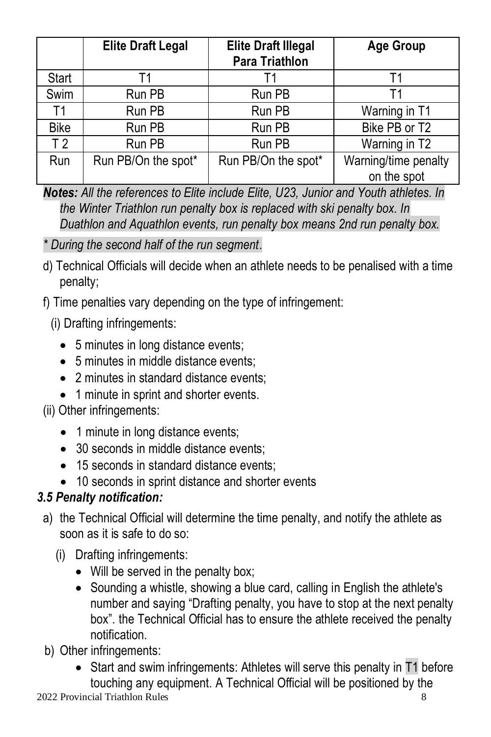| | Elite Draft Legal | Elite Draft Illegal Para Triathlon | Age Group |
|---|---|---|---|
| Start | T1 | T1 | T1 |
| Swim | Run PB | Run PB | T1 |
| T1 | Run PB | Run PB | Warning in T1 |
| Bike | Run PB | Run PB | Bike PB or T2 |
| T 2 | Run PB | Run PB | Warning in T2 |
| Run | Run PB/On the spot* | Run PB/On the spot* | Warning/time penalty on the spot |

***Notes:*** *All the references to Elite include Elite, U23, Junior and Youth athletes. In the Winter Triathlon run penalty box is replaced with ski penalty box. In Duathlon and Aquathlon events, run penalty box means 2nd run penalty box.*

*\* During the second half of the run segment*.

d) Technical Officials will decide when an athlete needs to be penalised with a time penalty;

f) Time penalties vary depending on the type of infringement:

(i) Drafting infringements:

- 5 minutes in long distance events;
- 5 minutes in middle distance events;
- 2 minutes in standard distance events;
- 1 minute in sprint and shorter events.

(ii) Other infringements:

- 1 minute in long distance events;
- 30 seconds in middle distance events;
- 15 seconds in standard distance events;
- 10 seconds in sprint distance and shorter events

### *3.5 Penalty notification:*

a) the Technical Official will determine the time penalty, and notify the athlete as soon as it is safe to do so:

(i) Drafting infringements:

- Will be served in the penalty box;
- Sounding a whistle, showing a blue card, calling in English the athlete's number and saying "Drafting penalty, you have to stop at the next penalty box". the Technical Official has to ensure the athlete received the penalty notification.

b) Other infringements:

- Start and swim infringements: Athletes will serve this penalty in T1 before touching any equipment. A Technical Official will be positioned by the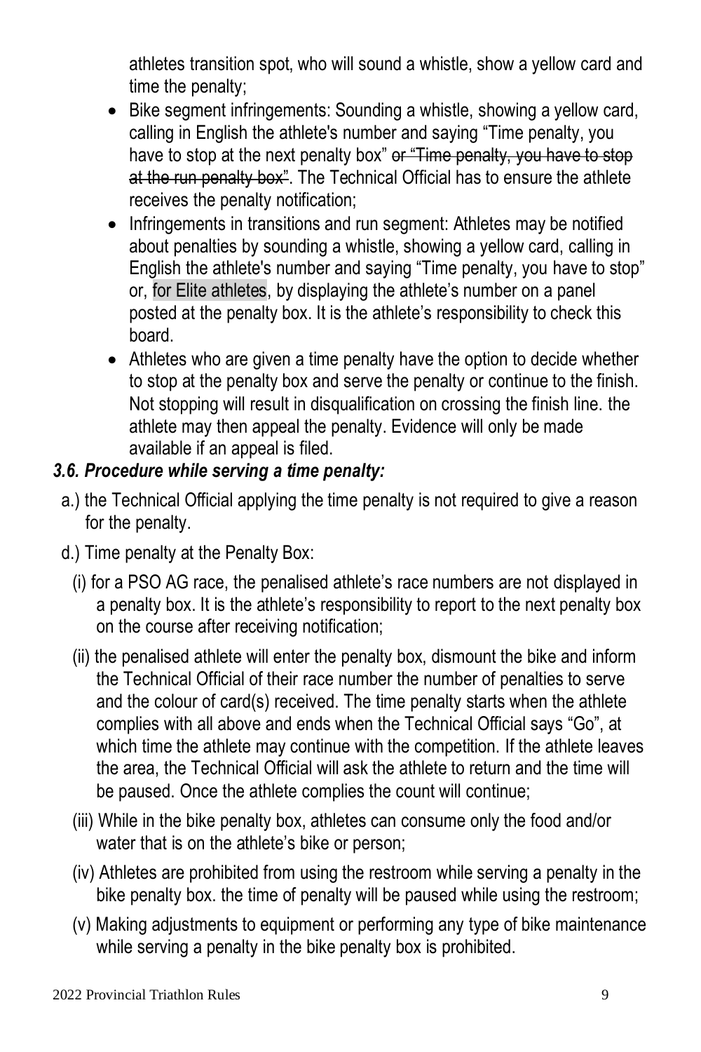athletes transition spot, who will sound a whistle, show a yellow card and time the penalty;

- Bike segment infringements: Sounding a whistle, showing a yellow card, calling in English the athlete's number and saying "Time penalty, you have to stop at the next penalty box" ~~or "Time penalty, you have to stop at the run penalty box"~~. The Technical Official has to ensure the athlete receives the penalty notification;
- Infringements in transitions and run segment: Athletes may be notified about penalties by sounding a whistle, showing a yellow card, calling in English the athlete's number and saying "Time penalty, you have to stop" or, for Elite athletes, by displaying the athlete's number on a panel posted at the penalty box. It is the athlete's responsibility to check this board.
- Athletes who are given a time penalty have the option to decide whether to stop at the penalty box and serve the penalty or continue to the finish. Not stopping will result in disqualification on crossing the finish line. the athlete may then appeal the penalty. Evidence will only be made available if an appeal is filed.

### *3.6. Procedure while serving a time penalty:*

a.) the Technical Official applying the time penalty is not required to give a reason for the penalty.

d.) Time penalty at the Penalty Box:

(i) for a PSO AG race, the penalised athlete's race numbers are not displayed in a penalty box. It is the athlete's responsibility to report to the next penalty box on the course after receiving notification;

(ii) the penalised athlete will enter the penalty box, dismount the bike and inform the Technical Official of their race number the number of penalties to serve and the colour of card(s) received. The time penalty starts when the athlete complies with all above and ends when the Technical Official says "Go", at which time the athlete may continue with the competition. If the athlete leaves the area, the Technical Official will ask the athlete to return and the time will be paused. Once the athlete complies the count will continue;

(iii) While in the bike penalty box, athletes can consume only the food and/or water that is on the athlete's bike or person;

(iv) Athletes are prohibited from using the restroom while serving a penalty in the bike penalty box. the time of penalty will be paused while using the restroom;

(v) Making adjustments to equipment or performing any type of bike maintenance while serving a penalty in the bike penalty box is prohibited.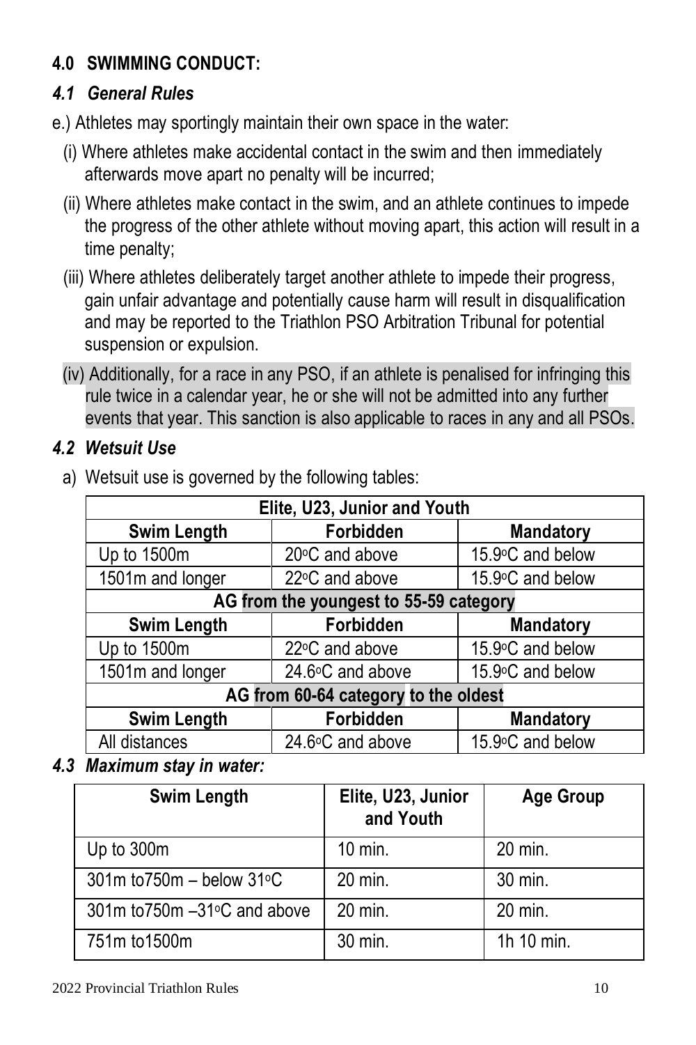## 4.0 SWIMMING CONDUCT:

### *4.1 General Rules*

e.) Athletes may sportingly maintain their own space in the water:

(i) Where athletes make accidental contact in the swim and then immediately afterwards move apart no penalty will be incurred;

(ii) Where athletes make contact in the swim, and an athlete continues to impede the progress of the other athlete without moving apart, this action will result in a time penalty;

(iii) Where athletes deliberately target another athlete to impede their progress, gain unfair advantage and potentially cause harm will result in disqualification and may be reported to the Triathlon PSO Arbitration Tribunal for potential suspension or expulsion.

(iv) Additionally, for a race in any PSO, if an athlete is penalised for infringing this rule twice in a calendar year, he or she will not be admitted into any further events that year. This sanction is also applicable to races in any and all PSOs.

### *4.2 Wetsuit Use*

a) Wetsuit use is governed by the following tables:

| Elite, U23, Junior and Youth | | |
|---|---|---|
| **Swim Length** | **Forbidden** | **Mandatory** |
| Up to 1500m | 20°C and above | 15.9°C and below |
| 1501m and longer | 22°C and above | 15.9°C and below |
| **AG from the youngest to 55-59 category** | | |
| **Swim Length** | **Forbidden** | **Mandatory** |
| Up to 1500m | 22°C and above | 15.9°C and below |
| 1501m and longer | 24.6°C and above | 15.9°C and below |
| **AG from 60-64 category to the oldest** | | |
| **Swim Length** | **Forbidden** | **Mandatory** |
| All distances | 24.6°C and above | 15.9°C and below |

### *4.3 Maximum stay in water:*

| Swim Length | Elite, U23, Junior and Youth | Age Group |
|---|---|---|
| Up to 300m | 10 min. | 20 min. |
| 301m to750m – below 31°C | 20 min. | 30 min. |
| 301m to750m –31°C and above | 20 min. | 20 min. |
| 751m to1500m | 30 min. | 1h 10 min. |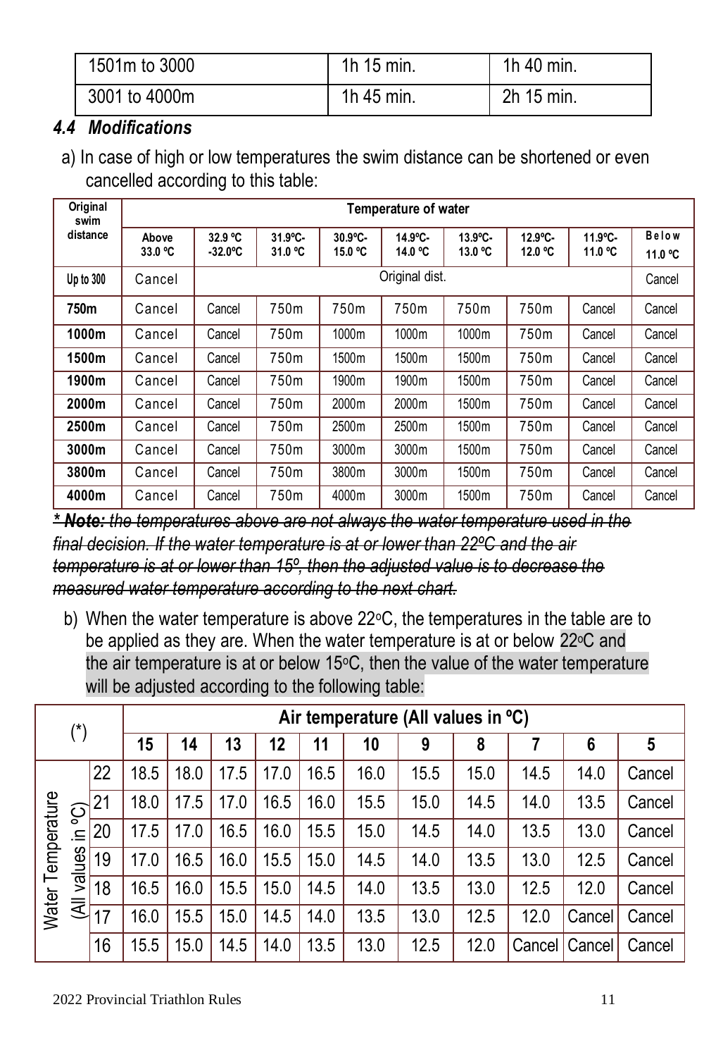| 1501m to 3000 | 1h 15 min. | 1h 40 min. |
|---|---|---|
| 3001 to 4000m | 1h 45 min. | 2h 15 min. |

### 4.4 Modifications

a) In case of high or low temperatures the swim distance can be shortened or even cancelled according to this table:

| Original swim distance | Temperature of water | | | | | | | | |
|---|---|---|---|---|---|---|---|---|---|
| | Above 33.0 ºC | 32.9 ºC -32.0ºC | 31.9ºC-31.0 ºC | 30.9ºC-15.0 ºC | 14.9ºC-14.0 ºC | 13.9ºC-13.0 ºC | 12.9ºC-12.0 ºC | 11.9ºC-11.0 ºC | Below 11.0 ºC |
| Up to 300 | Cancel | Original dist. | | | | | | | Cancel |
| 750m | Cancel | Cancel | 750m | 750m | 750m | 750m | 750m | Cancel | Cancel |
| 1000m | Cancel | Cancel | 750m | 1000m | 1000m | 1000m | 750m | Cancel | Cancel |
| 1500m | Cancel | Cancel | 750m | 1500m | 1500m | 1500m | 750m | Cancel | Cancel |
| 1900m | Cancel | Cancel | 750m | 1900m | 1900m | 1500m | 750m | Cancel | Cancel |
| 2000m | Cancel | Cancel | 750m | 2000m | 2000m | 1500m | 750m | Cancel | Cancel |
| 2500m | Cancel | Cancel | 750m | 2500m | 2500m | 1500m | 750m | Cancel | Cancel |
| 3000m | Cancel | Cancel | 750m | 3000m | 3000m | 1500m | 750m | Cancel | Cancel |
| 3800m | Cancel | Cancel | 750m | 3800m | 3000m | 1500m | 750m | Cancel | Cancel |
| 4000m | Cancel | Cancel | 750m | 4000m | 3000m | 1500m | 750m | Cancel | Cancel |

~~*** Note:** *the temperatures above are not always the water temperature used in the final decision. If the water temperature is at or lower than 22ºC and the air temperature is at or lower than 15º, then the adjusted value is to decrease the measured water temperature according to the next chart.*~~

b) When the water temperature is above 22ºC, the temperatures in the table are to be applied as they are. When the water temperature is at or below 22ºC and the air temperature is at or below 15ºC, then the value of the water temperature will be adjusted according to the following table:

| (*) | | Air temperature (All values in ºC) | | | | | | | | | | |
|---|---|---|---|---|---|---|---|---|---|---|---|---|
| | | 15 | 14 | 13 | 12 | 11 | 10 | 9 | 8 | 7 | 6 | 5 |
| Water Temperature (All values in ºC) | 22 | 18.5 | 18.0 | 17.5 | 17.0 | 16.5 | 16.0 | 15.5 | 15.0 | 14.5 | 14.0 | Cancel |
| | 21 | 18.0 | 17.5 | 17.0 | 16.5 | 16.0 | 15.5 | 15.0 | 14.5 | 14.0 | 13.5 | Cancel |
| | 20 | 17.5 | 17.0 | 16.5 | 16.0 | 15.5 | 15.0 | 14.5 | 14.0 | 13.5 | 13.0 | Cancel |
| | 19 | 17.0 | 16.5 | 16.0 | 15.5 | 15.0 | 14.5 | 14.0 | 13.5 | 13.0 | 12.5 | Cancel |
| | 18 | 16.5 | 16.0 | 15.5 | 15.0 | 14.5 | 14.0 | 13.5 | 13.0 | 12.5 | 12.0 | Cancel |
| | 17 | 16.0 | 15.5 | 15.0 | 14.5 | 14.0 | 13.5 | 13.0 | 12.5 | 12.0 | Cancel | Cancel |
| | 16 | 15.5 | 15.0 | 14.5 | 14.0 | 13.5 | 13.0 | 12.5 | 12.0 | Cancel | Cancel | Cancel |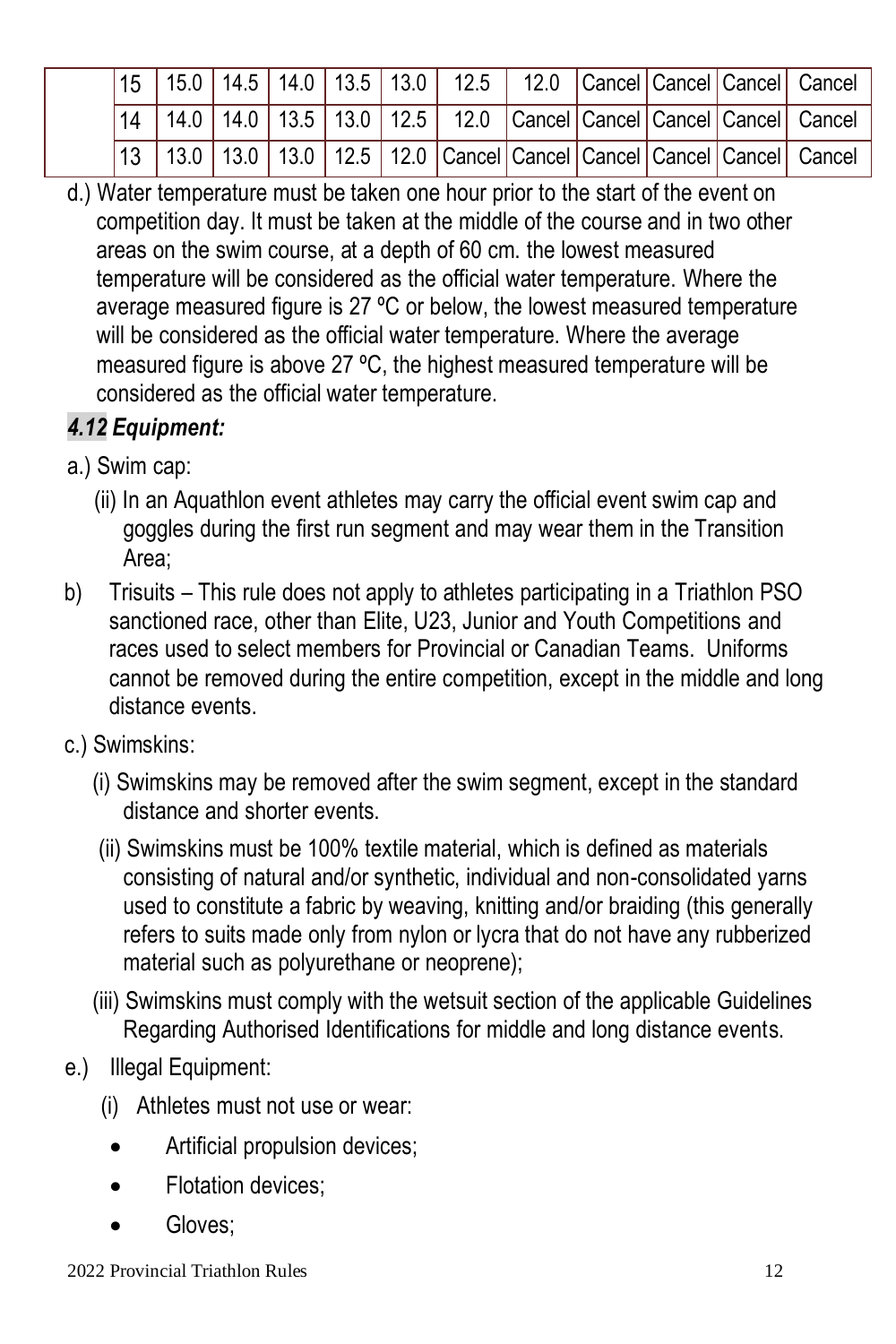|  | 15 | 15.0 | 14.5 | 14.0 | 13.5 | 13.0 | 12.5 | 12.0 | Cancel | Cancel | Cancel | Cancel |
|---|---|---|---|---|---|---|---|---|---|---|---|---|
|  | 14 | 14.0 | 14.0 | 13.5 | 13.0 | 12.5 | 12.0 | Cancel | Cancel | Cancel | Cancel | Cancel |
|  | 13 | 13.0 | 13.0 | 13.0 | 12.5 | 12.0 | Cancel | Cancel | Cancel | Cancel | Cancel | Cancel |

d.) Water temperature must be taken one hour prior to the start of the event on competition day. It must be taken at the middle of the course and in two other areas on the swim course, at a depth of 60 cm. the lowest measured temperature will be considered as the official water temperature. Where the average measured figure is 27 ºC or below, the lowest measured temperature will be considered as the official water temperature. Where the average measured figure is above 27 ºC, the highest measured temperature will be considered as the official water temperature.

### *4.12 Equipment:*

a.) Swim cap:

(ii) In an Aquathlon event athletes may carry the official event swim cap and goggles during the first run segment and may wear them in the Transition Area;

b) Trisuits – This rule does not apply to athletes participating in a Triathlon PSO sanctioned race, other than Elite, U23, Junior and Youth Competitions and races used to select members for Provincial or Canadian Teams. Uniforms cannot be removed during the entire competition, except in the middle and long distance events.

c.) Swimskins:

(i) Swimskins may be removed after the swim segment, except in the standard distance and shorter events.

(ii) Swimskins must be 100% textile material, which is defined as materials consisting of natural and/or synthetic, individual and non-consolidated yarns used to constitute a fabric by weaving, knitting and/or braiding (this generally refers to suits made only from nylon or lycra that do not have any rubberized material such as polyurethane or neoprene);

(iii) Swimskins must comply with the wetsuit section of the applicable Guidelines Regarding Authorised Identifications for middle and long distance events.

e.) Illegal Equipment:

(i) Athletes must not use or wear:

- Artificial propulsion devices;
- Flotation devices;
- Gloves;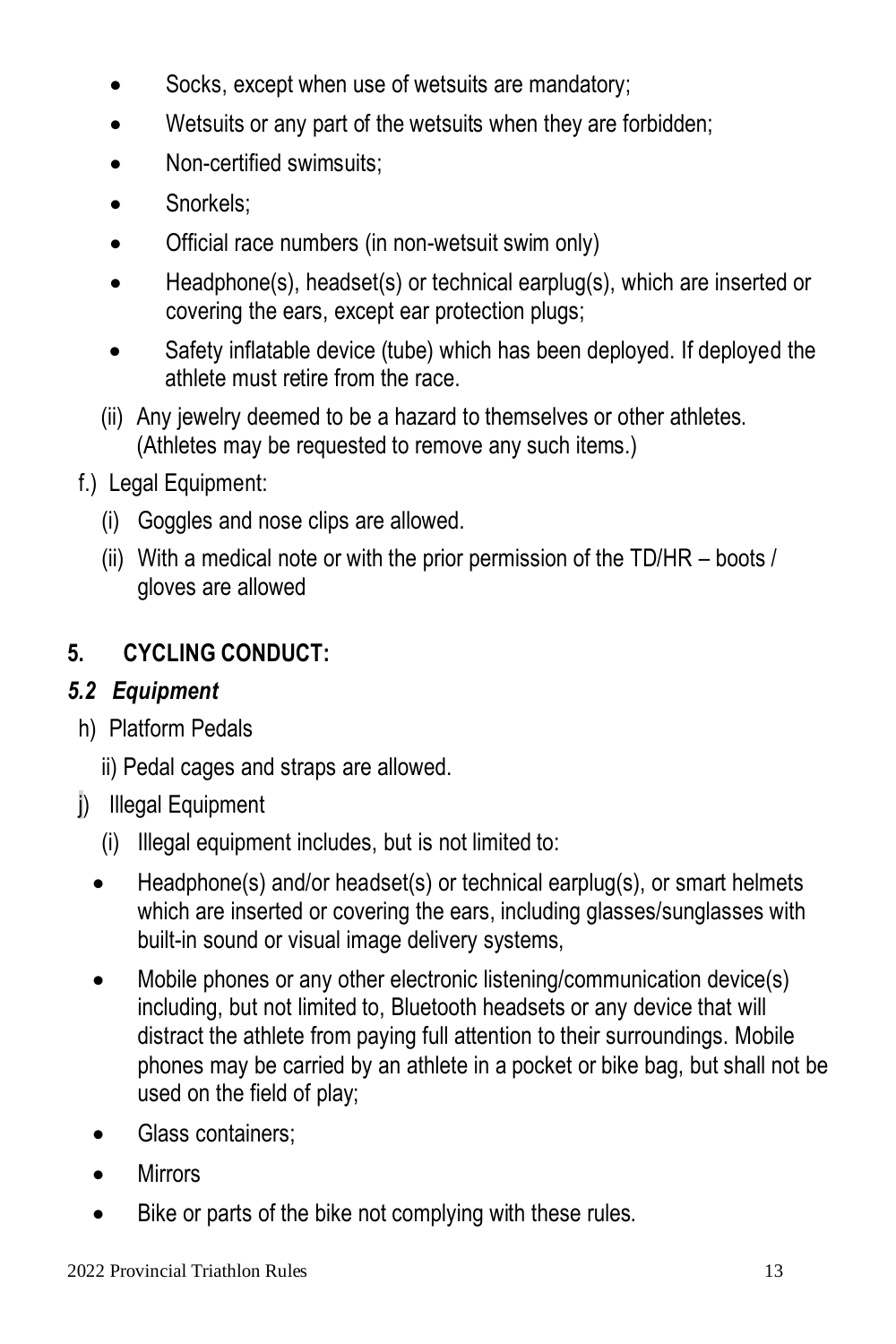- Socks, except when use of wetsuits are mandatory;
- Wetsuits or any part of the wetsuits when they are forbidden;
- Non-certified swimsuits;
- Snorkels;
- Official race numbers (in non-wetsuit swim only)
- Headphone(s), headset(s) or technical earplug(s), which are inserted or covering the ears, except ear protection plugs;
- Safety inflatable device (tube) which has been deployed. If deployed the athlete must retire from the race.

(ii) Any jewelry deemed to be a hazard to themselves or other athletes. (Athletes may be requested to remove any such items.)

f.) Legal Equipment:

(i) Goggles and nose clips are allowed.

(ii) With a medical note or with the prior permission of the TD/HR – boots / gloves are allowed

## 5. CYCLING CONDUCT:

### *5.2 Equipment*

h) Platform Pedals

ii) Pedal cages and straps are allowed.

j) Illegal Equipment

(i) Illegal equipment includes, but is not limited to:

- Headphone(s) and/or headset(s) or technical earplug(s), or smart helmets which are inserted or covering the ears, including glasses/sunglasses with built-in sound or visual image delivery systems,
- Mobile phones or any other electronic listening/communication device(s) including, but not limited to, Bluetooth headsets or any device that will distract the athlete from paying full attention to their surroundings. Mobile phones may be carried by an athlete in a pocket or bike bag, but shall not be used on the field of play;
- Glass containers;
- Mirrors
- Bike or parts of the bike not complying with these rules.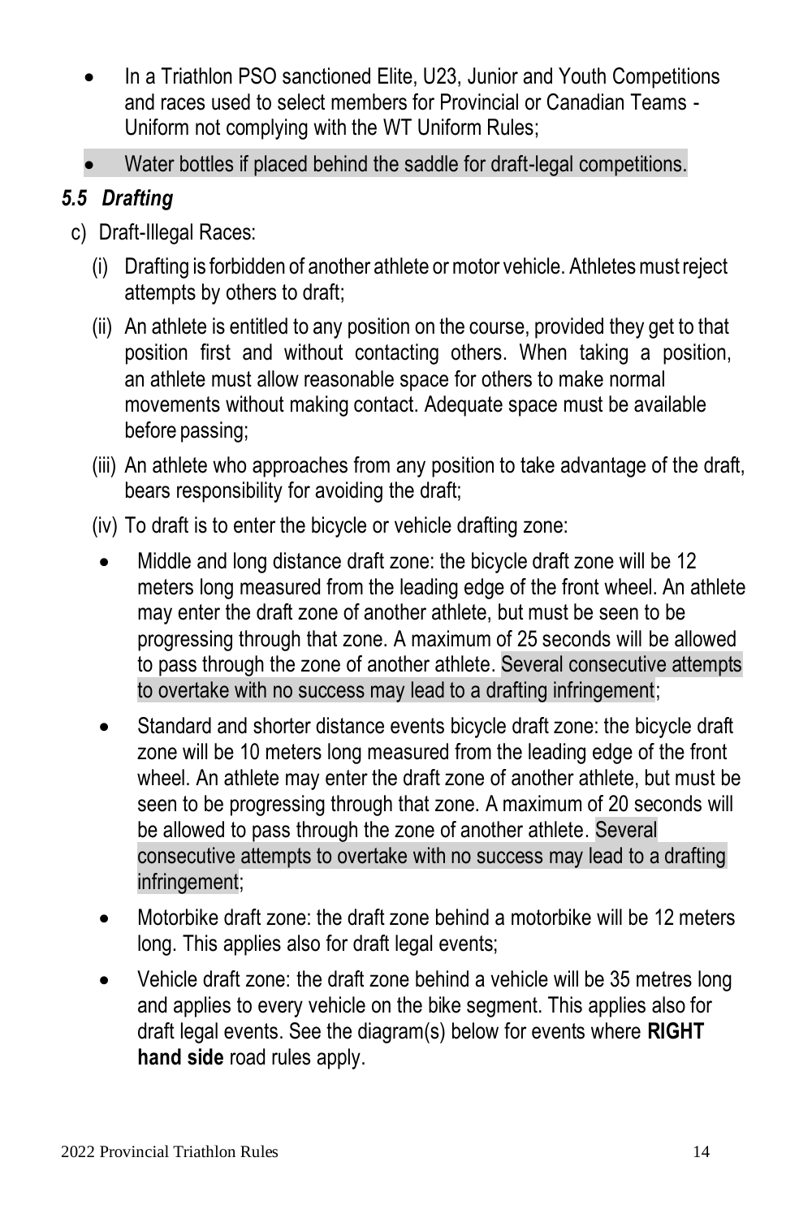- In a Triathlon PSO sanctioned Elite, U23, Junior and Youth Competitions and races used to select members for Provincial or Canadian Teams - Uniform not complying with the WT Uniform Rules;
- Water bottles if placed behind the saddle for draft-legal competitions.

### *5.5 Drafting*

c) Draft-Illegal Races:

(i) Drafting is forbidden of another athlete or motor vehicle. Athletes must reject attempts by others to draft;

(ii) An athlete is entitled to any position on the course, provided they get to that position first and without contacting others. When taking a position, an athlete must allow reasonable space for others to make normal movements without making contact. Adequate space must be available before passing;

(iii) An athlete who approaches from any position to take advantage of the draft, bears responsibility for avoiding the draft;

(iv) To draft is to enter the bicycle or vehicle drafting zone:

- Middle and long distance draft zone: the bicycle draft zone will be 12 meters long measured from the leading edge of the front wheel. An athlete may enter the draft zone of another athlete, but must be seen to be progressing through that zone. A maximum of 25 seconds will be allowed to pass through the zone of another athlete. Several consecutive attempts to overtake with no success may lead to a drafting infringement;
- Standard and shorter distance events bicycle draft zone: the bicycle draft zone will be 10 meters long measured from the leading edge of the front wheel. An athlete may enter the draft zone of another athlete, but must be seen to be progressing through that zone. A maximum of 20 seconds will be allowed to pass through the zone of another athlete. Several consecutive attempts to overtake with no success may lead to a drafting infringement;
- Motorbike draft zone: the draft zone behind a motorbike will be 12 meters long. This applies also for draft legal events;
- Vehicle draft zone: the draft zone behind a vehicle will be 35 metres long and applies to every vehicle on the bike segment. This applies also for draft legal events. See the diagram(s) below for events where **RIGHT hand side** road rules apply.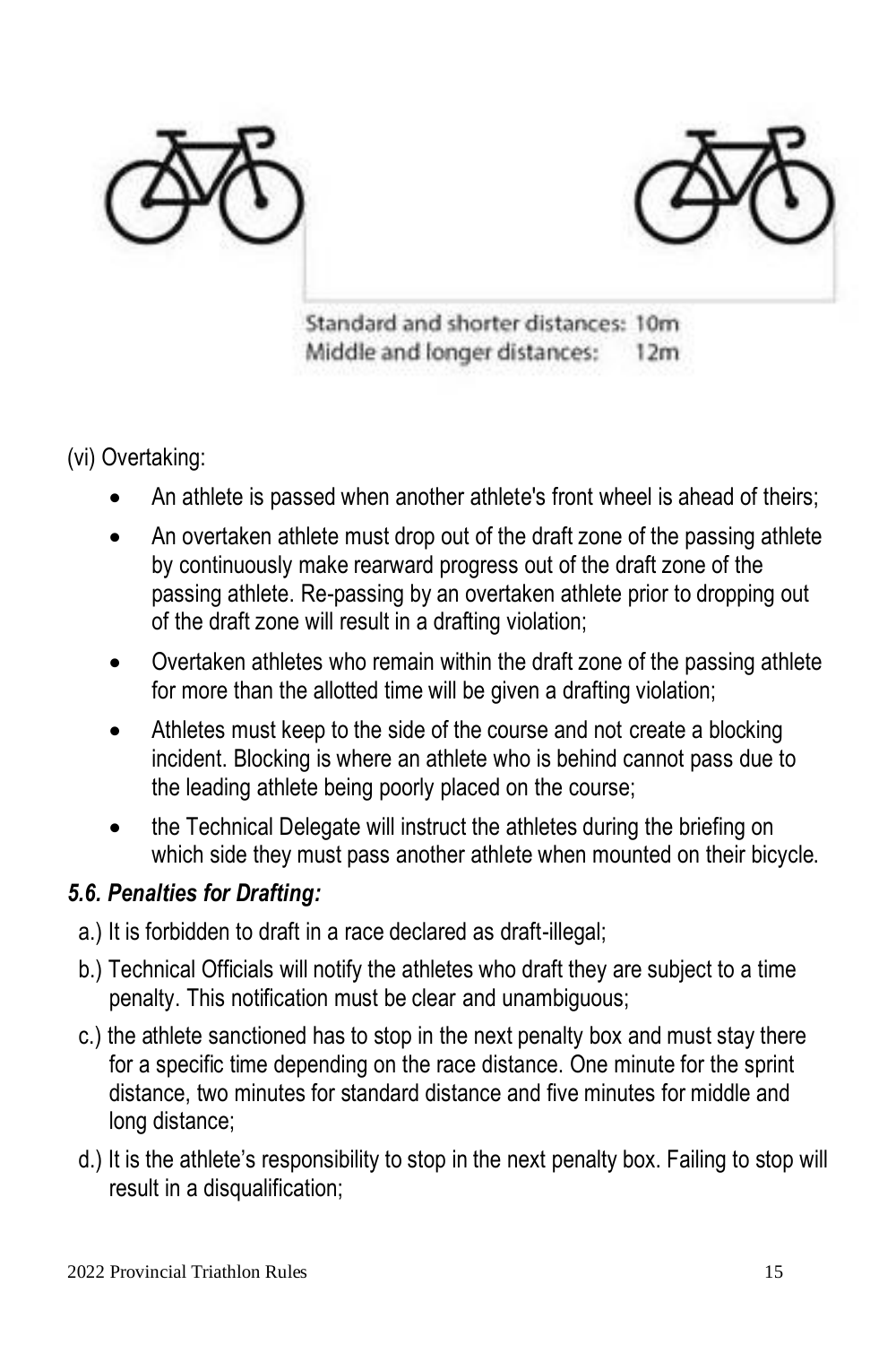Standard and shorter distances: 10m
Middle and longer distances: 12m

(vi) Overtaking:

- An athlete is passed when another athlete's front wheel is ahead of theirs;
- An overtaken athlete must drop out of the draft zone of the passing athlete by continuously make rearward progress out of the draft zone of the passing athlete. Re-passing by an overtaken athlete prior to dropping out of the draft zone will result in a drafting violation;
- Overtaken athletes who remain within the draft zone of the passing athlete for more than the allotted time will be given a drafting violation;
- Athletes must keep to the side of the course and not create a blocking incident. Blocking is where an athlete who is behind cannot pass due to the leading athlete being poorly placed on the course;
- the Technical Delegate will instruct the athletes during the briefing on which side they must pass another athlete when mounted on their bicycle.

### *5.6. Penalties for Drafting:*

a.) It is forbidden to draft in a race declared as draft-illegal;

b.) Technical Officials will notify the athletes who draft they are subject to a time penalty. This notification must be clear and unambiguous;

c.) the athlete sanctioned has to stop in the next penalty box and must stay there for a specific time depending on the race distance. One minute for the sprint distance, two minutes for standard distance and five minutes for middle and long distance;

d.) It is the athlete's responsibility to stop in the next penalty box. Failing to stop will result in a disqualification;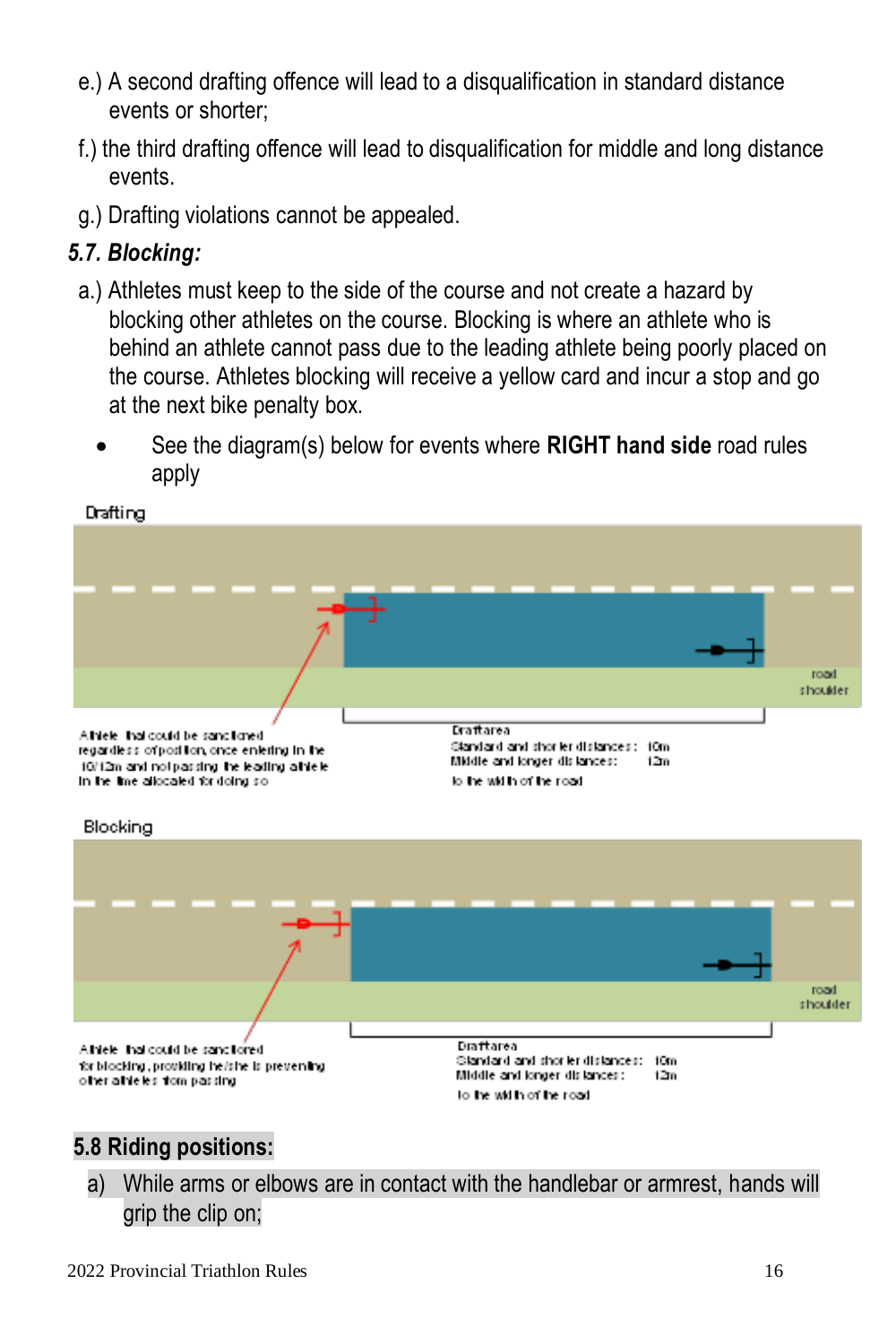e.) A second drafting offence will lead to a disqualification in standard distance events or shorter;

f.) the third drafting offence will lead to disqualification for middle and long distance events.

g.) Drafting violations cannot be appealed.

### *5.7. Blocking:*

a.) Athletes must keep to the side of the course and not create a hazard by blocking other athletes on the course. Blocking is where an athlete who is behind an athlete cannot pass due to the leading athlete being poorly placed on the course. Athletes blocking will receive a yellow card and incur a stop and go at the next bike penalty box.

- See the diagram(s) below for events where **RIGHT hand side** road rules apply

Drafting

road shoulder

Athlete that could be sanctioned regardless of position, once entering in the 10/12m and not passing the leading athlete in the time allocated for doing so

Draft area
Standard and shorter distances: 10m
Middle and longer distances: 12m
to the width of the road

Blocking

road shoulder

Athlete that could be sanctioned for blocking, providing he/she is preventing other athletes from passing

Draft area
Standard and shorter distances: 10m
Middle and longer distances: 12m
to the width of the road

### 5.8 Riding positions:

a) While arms or elbows are in contact with the handlebar or armrest, hands will grip the clip on;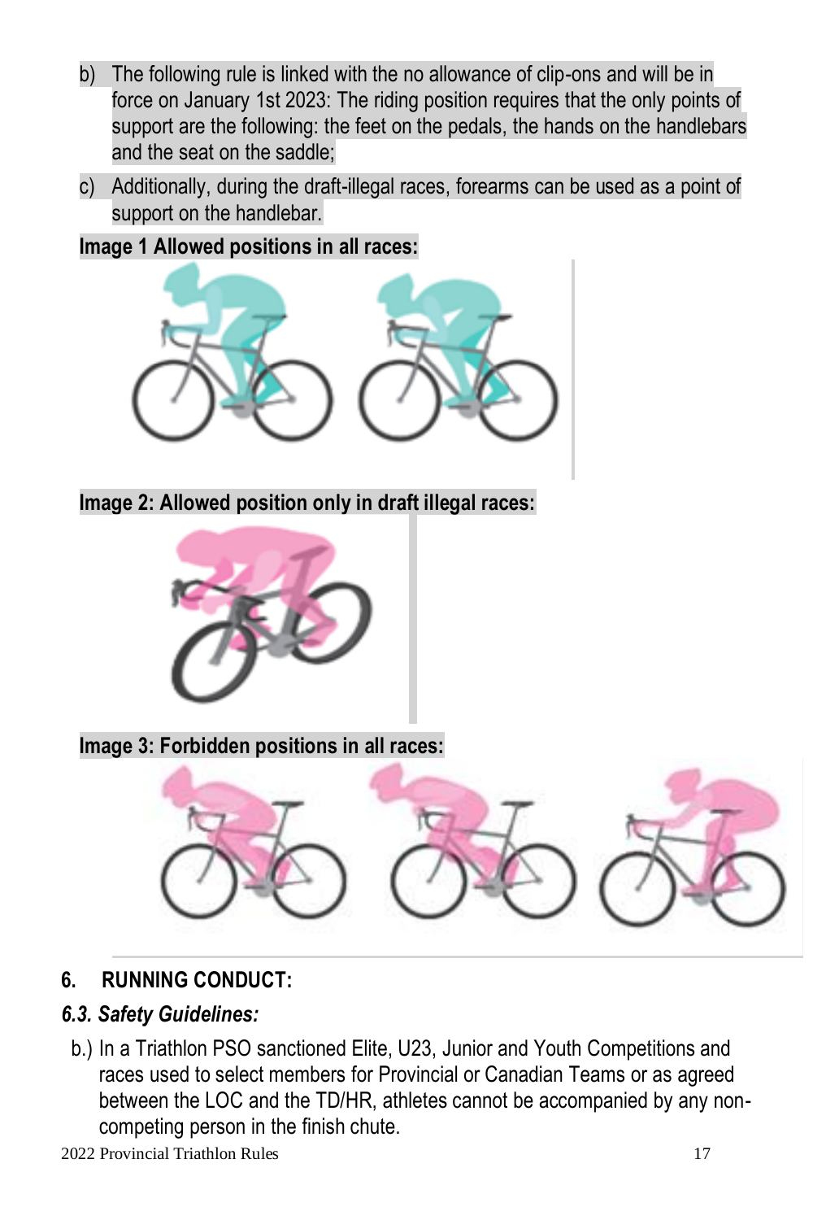b) The following rule is linked with the no allowance of clip-ons and will be in force on January 1st 2023: The riding position requires that the only points of support are the following: the feet on the pedals, the hands on the handlebars and the seat on the saddle;

c) Additionally, during the draft-illegal races, forearms can be used as a point of support on the handlebar.

**Image 1 Allowed positions in all races:**

**Image 2: Allowed position only in draft illegal races:**

**Image 3: Forbidden positions in all races:**

## 6. RUNNING CONDUCT:

### *6.3. Safety Guidelines:*

b.) In a Triathlon PSO sanctioned Elite, U23, Junior and Youth Competitions and races used to select members for Provincial or Canadian Teams or as agreed between the LOC and the TD/HR, athletes cannot be accompanied by any non-competing person in the finish chute.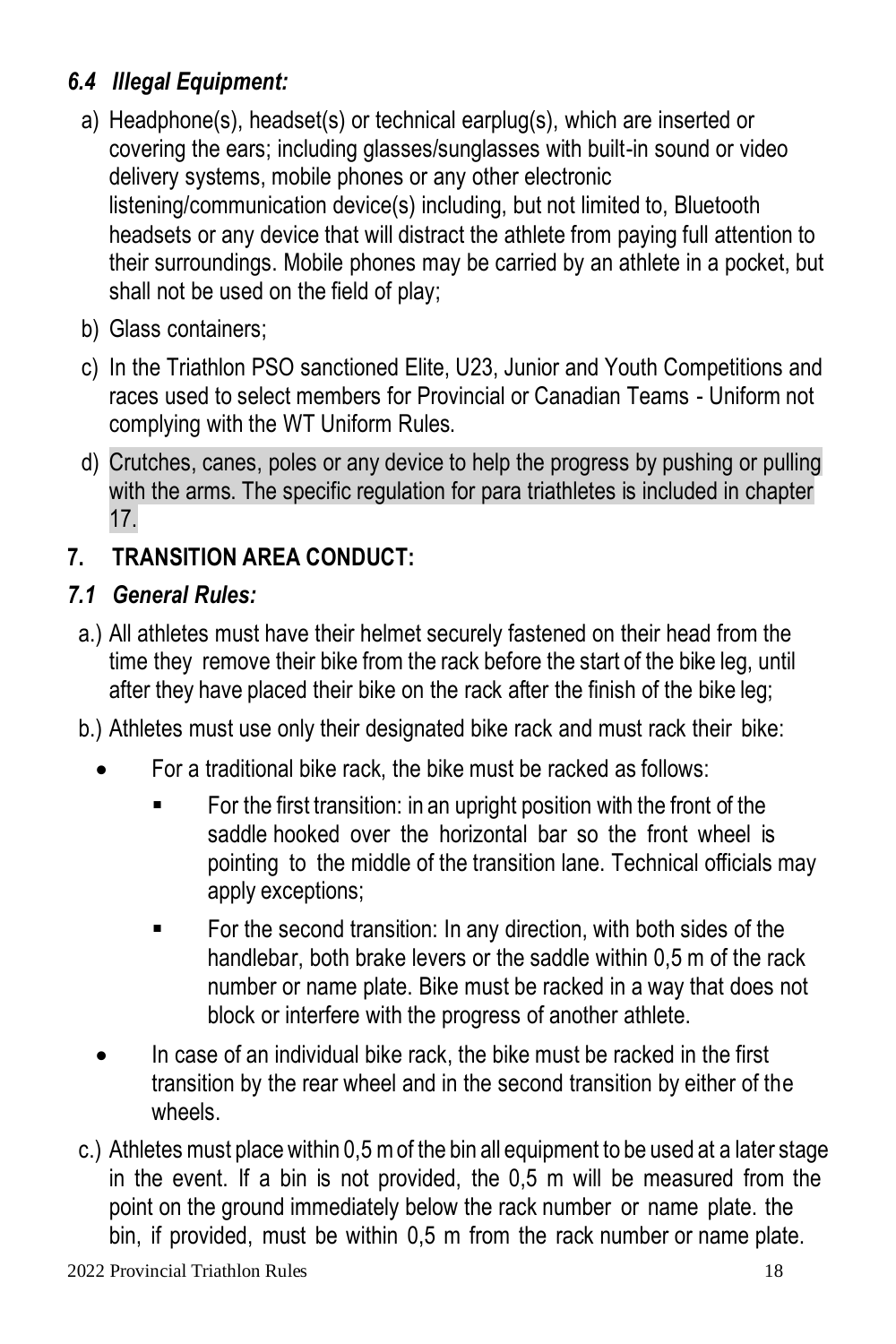### *6.4 Illegal Equipment:*

a) Headphone(s), headset(s) or technical earplug(s), which are inserted or covering the ears; including glasses/sunglasses with built-in sound or video delivery systems, mobile phones or any other electronic listening/communication device(s) including, but not limited to, Bluetooth headsets or any device that will distract the athlete from paying full attention to their surroundings. Mobile phones may be carried by an athlete in a pocket, but shall not be used on the field of play;

b) Glass containers;

c) In the Triathlon PSO sanctioned Elite, U23, Junior and Youth Competitions and races used to select members for Provincial or Canadian Teams - Uniform not complying with the WT Uniform Rules.

d) Crutches, canes, poles or any device to help the progress by pushing or pulling with the arms. The specific regulation for para triathletes is included in chapter 17.

## 7. TRANSITION AREA CONDUCT:

### *7.1 General Rules:*

a.) All athletes must have their helmet securely fastened on their head from the time they remove their bike from the rack before the start of the bike leg, until after they have placed their bike on the rack after the finish of the bike leg;

b.) Athletes must use only their designated bike rack and must rack their bike:

- For a traditional bike rack, the bike must be racked as follows:
  - For the first transition: in an upright position with the front of the saddle hooked over the horizontal bar so the front wheel is pointing to the middle of the transition lane. Technical officials may apply exceptions;
  - For the second transition: In any direction, with both sides of the handlebar, both brake levers or the saddle within 0,5 m of the rack number or name plate. Bike must be racked in a way that does not block or interfere with the progress of another athlete.
- In case of an individual bike rack, the bike must be racked in the first transition by the rear wheel and in the second transition by either of the wheels.

c.) Athletes must place within 0,5 m of the bin all equipment to be used at a later stage in the event. If a bin is not provided, the 0,5 m will be measured from the point on the ground immediately below the rack number or name plate. the bin, if provided, must be within 0,5 m from the rack number or name plate.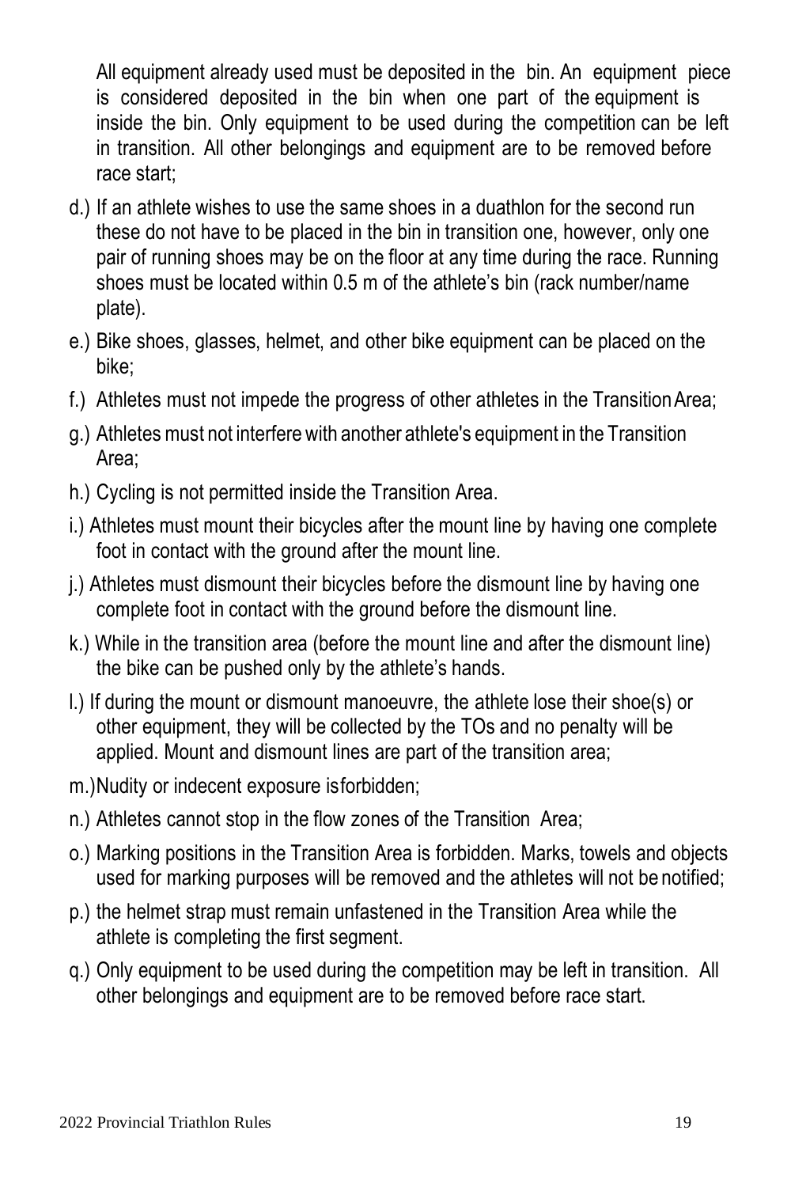All equipment already used must be deposited in the bin. An equipment piece is considered deposited in the bin when one part of the equipment is inside the bin. Only equipment to be used during the competition can be left in transition. All other belongings and equipment are to be removed before race start;

d.) If an athlete wishes to use the same shoes in a duathlon for the second run these do not have to be placed in the bin in transition one, however, only one pair of running shoes may be on the floor at any time during the race. Running shoes must be located within 0.5 m of the athlete's bin (rack number/name plate).

e.) Bike shoes, glasses, helmet, and other bike equipment can be placed on the bike;

f.) Athletes must not impede the progress of other athletes in the Transition Area;

g.) Athletes must not interfere with another athlete's equipment in the Transition Area;

h.) Cycling is not permitted inside the Transition Area.

i.) Athletes must mount their bicycles after the mount line by having one complete foot in contact with the ground after the mount line.

j.) Athletes must dismount their bicycles before the dismount line by having one complete foot in contact with the ground before the dismount line.

k.) While in the transition area (before the mount line and after the dismount line) the bike can be pushed only by the athlete's hands.

l.) If during the mount or dismount manoeuvre, the athlete lose their shoe(s) or other equipment, they will be collected by the TOs and no penalty will be applied. Mount and dismount lines are part of the transition area;

m.)Nudity or indecent exposure isforbidden;

n.) Athletes cannot stop in the flow zones of the Transition Area;

o.) Marking positions in the Transition Area is forbidden. Marks, towels and objects used for marking purposes will be removed and the athletes will not be notified;

p.) the helmet strap must remain unfastened in the Transition Area while the athlete is completing the first segment.

q.) Only equipment to be used during the competition may be left in transition. All other belongings and equipment are to be removed before race start.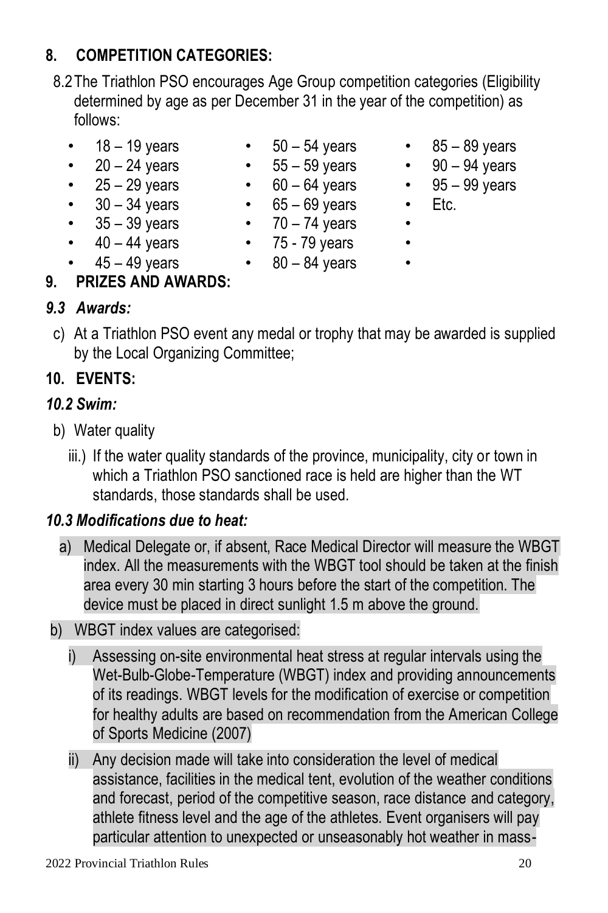## 8. COMPETITION CATEGORIES:

8.2 The Triathlon PSO encourages Age Group competition categories (Eligibility determined by age as per December 31 in the year of the competition) as follows:

- 18 – 19 years
- 20 – 24 years
- 25 – 29 years
- 30 – 34 years
- 35 – 39 years
- 40 – 44 years
- 45 – 49 years
- 50 – 54 years
- 55 – 59 years
- 60 – 64 years
- 65 – 69 years
- 70 – 74 years
- 75 - 79 years
- 80 – 84 years
- 85 – 89 years
- 90 – 94 years
- 95 – 99 years
- Etc.

## 9. PRIZES AND AWARDS:

### *9.3 Awards:*

c) At a Triathlon PSO event any medal or trophy that may be awarded is supplied by the Local Organizing Committee;

## 10. EVENTS:

### *10.2 Swim:*

b) Water quality

iii.) If the water quality standards of the province, municipality, city or town in which a Triathlon PSO sanctioned race is held are higher than the WT standards, those standards shall be used.

### *10.3 Modifications due to heat:*

a) Medical Delegate or, if absent, Race Medical Director will measure the WBGT index. All the measurements with the WBGT tool should be taken at the finish area every 30 min starting 3 hours before the start of the competition. The device must be placed in direct sunlight 1.5 m above the ground.

b) WBGT index values are categorised:

i) Assessing on-site environmental heat stress at regular intervals using the Wet-Bulb-Globe-Temperature (WBGT) index and providing announcements of its readings. WBGT levels for the modification of exercise or competition for healthy adults are based on recommendation from the American College of Sports Medicine (2007)

ii) Any decision made will take into consideration the level of medical assistance, facilities in the medical tent, evolution of the weather conditions and forecast, period of the competitive season, race distance and category, athlete fitness level and the age of the athletes. Event organisers will pay particular attention to unexpected or unseasonably hot weather in mass-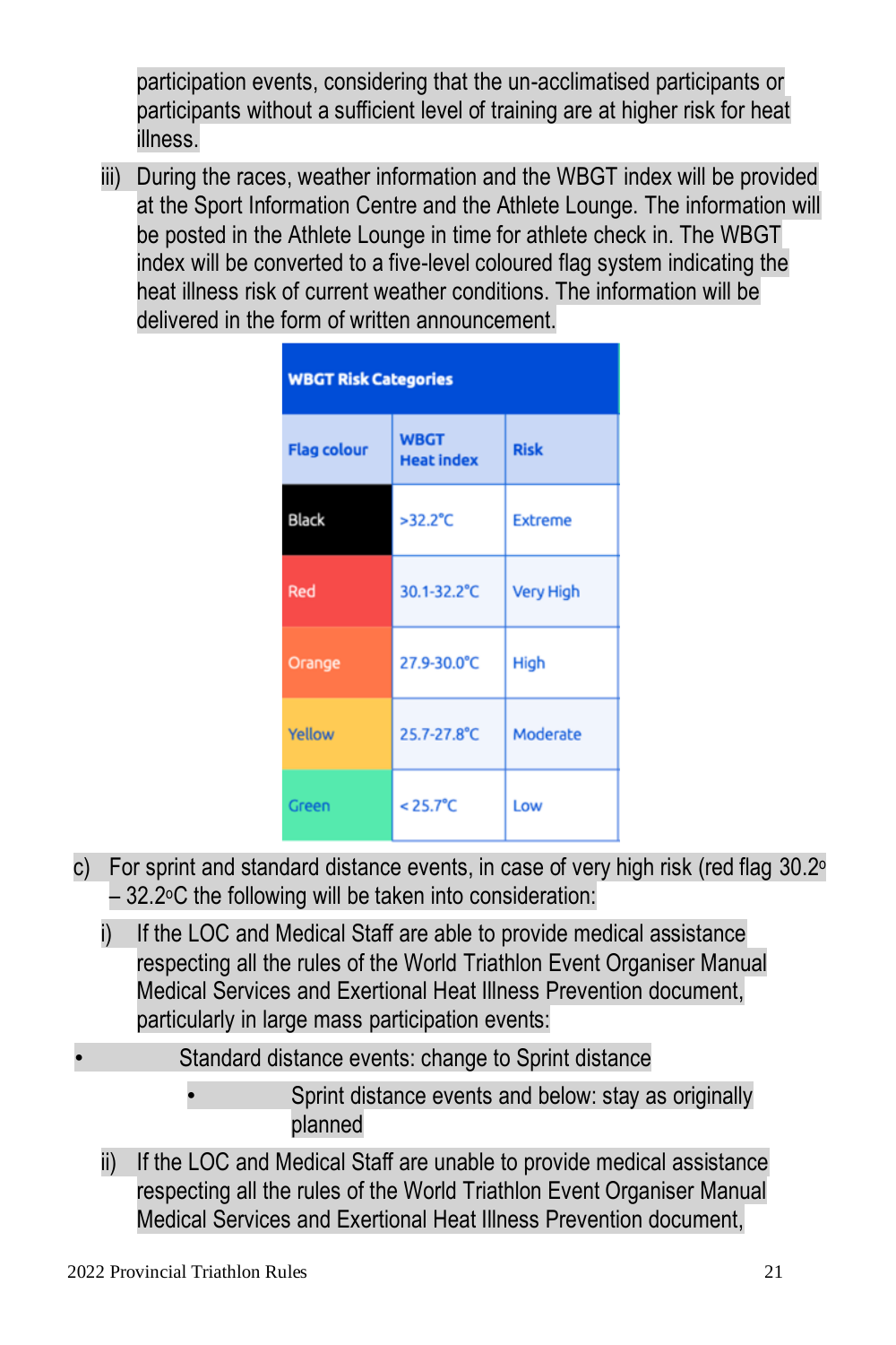participation events, considering that the un-acclimatised participants or participants without a sufficient level of training are at higher risk for heat illness.

iii) During the races, weather information and the WBGT index will be provided at the Sport Information Centre and the Athlete Lounge. The information will be posted in the Athlete Lounge in time for athlete check in. The WBGT index will be converted to a five-level coloured flag system indicating the heat illness risk of current weather conditions. The information will be delivered in the form of written announcement.

| WBGT Risk Categories | | |
|---|---|---|
| Flag colour | WBGT Heat index | Risk |
| Black | >32.2°C | Extreme |
| Red | 30.1-32.2°C | Very High |
| Orange | 27.9-30.0°C | High |
| Yellow | 25.7-27.8°C | Moderate |
| Green | < 25.7°C | Low |

c) For sprint and standard distance events, in case of very high risk (red flag 30.2°C – 32.2°C the following will be taken into consideration:

i) If the LOC and Medical Staff are able to provide medical assistance respecting all the rules of the World Triathlon Event Organiser Manual Medical Services and Exertional Heat Illness Prevention document, particularly in large mass participation events:

- Standard distance events: change to Sprint distance
  - Sprint distance events and below: stay as originally planned

ii) If the LOC and Medical Staff are unable to provide medical assistance respecting all the rules of the World Triathlon Event Organiser Manual Medical Services and Exertional Heat Illness Prevention document,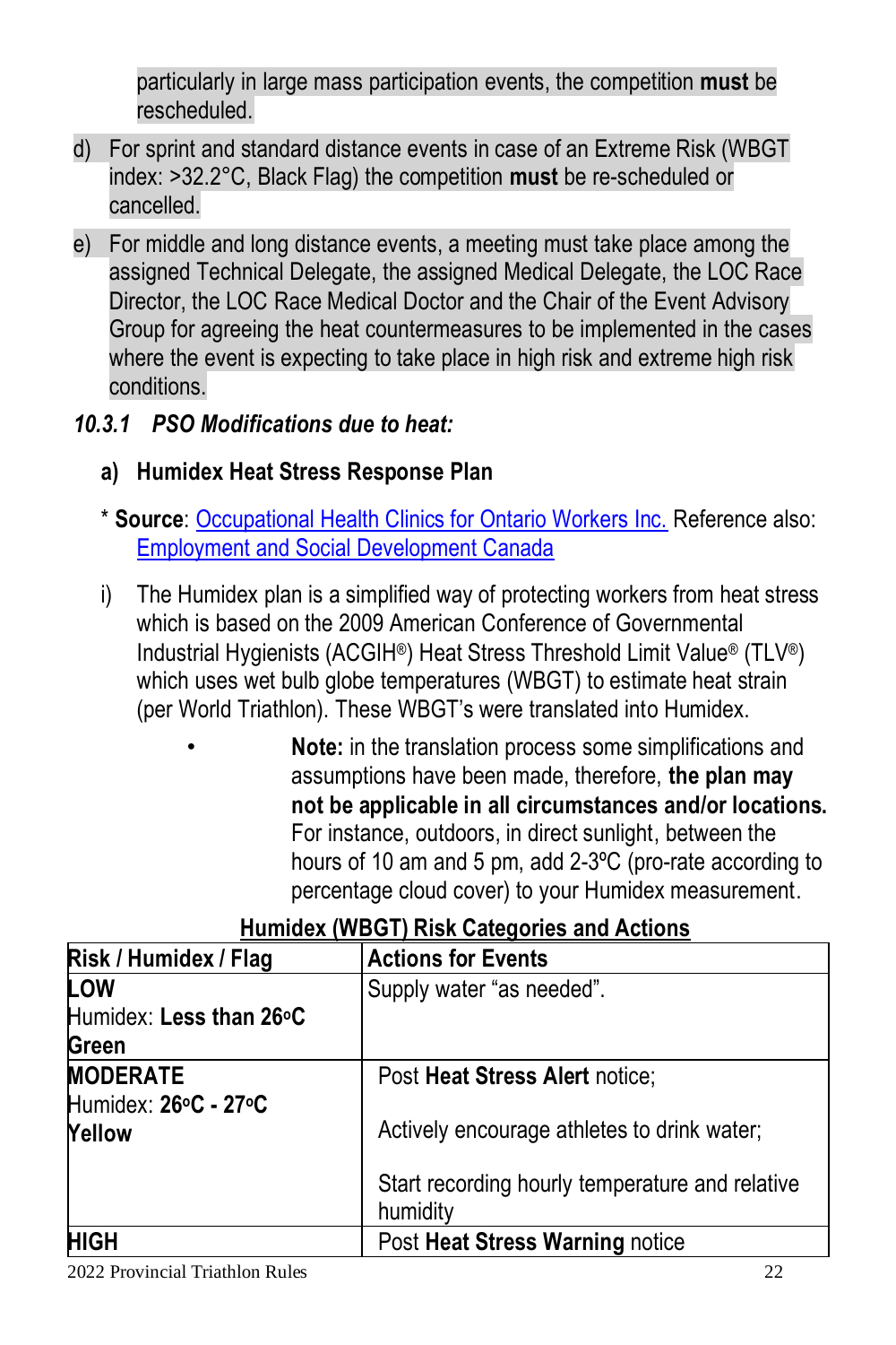particularly in large mass participation events, the competition **must** be rescheduled.

d) For sprint and standard distance events in case of an Extreme Risk (WBGT index: >32.2°C, Black Flag) the competition **must** be re-scheduled or cancelled.

e) For middle and long distance events, a meeting must take place among the assigned Technical Delegate, the assigned Medical Delegate, the LOC Race Director, the LOC Race Medical Doctor and the Chair of the Event Advisory Group for agreeing the heat countermeasures to be implemented in the cases where the event is expecting to take place in high risk and extreme high risk conditions.

### *10.3.1 PSO Modifications due to heat:*

**a) Humidex Heat Stress Response Plan**

\* **Source**: Occupational Health Clinics for Ontario Workers Inc. Reference also: Employment and Social Development Canada

i) The Humidex plan is a simplified way of protecting workers from heat stress which is based on the 2009 American Conference of Governmental Industrial Hygienists (ACGIH®) Heat Stress Threshold Limit Value® (TLV®) which uses wet bulb globe temperatures (WBGT) to estimate heat strain (per World Triathlon). These WBGT's were translated into Humidex.

- **Note:** in the translation process some simplifications and assumptions have been made, therefore, **the plan may not be applicable in all circumstances and/or locations.** For instance, outdoors, in direct sunlight, between the hours of 10 am and 5 pm, add 2-3ºC (pro-rate according to percentage cloud cover) to your Humidex measurement.

**Humidex (WBGT) Risk Categories and Actions**

| Risk / Humidex / Flag | Actions for Events |
|---|---|
| **LOW**<br>Humidex: **Less than 26°C**<br>**Green** | Supply water "as needed". |
| **MODERATE**<br>Humidex: **26°C - 27°C**<br>**Yellow** | Post **Heat Stress Alert** notice;<br><br>Actively encourage athletes to drink water;<br><br>Start recording hourly temperature and relative humidity |
| **HIGH** | Post **Heat Stress Warning** notice |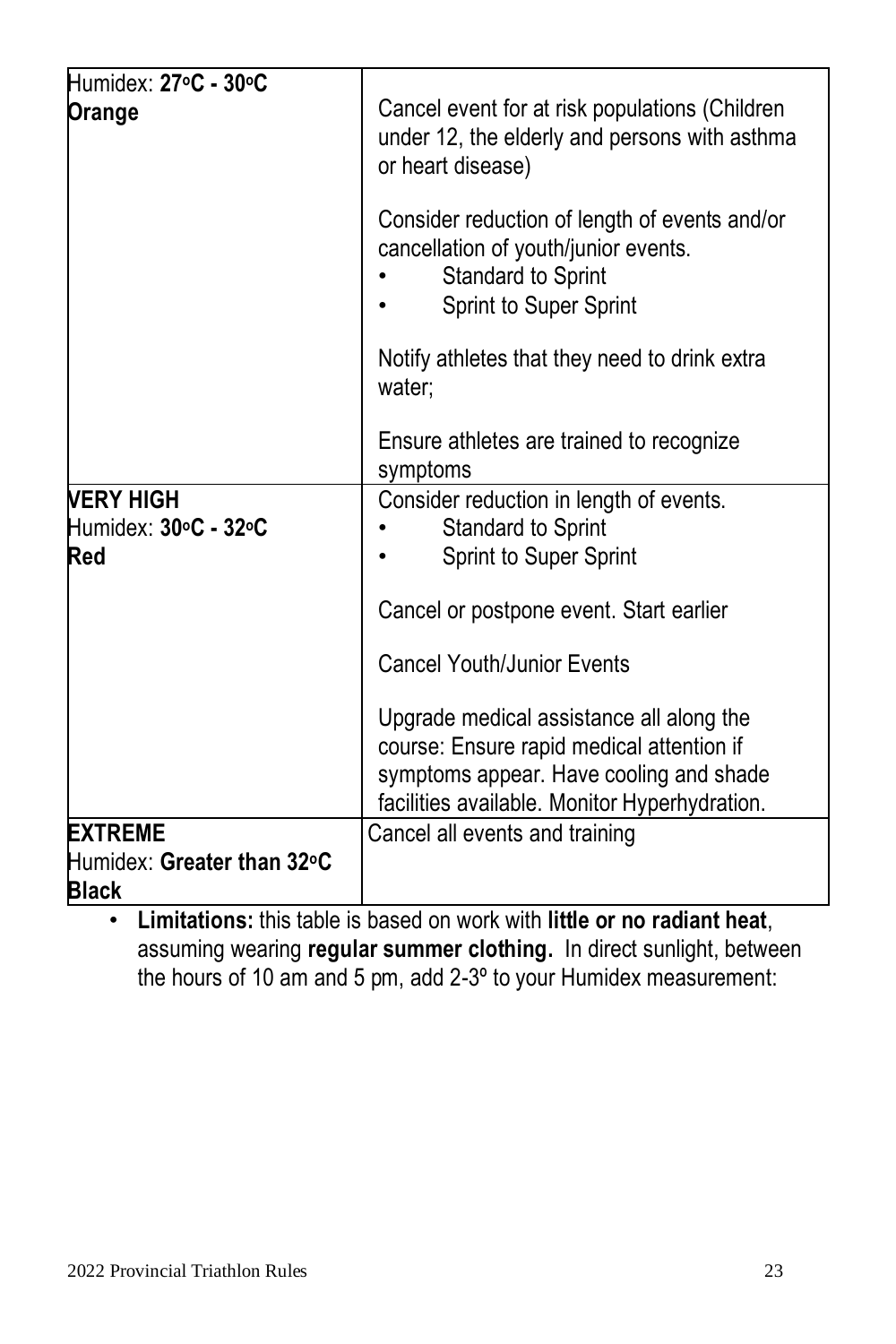| | |
|---|---|
| Humidex: **27°C - 30°C**<br>**Orange** | Cancel event for at risk populations (Children under 12, the elderly and persons with asthma or heart disease)<br><br>Consider reduction of length of events and/or cancellation of youth/junior events.<br>• Standard to Sprint<br>• Sprint to Super Sprint<br><br>Notify athletes that they need to drink extra water;<br><br>Ensure athletes are trained to recognize symptoms |
| **VERY HIGH**<br>Humidex: **30°C - 32°C**<br>**Red** | Consider reduction in length of events.<br>• Standard to Sprint<br>• Sprint to Super Sprint<br><br>Cancel or postpone event. Start earlier<br><br>Cancel Youth/Junior Events<br><br>Upgrade medical assistance all along the course: Ensure rapid medical attention if symptoms appear. Have cooling and shade facilities available. Monitor Hyperhydration. |
| **EXTREME**<br>Humidex: **Greater than 32°C**<br>**Black** | Cancel all events and training |

- **Limitations:** this table is based on work with **little or no radiant heat**, assuming wearing **regular summer clothing.** In direct sunlight, between the hours of 10 am and 5 pm, add 2-3º to your Humidex measurement: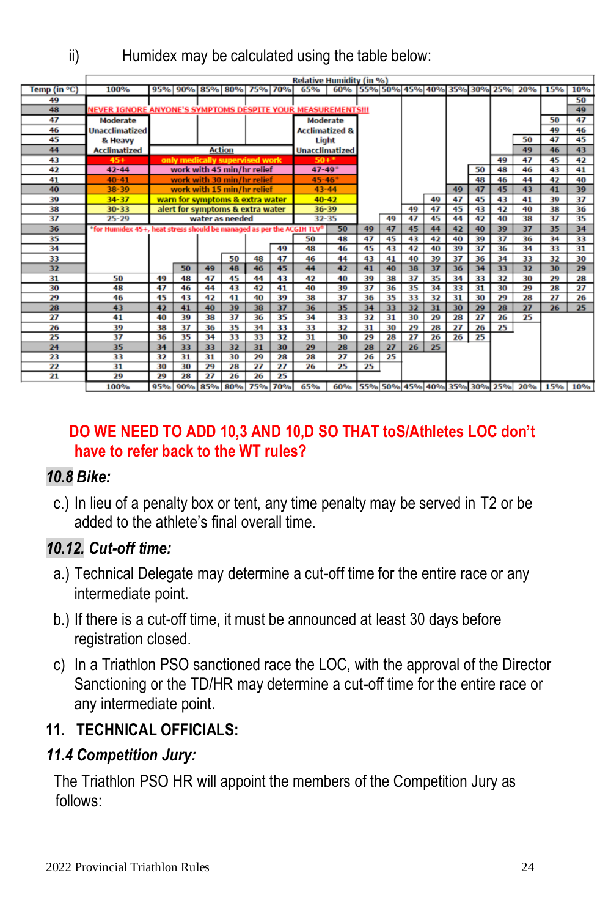ii) Humidex may be calculated using the table below:

| | Relative Humidity (in %) | | | | | | | | | | | | | | | | | | |
|---|---|---|---|---|---|---|---|---|---|---|---|---|---|---|---|---|---|---|---|
| Temp (in °C) | 100% | 95% | 90% | 85% | 80% | 75% | 70% | 65% | 60% | 55% | 50% | 45% | 40% | 35% | 30% | 25% | 20% | 15% | 10% |
| 49 | | | | | | | | | | | | | | | | | | | 50 |
| 48 | NEVER IGNORE ANYONE'S SYMPTOMS DESPITE YOUR MEASUREMENTS!!! | | | | | | | | | | | | | | | | | | 49 |
| 47 | Moderate | | | | | | | Moderate | | | | | | | | | | 50 | 47 |
| 46 | Unacclimatized | | | | | | | Acclimatized & | | | | | | | | | | 49 | 46 |
| 45 | & Heavy | | | | | | | Light | | | | | | | | | 50 | 47 | 45 |
| 44 | Acclimatized | Action | | | | | | Unacclimatized | | | | | | | | | 49 | 46 | 43 |
| 43 | 45+ | only medically supervised work | | | | | | 50+* | | | | | | | | 49 | 47 | 45 | 42 |
| 42 | 42-44 | work with 45 min/hr relief | | | | | | 47-49* | | | | | | | 50 | 48 | 46 | 43 | 41 |
| 41 | 40-41 | work with 30 min/hr relief | | | | | | 45-46* | | | | | | | 48 | 46 | 44 | 42 | 40 |
| 40 | 38-39 | work with 15 min/hr relief | | | | | | 43-44 | | | | | | 49 | 47 | 45 | 43 | 41 | 39 |
| 39 | 34-37 | warn for symptoms & extra water | | | | | | 40-42 | | | | | 49 | 47 | 45 | 43 | 41 | 39 | 37 |
| 38 | 30-33 | alert for symptoms & extra water | | | | | | 36-39 | | | | 49 | 47 | 45 | 43 | 42 | 40 | 38 | 36 |
| 37 | 25-29 | water as needed | | | | | | 32-35 | | | 49 | 47 | 45 | 44 | 42 | 40 | 38 | 37 | 35 |
| 36 | *for Humidex 45+, heat stress should be managed as per the ACGIH TLV® | | | | | | | | 50 | 49 | 47 | 45 | 44 | 42 | 40 | 39 | 37 | 35 | 34 |
| 35 | | | | | | | | 50 | 48 | 47 | 45 | 43 | 42 | 40 | 39 | 37 | 36 | 34 | 33 |
| 34 | | | | | | | 49 | 48 | 46 | 45 | 43 | 42 | 40 | 39 | 37 | 36 | 34 | 33 | 31 |
| 33 | | | | | 50 | 48 | 47 | 46 | 44 | 43 | 41 | 40 | 39 | 37 | 36 | 34 | 33 | 32 | 30 |
| 32 | | | 50 | 49 | 48 | 46 | 45 | 44 | 42 | 41 | 40 | 38 | 37 | 36 | 34 | 33 | 32 | 30 | 29 |
| 31 | 50 | 49 | 48 | 47 | 45 | 44 | 43 | 42 | 40 | 39 | 38 | 37 | 35 | 34 | 33 | 32 | 30 | 29 | 28 |
| 30 | 48 | 47 | 46 | 44 | 43 | 42 | 41 | 40 | 39 | 37 | 36 | 35 | 34 | 33 | 31 | 30 | 29 | 28 | 27 |
| 29 | 46 | 45 | 43 | 42 | 41 | 40 | 39 | 38 | 37 | 36 | 35 | 33 | 32 | 31 | 30 | 29 | 28 | 27 | 26 |
| 28 | 43 | 42 | 41 | 40 | 39 | 38 | 37 | 36 | 35 | 34 | 33 | 32 | 31 | 30 | 29 | 28 | 27 | 26 | 25 |
| 27 | 41 | 40 | 39 | 38 | 37 | 36 | 35 | 34 | 33 | 32 | 31 | 30 | 29 | 28 | 27 | 26 | 25 | | |
| 26 | 39 | 38 | 37 | 36 | 35 | 34 | 33 | 33 | 32 | 31 | 30 | 29 | 28 | 27 | 26 | 25 | | | |
| 25 | 37 | 36 | 35 | 34 | 33 | 33 | 32 | 31 | 30 | 29 | 28 | 27 | 26 | 26 | 25 | | | | |
| 24 | 35 | 34 | 33 | 33 | 32 | 31 | 30 | 29 | 28 | 28 | 27 | 26 | 25 | | | | | | |
| 23 | 33 | 32 | 31 | 31 | 30 | 29 | 28 | 28 | 27 | 26 | 25 | | | | | | | | |
| 22 | 31 | 30 | 30 | 29 | 28 | 27 | 27 | 26 | 25 | 25 | | | | | | | | | |
| 21 | 29 | 29 | 28 | 27 | 26 | 26 | 25 | | | | | | | | | | | | |
| | 100% | 95% | 90% | 85% | 80% | 75% | 70% | 65% | 60% | 55% | 50% | 45% | 40% | 35% | 30% | 25% | 20% | 15% | 10% |

**DO WE NEED TO ADD 10,3 AND 10,D SO THAT toS/Athletes LOC don't have to refer back to the WT rules?**

### *10.8 Bike:*

c.) In lieu of a penalty box or tent, any time penalty may be served in T2 or be added to the athlete's final overall time.

### *10.12. Cut-off time:*

a.) Technical Delegate may determine a cut-off time for the entire race or any intermediate point.

b.) If there is a cut-off time, it must be announced at least 30 days before registration closed.

c) In a Triathlon PSO sanctioned race the LOC, with the approval of the Director Sanctioning or the TD/HR may determine a cut-off time for the entire race or any intermediate point.

## 11. TECHNICAL OFFICIALS:

### *11.4 Competition Jury:*

The Triathlon PSO HR will appoint the members of the Competition Jury as follows: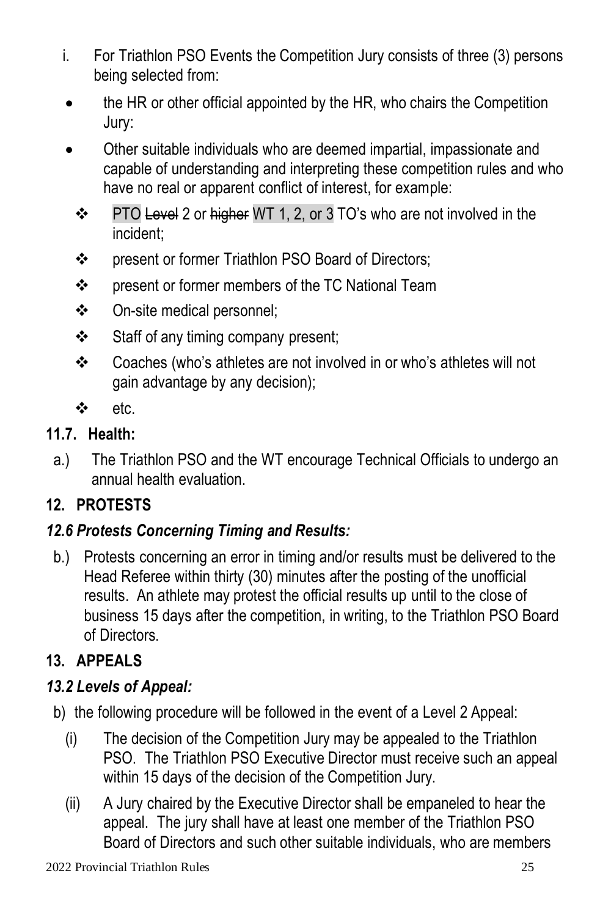i. For Triathlon PSO Events the Competition Jury consists of three (3) persons being selected from:

- the HR or other official appointed by the HR, who chairs the Competition Jury:
- Other suitable individuals who are deemed impartial, impassionate and capable of understanding and interpreting these competition rules and who have no real or apparent conflict of interest, for example:
  - PTO ~~Level~~ 2 or ~~higher~~ WT 1, 2, or 3 TO's who are not involved in the incident;
  - present or former Triathlon PSO Board of Directors;
  - present or former members of the TC National Team
  - On-site medical personnel;
  - Staff of any timing company present;
  - Coaches (who's athletes are not involved in or who's athletes will not gain advantage by any decision);
  - etc.

### 11.7. Health:

a.) The Triathlon PSO and the WT encourage Technical Officials to undergo an annual health evaluation.

## 12. PROTESTS

### *12.6 Protests Concerning Timing and Results:*

b.) Protests concerning an error in timing and/or results must be delivered to the Head Referee within thirty (30) minutes after the posting of the unofficial results. An athlete may protest the official results up until to the close of business 15 days after the competition, in writing, to the Triathlon PSO Board of Directors.

## 13. APPEALS

### *13.2 Levels of Appeal:*

b) the following procedure will be followed in the event of a Level 2 Appeal:

(i) The decision of the Competition Jury may be appealed to the Triathlon PSO. The Triathlon PSO Executive Director must receive such an appeal within 15 days of the decision of the Competition Jury.

(ii) A Jury chaired by the Executive Director shall be empaneled to hear the appeal. The jury shall have at least one member of the Triathlon PSO Board of Directors and such other suitable individuals, who are members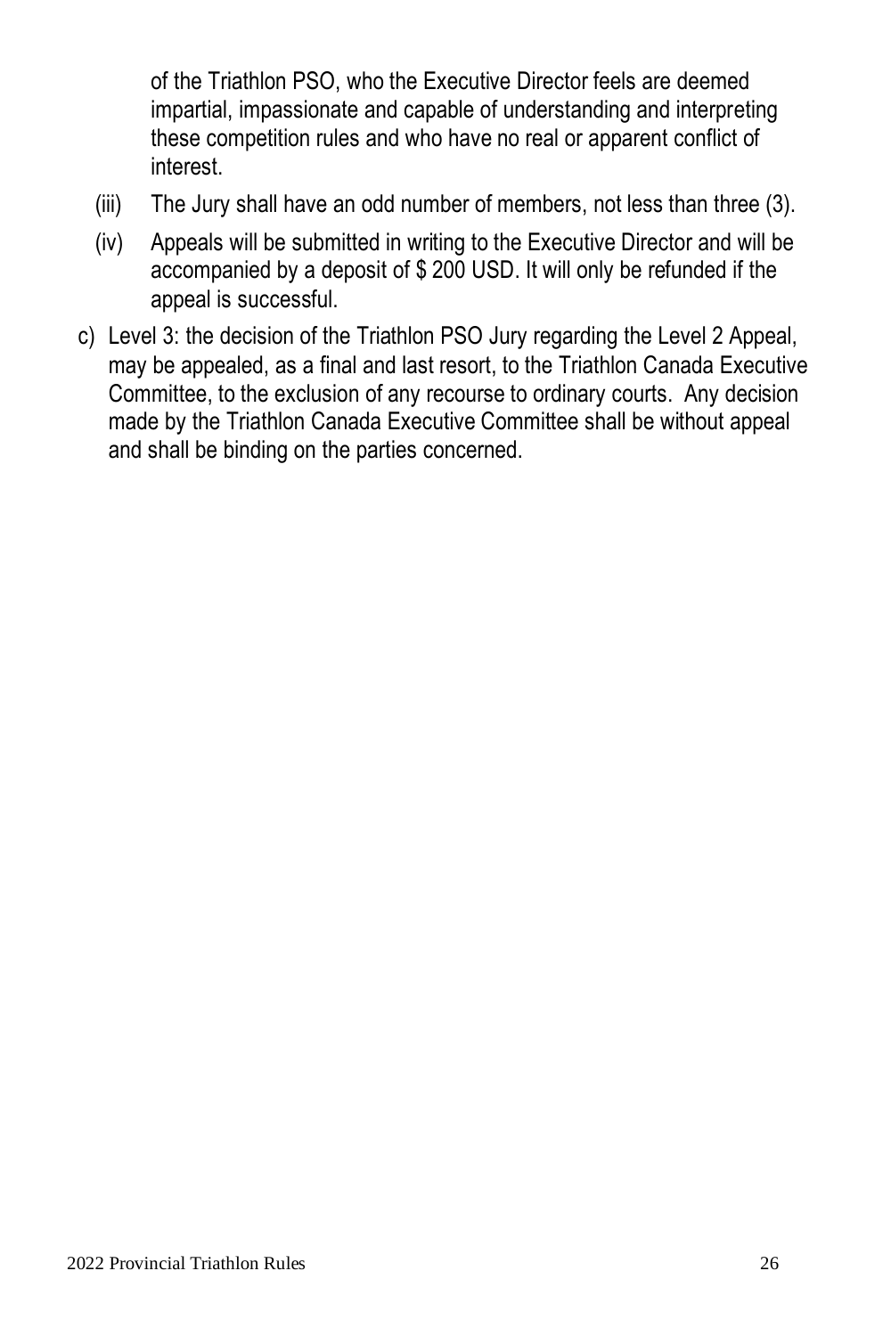of the Triathlon PSO, who the Executive Director feels are deemed impartial, impassionate and capable of understanding and interpreting these competition rules and who have no real or apparent conflict of interest.

(iii) The Jury shall have an odd number of members, not less than three (3).

(iv) Appeals will be submitted in writing to the Executive Director and will be accompanied by a deposit of $ 200 USD. It will only be refunded if the appeal is successful.

c) Level 3: the decision of the Triathlon PSO Jury regarding the Level 2 Appeal, may be appealed, as a final and last resort, to the Triathlon Canada Executive Committee, to the exclusion of any recourse to ordinary courts. Any decision made by the Triathlon Canada Executive Committee shall be without appeal and shall be binding on the parties concerned.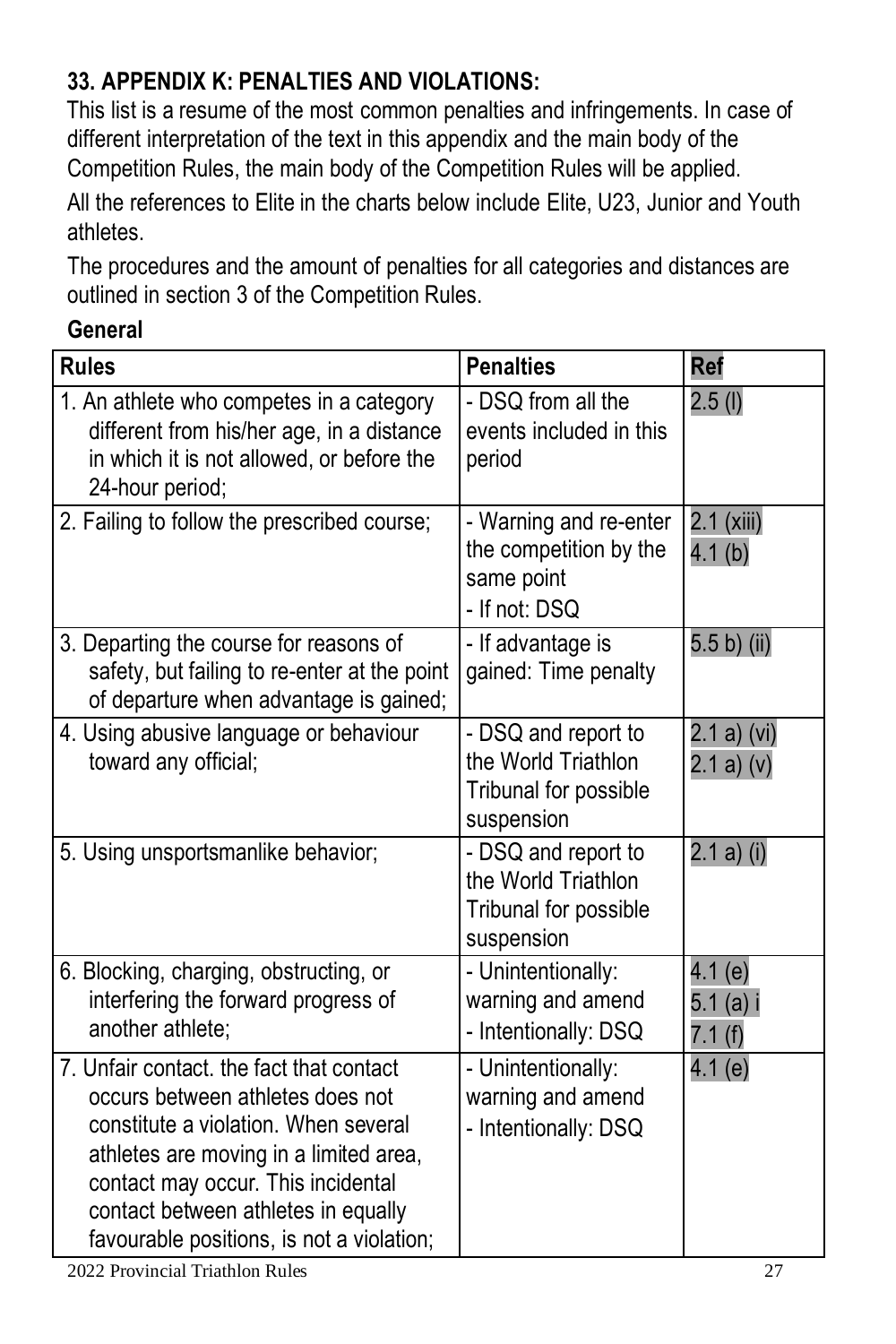## 33. APPENDIX K: PENALTIES AND VIOLATIONS:

This list is a resume of the most common penalties and infringements. In case of different interpretation of the text in this appendix and the main body of the Competition Rules, the main body of the Competition Rules will be applied.

All the references to Elite in the charts below include Elite, U23, Junior and Youth athletes.

The procedures and the amount of penalties for all categories and distances are outlined in section 3 of the Competition Rules.

### General

| Rules | Penalties | Ref |
|---|---|---|
| 1. An athlete who competes in a category different from his/her age, in a distance in which it is not allowed, or before the 24-hour period; | - DSQ from all the events included in this period | 2.5 (l) |
| 2. Failing to follow the prescribed course; | - Warning and re-enter the competition by the same point<br>- If not: DSQ | 2.1 (xiii)<br>4.1 (b) |
| 3. Departing the course for reasons of safety, but failing to re-enter at the point of departure when advantage is gained; | - If advantage is gained: Time penalty | 5.5 b) (ii) |
| 4. Using abusive language or behaviour toward any official; | - DSQ and report to the World Triathlon Tribunal for possible suspension | 2.1 a) (vi)<br>2.1 a) (v) |
| 5. Using unsportsmanlike behavior; | - DSQ and report to the World Triathlon Tribunal for possible suspension | 2.1 a) (i) |
| 6. Blocking, charging, obstructing, or interfering the forward progress of another athlete; | - Unintentionally: warning and amend<br>- Intentionally: DSQ | 4.1 (e)<br>5.1 (a) i<br>7.1 (f) |
| 7. Unfair contact. the fact that contact occurs between athletes does not constitute a violation. When several athletes are moving in a limited area, contact may occur. This incidental contact between athletes in equally favourable positions, is not a violation; | - Unintentionally: warning and amend<br>- Intentionally: DSQ | 4.1 (e) |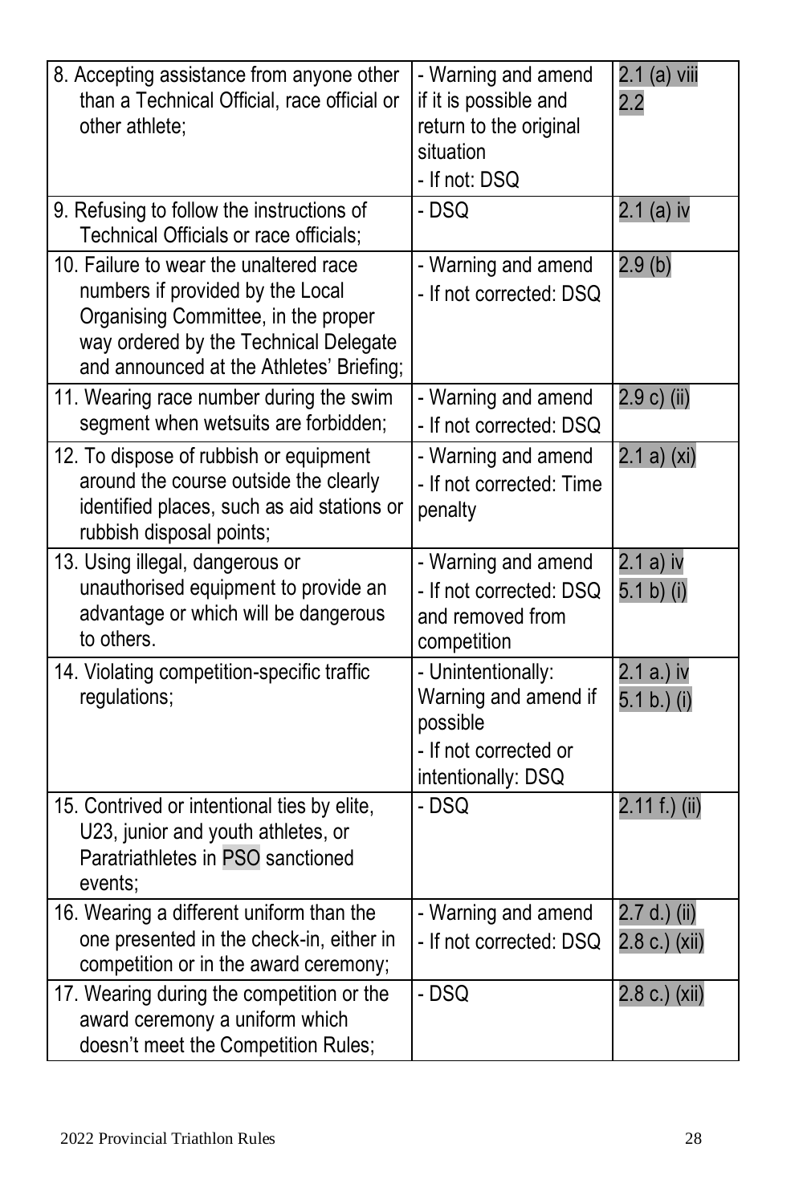| | | |
|---|---|---|
| 8. Accepting assistance from anyone other than a Technical Official, race official or other athlete; | - Warning and amend if it is possible and return to the original situation<br>- If not: DSQ | 2.1 (a) viii<br>2.2 |
| 9. Refusing to follow the instructions of Technical Officials or race officials; | - DSQ | 2.1 (a) iv |
| 10. Failure to wear the unaltered race numbers if provided by the Local Organising Committee, in the proper way ordered by the Technical Delegate and announced at the Athletes' Briefing; | - Warning and amend<br>- If not corrected: DSQ | 2.9 (b) |
| 11. Wearing race number during the swim segment when wetsuits are forbidden; | - Warning and amend<br>- If not corrected: DSQ | 2.9 c) (ii) |
| 12. To dispose of rubbish or equipment around the course outside the clearly identified places, such as aid stations or rubbish disposal points; | - Warning and amend<br>- If not corrected: Time penalty | 2.1 a) (xi) |
| 13. Using illegal, dangerous or unauthorised equipment to provide an advantage or which will be dangerous to others. | - Warning and amend<br>- If not corrected: DSQ and removed from competition | 2.1 a) iv<br>5.1 b) (i) |
| 14. Violating competition-specific traffic regulations; | - Unintentionally: Warning and amend if possible<br>- If not corrected or intentionally: DSQ | 2.1 a.) iv<br>5.1 b.) (i) |
| 15. Contrived or intentional ties by elite, U23, junior and youth athletes, or Paratriathletes in PSO sanctioned events; | - DSQ | 2.11 f.) (ii) |
| 16. Wearing a different uniform than the one presented in the check-in, either in competition or in the award ceremony; | - Warning and amend<br>- If not corrected: DSQ | 2.7 d.) (ii)<br>2.8 c.) (xii) |
| 17. Wearing during the competition or the award ceremony a uniform which doesn't meet the Competition Rules; | - DSQ | 2.8 c.) (xii) |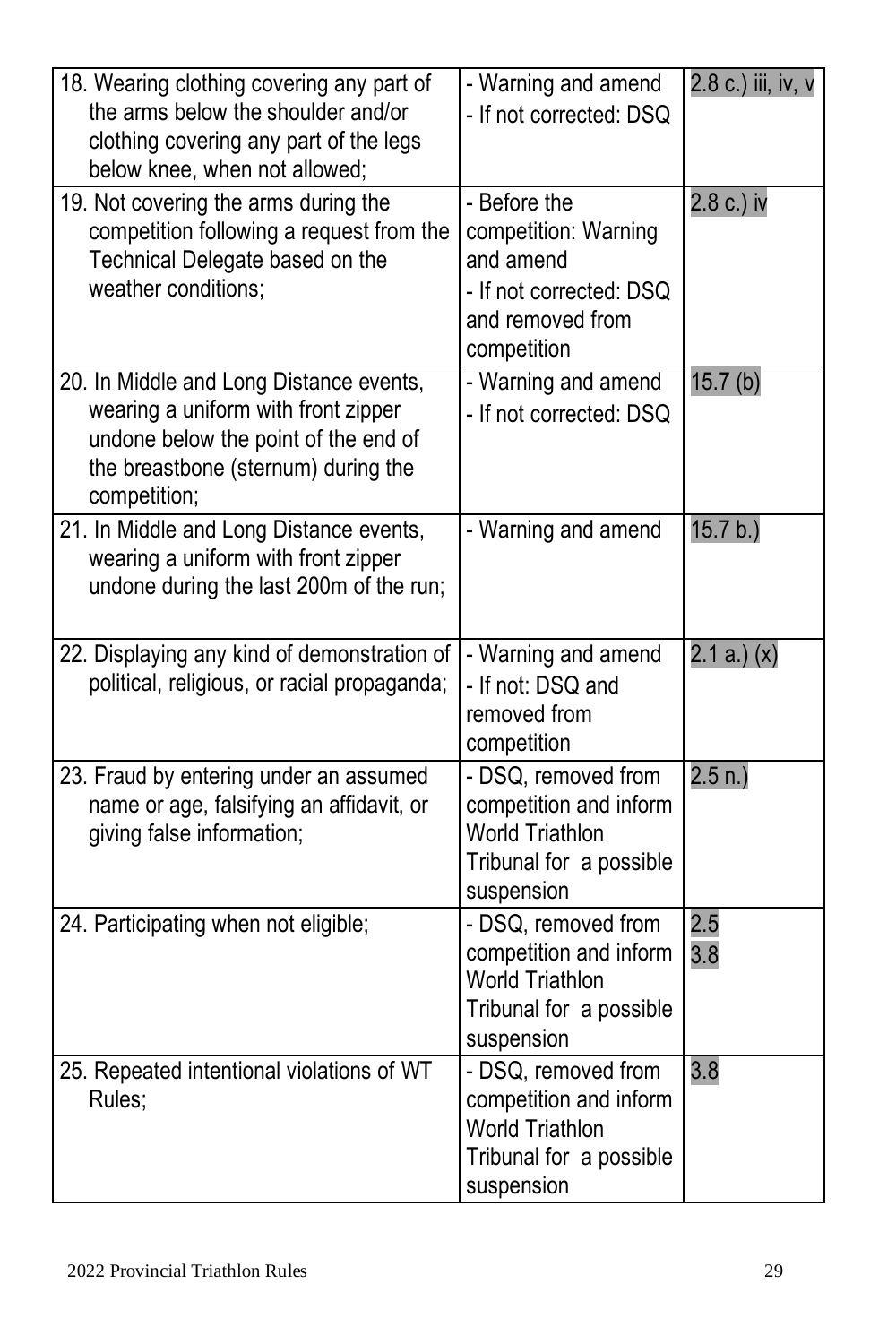| | | |
|---|---|---|
| 18. Wearing clothing covering any part of the arms below the shoulder and/or clothing covering any part of the legs below knee, when not allowed; | - Warning and amend<br>- If not corrected: DSQ | 2.8 c.) iii, iv, v |
| 19. Not covering the arms during the competition following a request from the Technical Delegate based on the weather conditions; | - Before the competition: Warning and amend<br>- If not corrected: DSQ and removed from competition | 2.8 c.) iv |
| 20. In Middle and Long Distance events, wearing a uniform with front zipper undone below the point of the end of the breastbone (sternum) during the competition; | - Warning and amend<br>- If not corrected: DSQ | 15.7 (b) |
| 21. In Middle and Long Distance events, wearing a uniform with front zipper undone during the last 200m of the run; | - Warning and amend | 15.7 b.) |
| 22. Displaying any kind of demonstration of political, religious, or racial propaganda; | - Warning and amend<br>- If not: DSQ and removed from competition | 2.1 a.) (x) |
| 23. Fraud by entering under an assumed name or age, falsifying an affidavit, or giving false information; | - DSQ, removed from competition and inform World Triathlon Tribunal for a possible suspension | 2.5 n.) |
| 24. Participating when not eligible; | - DSQ, removed from competition and inform World Triathlon Tribunal for a possible suspension | 2.5<br>3.8 |
| 25. Repeated intentional violations of WT Rules; | - DSQ, removed from competition and inform World Triathlon Tribunal for a possible suspension | 3.8 |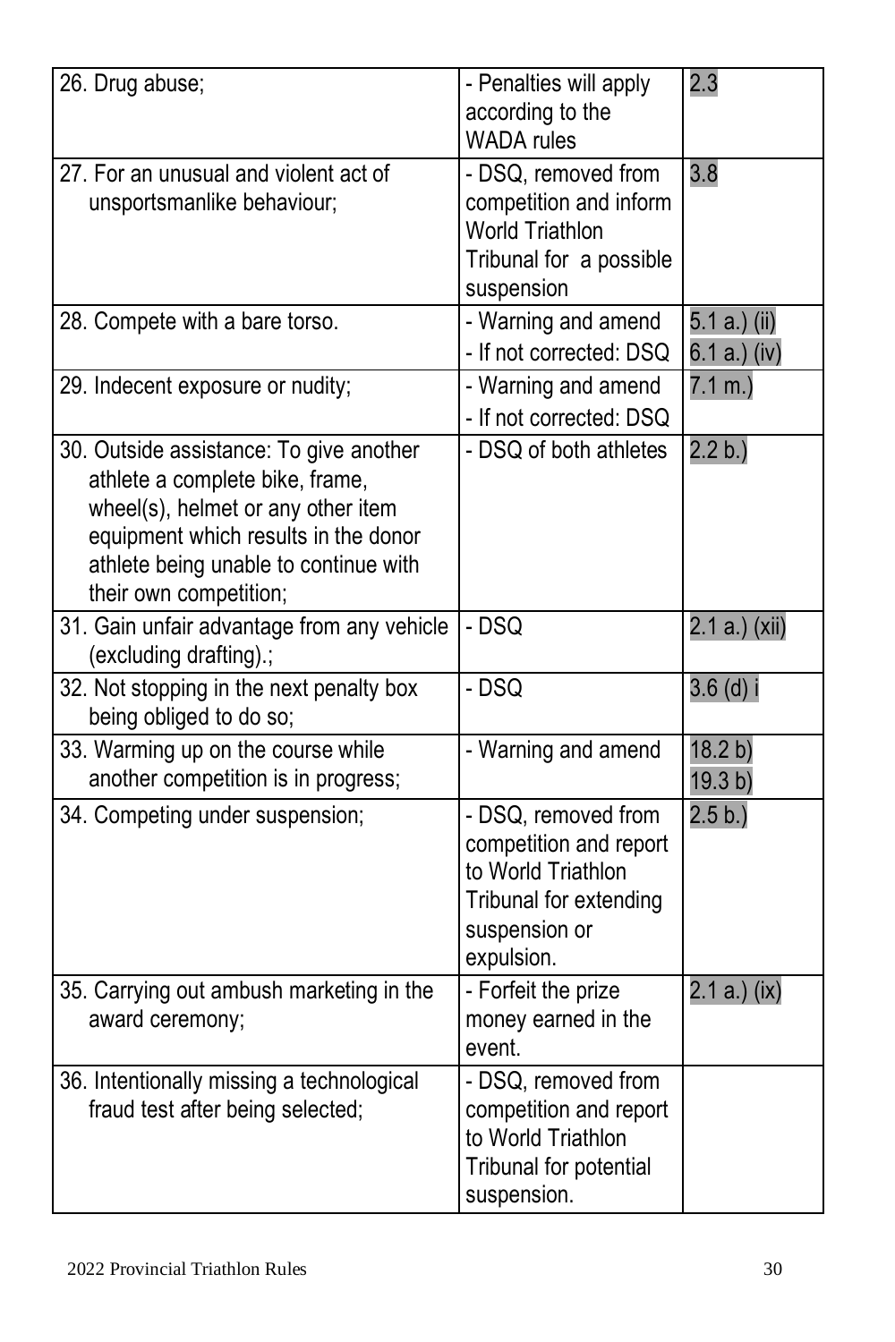| | | |
|---|---|---|
| 26. Drug abuse; | - Penalties will apply according to the WADA rules | 2.3 |
| 27. For an unusual and violent act of unsportsmanlike behaviour; | - DSQ, removed from competition and inform World Triathlon Tribunal for a possible suspension | 3.8 |
| 28. Compete with a bare torso. | - Warning and amend<br>- If not corrected: DSQ | 5.1 a.) (ii)<br>6.1 a.) (iv) |
| 29. Indecent exposure or nudity; | - Warning and amend<br>- If not corrected: DSQ | 7.1 m.) |
| 30. Outside assistance: To give another athlete a complete bike, frame, wheel(s), helmet or any other item equipment which results in the donor athlete being unable to continue with their own competition; | - DSQ of both athletes | 2.2 b.) |
| 31. Gain unfair advantage from any vehicle (excluding drafting).; | - DSQ | 2.1 a.) (xii) |
| 32. Not stopping in the next penalty box being obliged to do so; | - DSQ | 3.6 (d) i |
| 33. Warming up on the course while another competition is in progress; | - Warning and amend | 18.2 b)<br>19.3 b) |
| 34. Competing under suspension; | - DSQ, removed from competition and report to World Triathlon Tribunal for extending suspension or expulsion. | 2.5 b.) |
| 35. Carrying out ambush marketing in the award ceremony; | - Forfeit the prize money earned in the event. | 2.1 a.) (ix) |
| 36. Intentionally missing a technological fraud test after being selected; | - DSQ, removed from competition and report to World Triathlon Tribunal for potential suspension. | |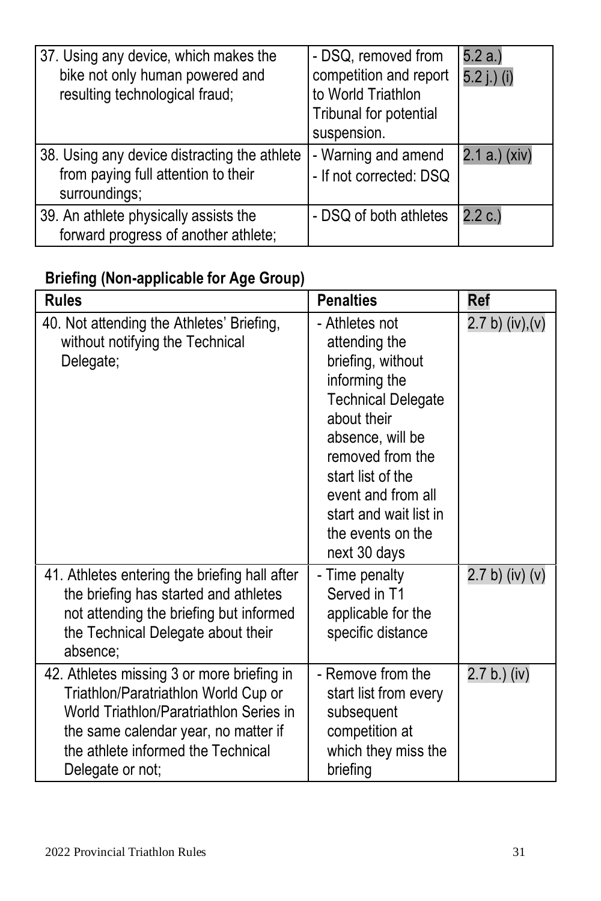| | | |
|---|---|---|
| 37. Using any device, which makes the bike not only human powered and resulting technological fraud; | - DSQ, removed from competition and report to World Triathlon Tribunal for potential suspension. | 5.2 a.) 5.2 j.) (i) |
| 38. Using any device distracting the athlete from paying full attention to their surroundings; | - Warning and amend<br>- If not corrected: DSQ | 2.1 a.) (xiv) |
| 39. An athlete physically assists the forward progress of another athlete; | - DSQ of both athletes | 2.2 c.) |

**Briefing (Non-applicable for Age Group)**

| Rules | Penalties | Ref |
|---|---|---|
| 40. Not attending the Athletes' Briefing, without notifying the Technical Delegate; | - Athletes not attending the briefing, without informing the Technical Delegate about their absence, will be removed from the start list of the event and from all start and wait list in the events on the next 30 days | 2.7 b) (iv),(v) |
| 41. Athletes entering the briefing hall after the briefing has started and athletes not attending the briefing but informed the Technical Delegate about their absence; | - Time penalty Served in T1 applicable for the specific distance | 2.7 b) (iv) (v) |
| 42. Athletes missing 3 or more briefing in Triathlon/Paratriathlon World Cup or World Triathlon/Paratriathlon Series in the same calendar year, no matter if the athlete informed the Technical Delegate or not; | - Remove from the start list from every subsequent competition at which they miss the briefing | 2.7 b.) (iv) |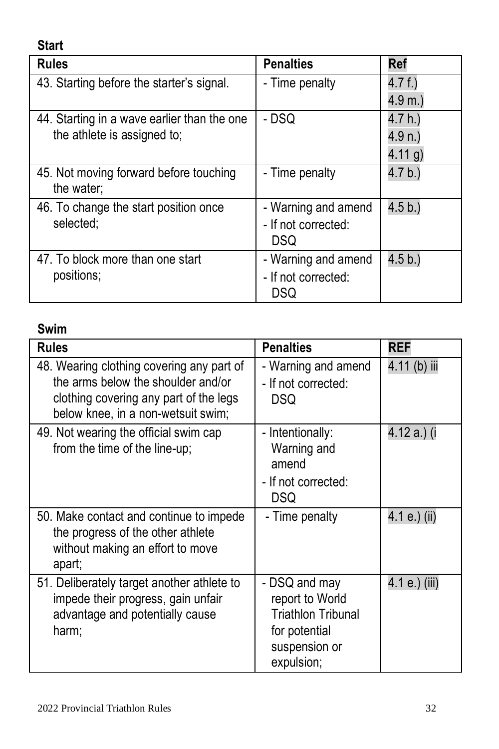**Start**

| Rules | Penalties | Ref |
|---|---|---|
| 43. Starting before the starter's signal. | - Time penalty | 4.7 f.)<br>4.9 m.) |
| 44. Starting in a wave earlier than the one the athlete is assigned to; | - DSQ | 4.7 h.)<br>4.9 n.)<br>4.11 g) |
| 45. Not moving forward before touching the water; | - Time penalty | 4.7 b.) |
| 46. To change the start position once selected; | - Warning and amend<br>- If not corrected: DSQ | 4.5 b.) |
| 47. To block more than one start positions; | - Warning and amend<br>- If not corrected: DSQ | 4.5 b.) |

**Swim**

| Rules | Penalties | REF |
|---|---|---|
| 48. Wearing clothing covering any part of the arms below the shoulder and/or clothing covering any part of the legs below knee, in a non-wetsuit swim; | - Warning and amend<br>- If not corrected: DSQ | 4.11 (b) iii |
| 49. Not wearing the official swim cap from the time of the line-up; | - Intentionally: Warning and amend<br>- If not corrected: DSQ | 4.12 a.) (i |
| 50. Make contact and continue to impede the progress of the other athlete without making an effort to move apart; | - Time penalty | 4.1 e.) (ii) |
| 51. Deliberately target another athlete to impede their progress, gain unfair advantage and potentially cause harm; | - DSQ and may report to World Triathlon Tribunal for potential suspension or expulsion; | 4.1 e.) (iii) |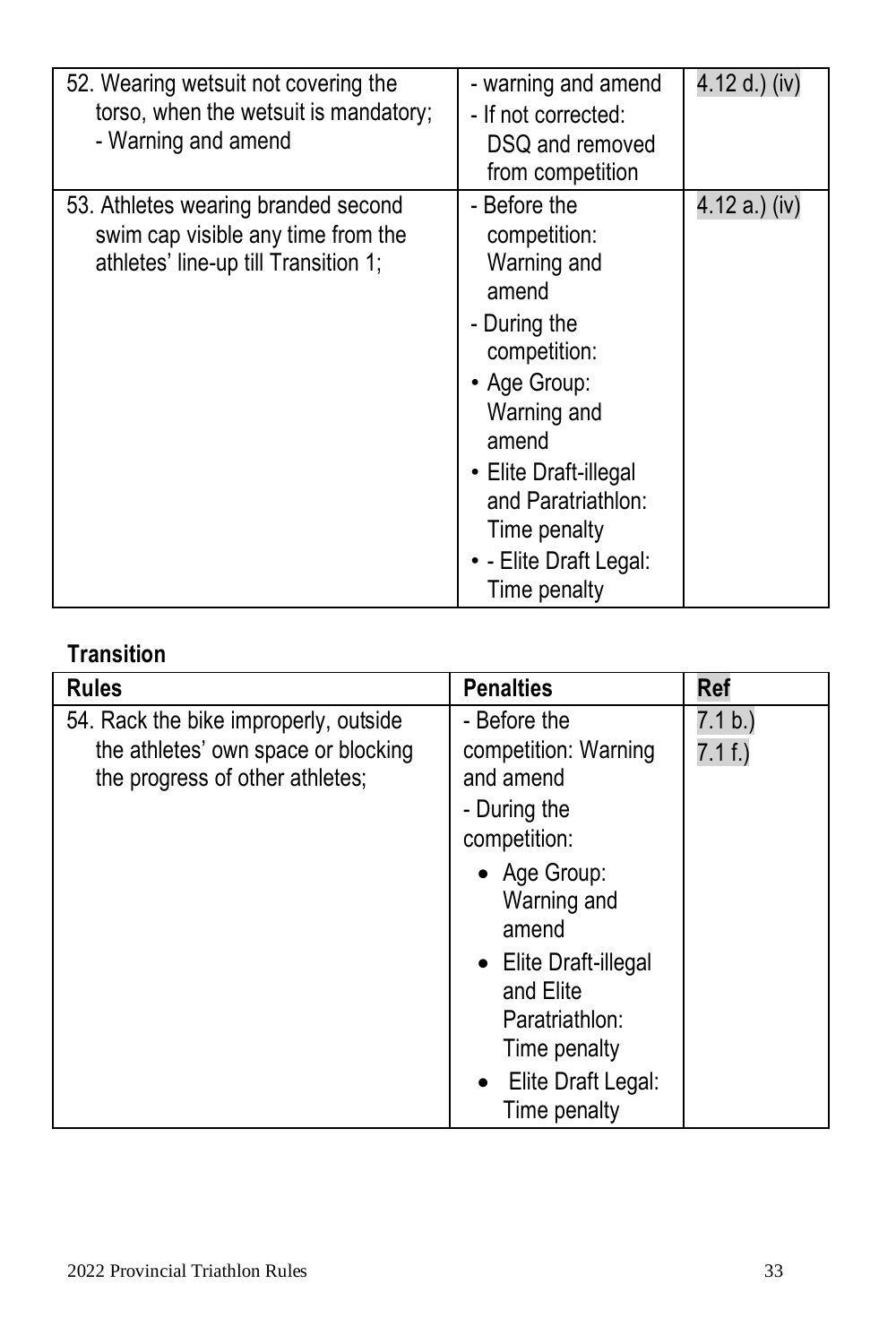| | | |
|---|---|---|
| 52. Wearing wetsuit not covering the torso, when the wetsuit is mandatory; - Warning and amend | - warning and amend<br>- If not corrected: DSQ and removed from competition | 4.12 d.) (iv) |
| 53. Athletes wearing branded second swim cap visible any time from the athletes' line-up till Transition 1; | - Before the competition: Warning and amend<br>- During the competition:<br>• Age Group: Warning and amend<br>• Elite Draft-illegal and Paratriathlon: Time penalty<br>• - Elite Draft Legal: Time penalty | 4.12 a.) (iv) |

**Transition**

| Rules | Penalties | Ref |
|---|---|---|
| 54. Rack the bike improperly, outside the athletes' own space or blocking the progress of other athletes; | - Before the competition: Warning and amend<br>- During the competition:<br>• Age Group: Warning and amend<br>• Elite Draft-illegal and Elite Paratriathlon: Time penalty<br>• Elite Draft Legal: Time penalty | 7.1 b.)<br>7.1 f.) |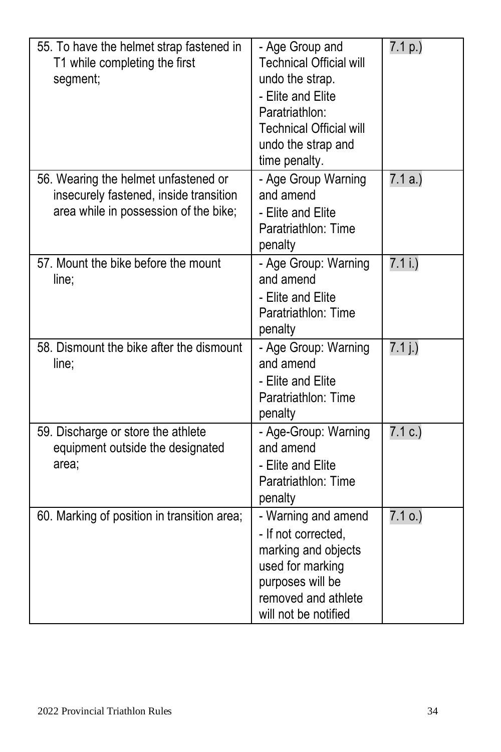| | | |
|---|---|---|
| 55. To have the helmet strap fastened in T1 while completing the first segment; | - Age Group and Technical Official will undo the strap.<br>- Elite and Elite Paratriathlon: Technical Official will undo the strap and time penalty. | 7.1 p.) |
| 56. Wearing the helmet unfastened or insecurely fastened, inside transition area while in possession of the bike; | - Age Group Warning and amend<br>- Elite and Elite Paratriathlon: Time penalty | 7.1 a.) |
| 57. Mount the bike before the mount line; | - Age Group: Warning and amend<br>- Elite and Elite Paratriathlon: Time penalty | 7.1 i.) |
| 58. Dismount the bike after the dismount line; | - Age Group: Warning and amend<br>- Elite and Elite Paratriathlon: Time penalty | 7.1 j.) |
| 59. Discharge or store the athlete equipment outside the designated area; | - Age-Group: Warning and amend<br>- Elite and Elite Paratriathlon: Time penalty | 7.1 c.) |
| 60. Marking of position in transition area; | - Warning and amend<br>- If not corrected, marking and objects used for marking purposes will be removed and athlete will not be notified | 7.1 o.) |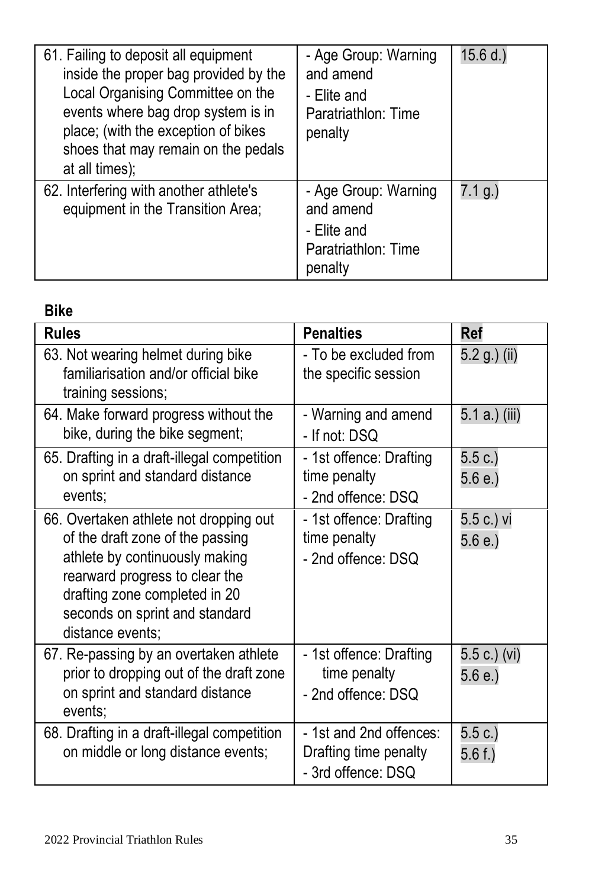| | | |
|---|---|---|
| 61. Failing to deposit all equipment inside the proper bag provided by the Local Organising Committee on the events where bag drop system is in place; (with the exception of bikes shoes that may remain on the pedals at all times); | - Age Group: Warning and amend<br>- Elite and Paratriathlon: Time penalty | 15.6 d.) |
| 62. Interfering with another athlete's equipment in the Transition Area; | - Age Group: Warning and amend<br>- Elite and Paratriathlon: Time penalty | 7.1 g.) |

**Bike**

| Rules | Penalties | Ref |
|---|---|---|
| 63. Not wearing helmet during bike familiarisation and/or official bike training sessions; | - To be excluded from the specific session | 5.2 g.) (ii) |
| 64. Make forward progress without the bike, during the bike segment; | - Warning and amend<br>- If not: DSQ | 5.1 a.) (iii) |
| 65. Drafting in a draft-illegal competition on sprint and standard distance events; | - 1st offence: Drafting time penalty<br>- 2nd offence: DSQ | 5.5 c.)<br>5.6 e.) |
| 66. Overtaken athlete not dropping out of the draft zone of the passing athlete by continuously making rearward progress to clear the drafting zone completed in 20 seconds on sprint and standard distance events; | - 1st offence: Drafting time penalty<br>- 2nd offence: DSQ | 5.5 c.) vi<br>5.6 e.) |
| 67. Re-passing by an overtaken athlete prior to dropping out of the draft zone on sprint and standard distance events; | - 1st offence: Drafting time penalty<br>- 2nd offence: DSQ | 5.5 c.) (vi)<br>5.6 e.) |
| 68. Drafting in a draft-illegal competition on middle or long distance events; | - 1st and 2nd offences: Drafting time penalty<br>- 3rd offence: DSQ | 5.5 c.)<br>5.6 f.) |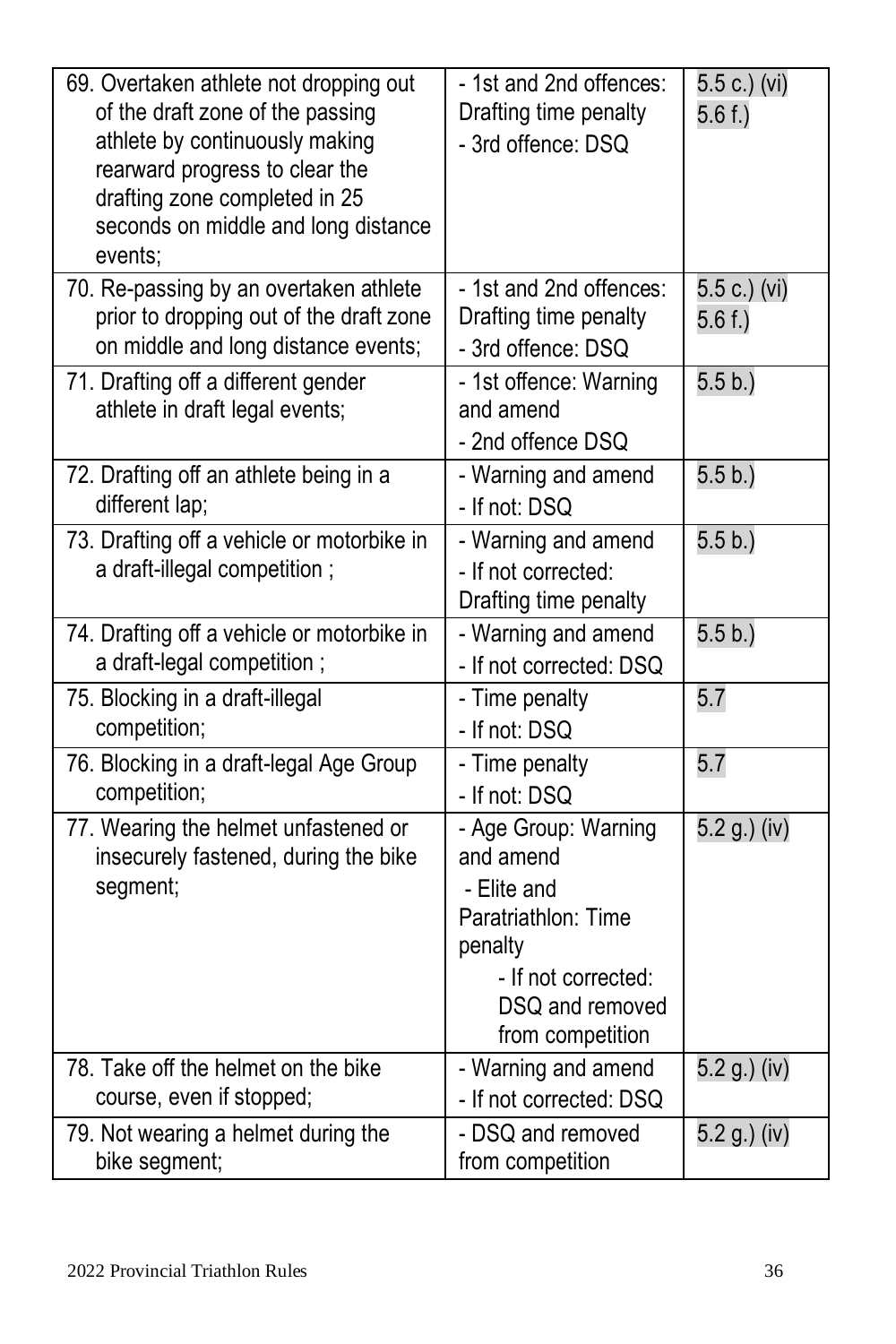| | | |
|---|---|---|
| 69. Overtaken athlete not dropping out of the draft zone of the passing athlete by continuously making rearward progress to clear the drafting zone completed in 25 seconds on middle and long distance events; | - 1st and 2nd offences: Drafting time penalty<br>- 3rd offence: DSQ | 5.5 c.) (vi)<br>5.6 f.) |
| 70. Re-passing by an overtaken athlete prior to dropping out of the draft zone on middle and long distance events; | - 1st and 2nd offences: Drafting time penalty<br>- 3rd offence: DSQ | 5.5 c.) (vi)<br>5.6 f.) |
| 71. Drafting off a different gender athlete in draft legal events; | - 1st offence: Warning and amend<br>- 2nd offence DSQ | 5.5 b.) |
| 72. Drafting off an athlete being in a different lap; | - Warning and amend<br>- If not: DSQ | 5.5 b.) |
| 73. Drafting off a vehicle or motorbike in a draft-illegal competition ; | - Warning and amend<br>- If not corrected: Drafting time penalty | 5.5 b.) |
| 74. Drafting off a vehicle or motorbike in a draft-legal competition ; | - Warning and amend<br>- If not corrected: DSQ | 5.5 b.) |
| 75. Blocking in a draft-illegal competition; | - Time penalty<br>- If not: DSQ | 5.7 |
| 76. Blocking in a draft-legal Age Group competition; | - Time penalty<br>- If not: DSQ | 5.7 |
| 77. Wearing the helmet unfastened or insecurely fastened, during the bike segment; | - Age Group: Warning and amend<br>- Elite and Paratriathlon: Time penalty<br>- If not corrected: DSQ and removed from competition | 5.2 g.) (iv) |
| 78. Take off the helmet on the bike course, even if stopped; | - Warning and amend<br>- If not corrected: DSQ | 5.2 g.) (iv) |
| 79. Not wearing a helmet during the bike segment; | - DSQ and removed from competition | 5.2 g.) (iv) |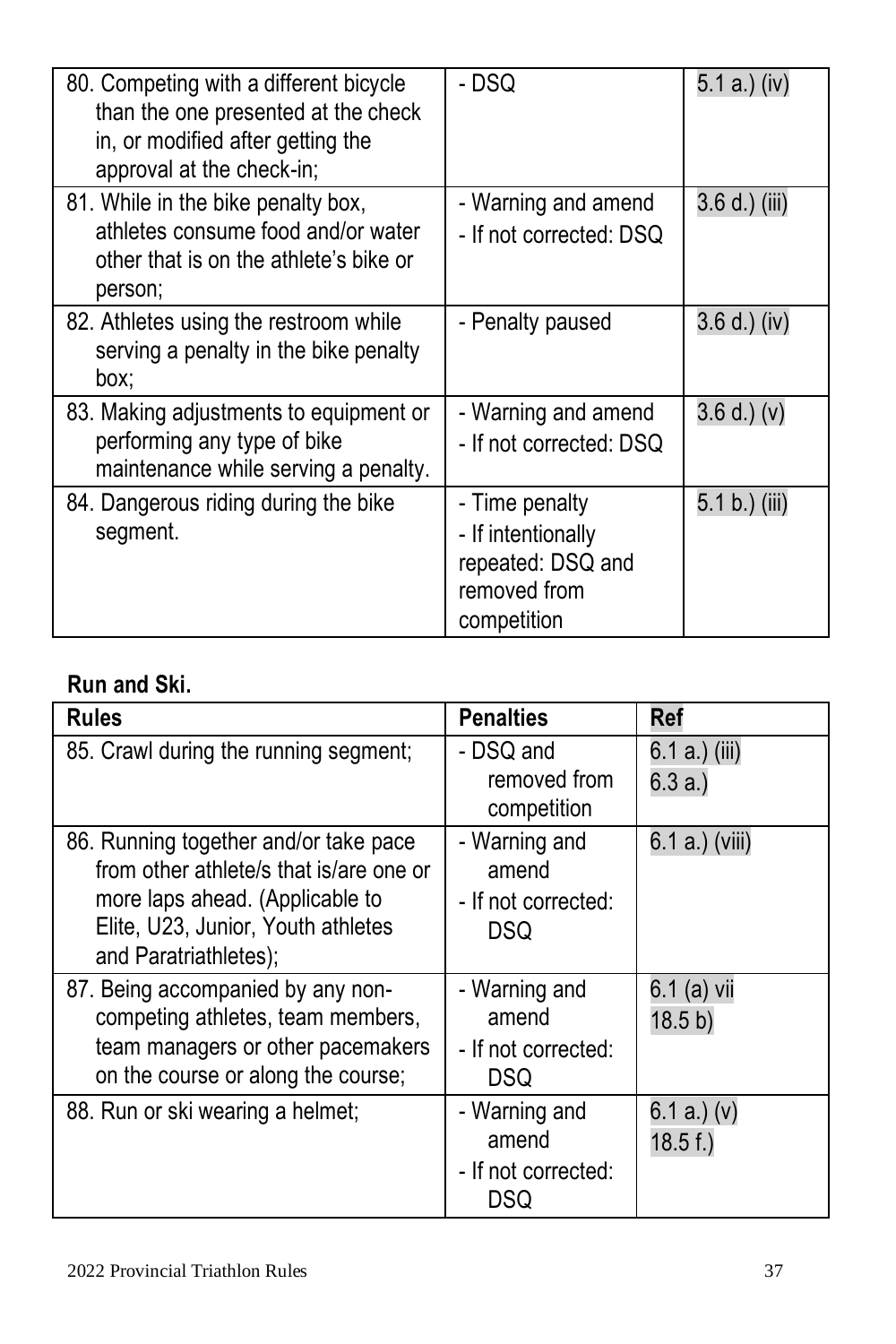| | | |
|---|---|---|
| 80. Competing with a different bicycle than the one presented at the check in, or modified after getting the approval at the check-in; | - DSQ | 5.1 a.) (iv) |
| 81. While in the bike penalty box, athletes consume food and/or water other that is on the athlete's bike or person; | - Warning and amend<br>- If not corrected: DSQ | 3.6 d.) (iii) |
| 82. Athletes using the restroom while serving a penalty in the bike penalty box; | - Penalty paused | 3.6 d.) (iv) |
| 83. Making adjustments to equipment or performing any type of bike maintenance while serving a penalty. | - Warning and amend<br>- If not corrected: DSQ | 3.6 d.) (v) |
| 84. Dangerous riding during the bike segment. | - Time penalty<br>- If intentionally repeated: DSQ and removed from competition | 5.1 b.) (iii) |

**Run and Ski.**

| Rules | Penalties | Ref |
|---|---|---|
| 85. Crawl during the running segment; | - DSQ and removed from competition | 6.1 a.) (iii)<br>6.3 a.) |
| 86. Running together and/or take pace from other athlete/s that is/are one or more laps ahead. (Applicable to Elite, U23, Junior, Youth athletes and Paratriathletes); | - Warning and amend<br>- If not corrected: DSQ | 6.1 a.) (viii) |
| 87. Being accompanied by any non-competing athletes, team members, team managers or other pacemakers on the course or along the course; | - Warning and amend<br>- If not corrected: DSQ | 6.1 (a) vii<br>18.5 b) |
| 88. Run or ski wearing a helmet; | - Warning and amend<br>- If not corrected: DSQ | 6.1 a.) (v)<br>18.5 f.) |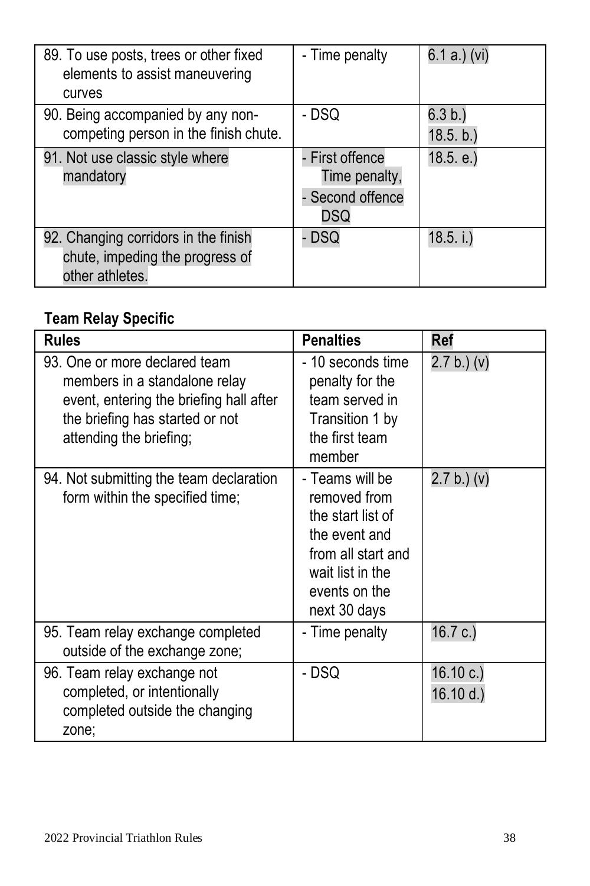| | | |
|---|---|---|
| 89. To use posts, trees or other fixed elements to assist maneuvering curves | - Time penalty | 6.1 a.) (vi) |
| 90. Being accompanied by any non-competing person in the finish chute. | - DSQ | 6.3 b.) 18.5. b.) |
| 91. Not use classic style where mandatory | - First offence Time penalty, - Second offence DSQ | 18.5. e.) |
| 92. Changing corridors in the finish chute, impeding the progress of other athletes. | - DSQ | 18.5. i.) |

**Team Relay Specific**

| Rules | Penalties | Ref |
|---|---|---|
| 93. One or more declared team members in a standalone relay event, entering the briefing hall after the briefing has started or not attending the briefing; | - 10 seconds time penalty for the team served in Transition 1 by the first team member | 2.7 b.) (v) |
| 94. Not submitting the team declaration form within the specified time; | - Teams will be removed from the start list of the event and from all start and wait list in the events on the next 30 days | 2.7 b.) (v) |
| 95. Team relay exchange completed outside of the exchange zone; | - Time penalty | 16.7 c.) |
| 96. Team relay exchange not completed, or intentionally completed outside the changing zone; | - DSQ | 16.10 c.) 16.10 d.) |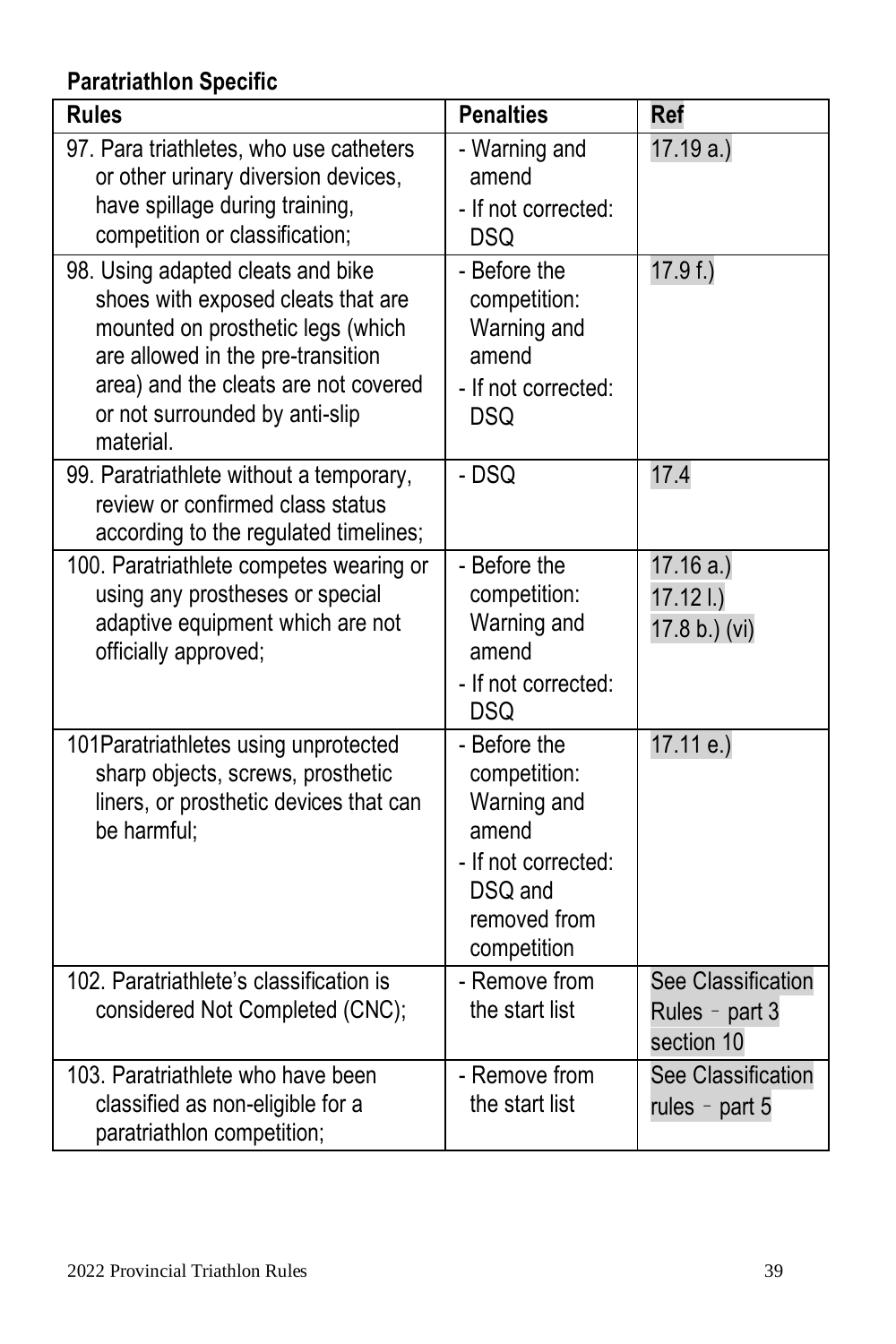**Paratriathlon Specific**

| Rules | Penalties | Ref |
|---|---|---|
| 97. Para triathletes, who use catheters or other urinary diversion devices, have spillage during training, competition or classification; | - Warning and amend<br>- If not corrected: DSQ | 17.19 a.) |
| 98. Using adapted cleats and bike shoes with exposed cleats that are mounted on prosthetic legs (which are allowed in the pre-transition area) and the cleats are not covered or not surrounded by anti-slip material. | - Before the competition: Warning and amend<br>- If not corrected: DSQ | 17.9 f.) |
| 99. Paratriathlete without a temporary, review or confirmed class status according to the regulated timelines; | - DSQ | 17.4 |
| 100. Paratriathlete competes wearing or using any prostheses or special adaptive equipment which are not officially approved; | - Before the competition: Warning and amend<br>- If not corrected: DSQ | 17.16 a.)<br>17.12 l.)<br>17.8 b.) (vi) |
| 101Paratriathletes using unprotected sharp objects, screws, prosthetic liners, or prosthetic devices that can be harmful; | - Before the competition: Warning and amend<br>- If not corrected: DSQ and removed from competition | 17.11 e.) |
| 102. Paratriathlete's classification is considered Not Completed (CNC); | - Remove from the start list | See Classification Rules – part 3 section 10 |
| 103. Paratriathlete who have been classified as non-eligible for a paratriathlon competition; | - Remove from the start list | See Classification rules – part 5 |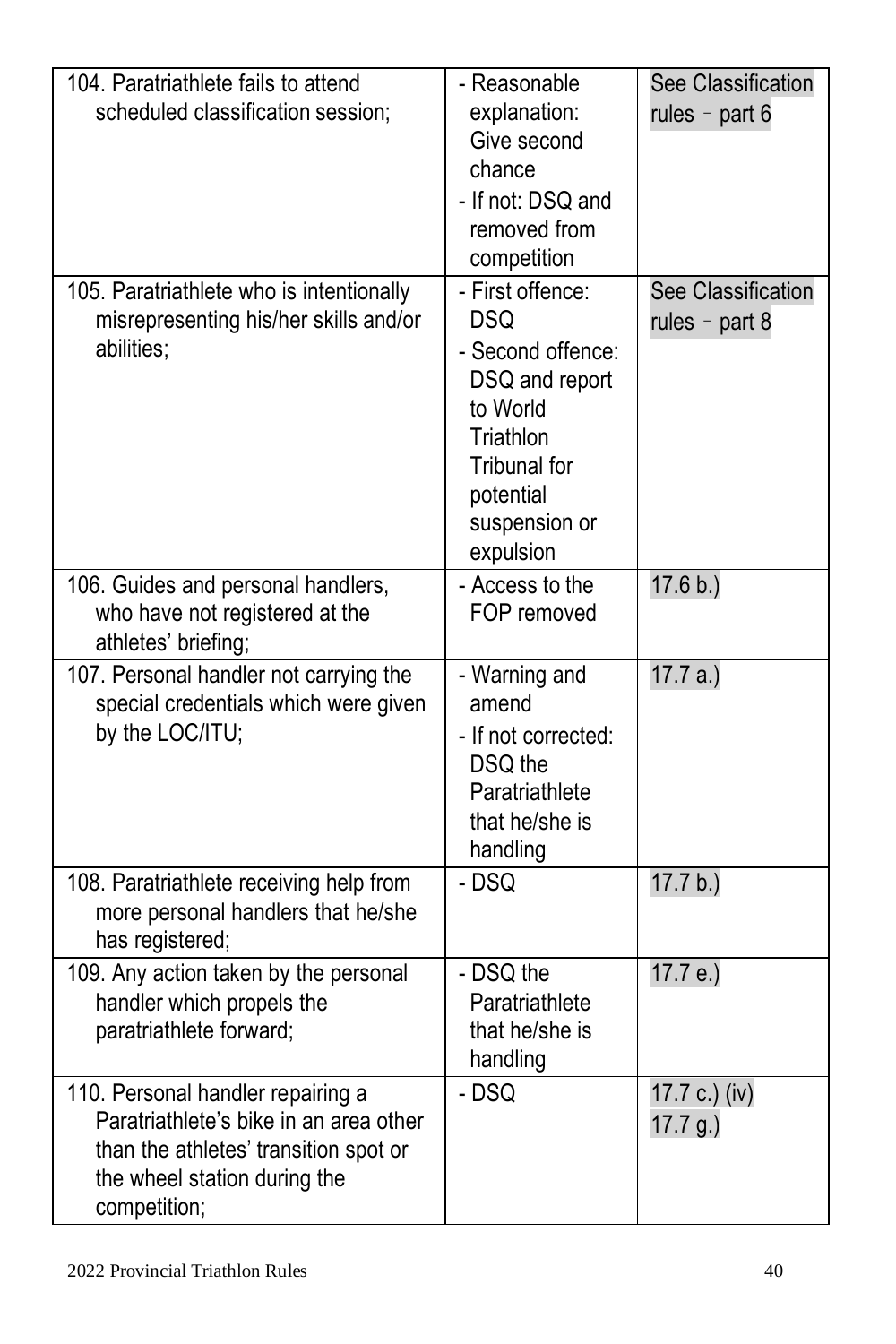| | | |
|---|---|---|
| 104. Paratriathlete fails to attend scheduled classification session; | - Reasonable explanation: Give second chance<br>- If not: DSQ and removed from competition | See Classification rules – part 6 |
| 105. Paratriathlete who is intentionally misrepresenting his/her skills and/or abilities; | - First offence: DSQ<br>- Second offence: DSQ and report to World Triathlon Tribunal for potential suspension or expulsion | See Classification rules – part 8 |
| 106. Guides and personal handlers, who have not registered at the athletes' briefing; | - Access to the FOP removed | 17.6 b.) |
| 107. Personal handler not carrying the special credentials which were given by the LOC/ITU; | - Warning and amend<br>- If not corrected: DSQ the Paratriathlete that he/she is handling | 17.7 a.) |
| 108. Paratriathlete receiving help from more personal handlers that he/she has registered; | - DSQ | 17.7 b.) |
| 109. Any action taken by the personal handler which propels the paratriathlete forward; | - DSQ the Paratriathlete that he/she is handling | 17.7 e.) |
| 110. Personal handler repairing a Paratriathlete's bike in an area other than the athletes' transition spot or the wheel station during the competition; | - DSQ | 17.7 c.) (iv)<br>17.7 g.) |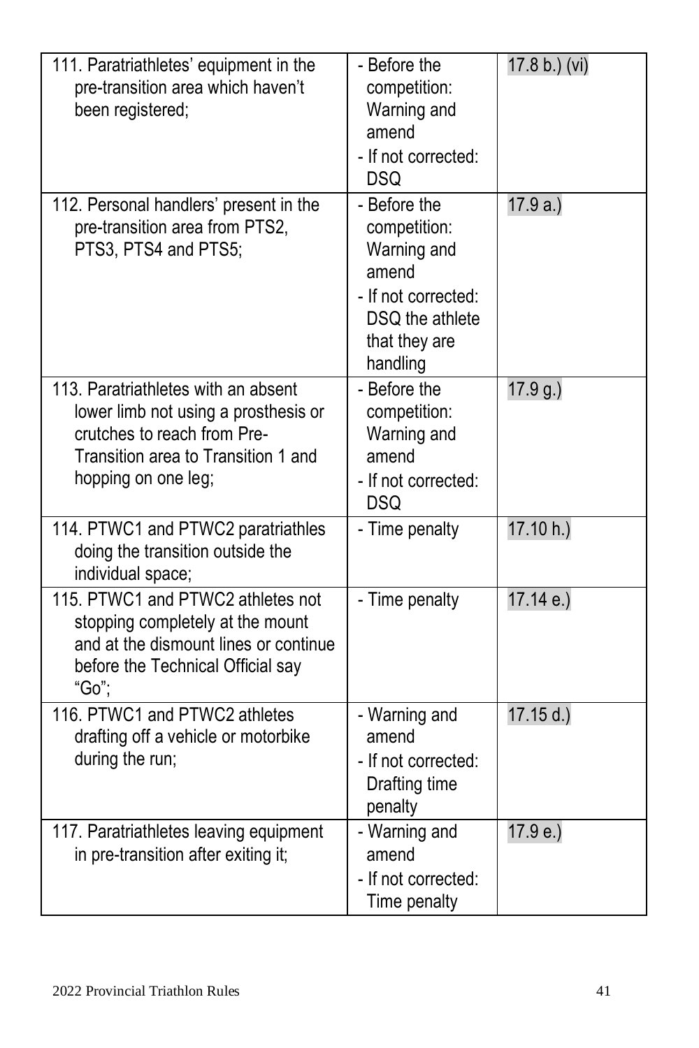| | | |
|---|---|---|
| 111. Paratriathletes' equipment in the pre-transition area which haven't been registered; | - Before the competition: Warning and amend<br>- If not corrected: DSQ | 17.8 b.) (vi) |
| 112. Personal handlers' present in the pre-transition area from PTS2, PTS3, PTS4 and PTS5; | - Before the competition: Warning and amend<br>- If not corrected: DSQ the athlete that they are handling | 17.9 a.) |
| 113. Paratriathletes with an absent lower limb not using a prosthesis or crutches to reach from Pre-Transition area to Transition 1 and hopping on one leg; | - Before the competition: Warning and amend<br>- If not corrected: DSQ | 17.9 g.) |
| 114. PTWC1 and PTWC2 paratriathles doing the transition outside the individual space; | - Time penalty | 17.10 h.) |
| 115. PTWC1 and PTWC2 athletes not stopping completely at the mount and at the dismount lines or continue before the Technical Official say "Go"; | - Time penalty | 17.14 e.) |
| 116. PTWC1 and PTWC2 athletes drafting off a vehicle or motorbike during the run; | - Warning and amend<br>- If not corrected: Drafting time penalty | 17.15 d.) |
| 117. Paratriathletes leaving equipment in pre-transition after exiting it; | - Warning and amend<br>- If not corrected: Time penalty | 17.9 e.) |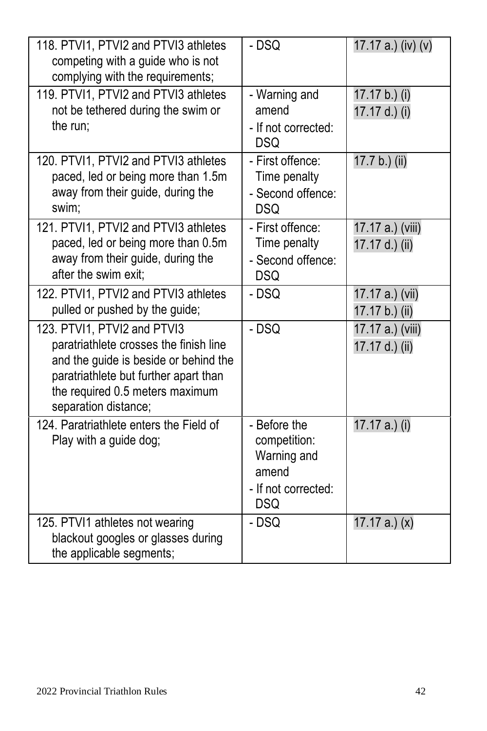| | | |
|---|---|---|
| 118. PTVI1, PTVI2 and PTVI3 athletes competing with a guide who is not complying with the requirements; | - DSQ | 17.17 a.) (iv) (v) |
| 119. PTVI1, PTVI2 and PTVI3 athletes not be tethered during the swim or the run; | - Warning and amend<br>- If not corrected: DSQ | 17.17 b.) (i)<br>17.17 d.) (i) |
| 120. PTVI1, PTVI2 and PTVI3 athletes paced, led or being more than 1.5m away from their guide, during the swim; | - First offence: Time penalty<br>- Second offence: DSQ | 17.7 b.) (ii) |
| 121. PTVI1, PTVI2 and PTVI3 athletes paced, led or being more than 0.5m away from their guide, during the after the swim exit; | - First offence: Time penalty<br>- Second offence: DSQ | 17.17 a.) (viii)<br>17.17 d.) (ii) |
| 122. PTVI1, PTVI2 and PTVI3 athletes pulled or pushed by the guide; | - DSQ | 17.17 a.) (vii)<br>17.17 b.) (ii) |
| 123. PTVI1, PTVI2 and PTVI3 paratriathlete crosses the finish line and the guide is beside or behind the paratriathlete but further apart than the required 0.5 meters maximum separation distance; | - DSQ | 17.17 a.) (viii)<br>17.17 d.) (ii) |
| 124. Paratriathlete enters the Field of Play with a guide dog; | - Before the competition: Warning and amend<br>- If not corrected: DSQ | 17.17 a.) (i) |
| 125. PTVI1 athletes not wearing blackout googles or glasses during the applicable segments; | - DSQ | 17.17 a.) (x) |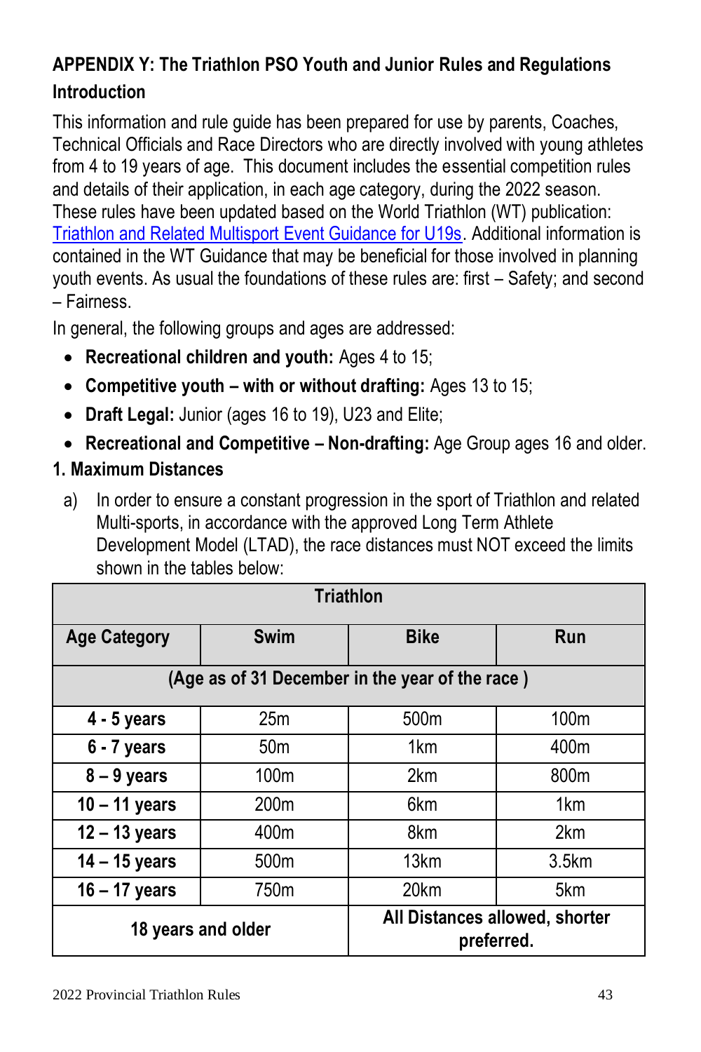## APPENDIX Y: The Triathlon PSO Youth and Junior Rules and Regulations

### Introduction

This information and rule guide has been prepared for use by parents, Coaches, Technical Officials and Race Directors who are directly involved with young athletes from 4 to 19 years of age. This document includes the essential competition rules and details of their application, in each age category, during the 2022 season. These rules have been updated based on the World Triathlon (WT) publication: Triathlon and Related Multisport Event Guidance for U19s. Additional information is contained in the WT Guidance that may be beneficial for those involved in planning youth events. As usual the foundations of these rules are: first – Safety; and second – Fairness.

In general, the following groups and ages are addressed:

- **Recreational children and youth:** Ages 4 to 15;
- **Competitive youth – with or without drafting:** Ages 13 to 15;
- **Draft Legal:** Junior (ages 16 to 19), U23 and Elite;
- **Recreational and Competitive – Non-drafting:** Age Group ages 16 and older.

### 1. Maximum Distances

a) In order to ensure a constant progression in the sport of Triathlon and related Multi-sports, in accordance with the approved Long Term Athlete Development Model (LTAD), the race distances must NOT exceed the limits shown in the tables below:

| Triathlon | | | |
|---|---|---|---|
| **Age Category** | **Swim** | **Bike** | **Run** |
| **(Age as of 31 December in the year of the race )** | | | |
| **4 - 5 years** | 25m | 500m | 100m |
| **6 - 7 years** | 50m | 1km | 400m |
| **8 – 9 years** | 100m | 2km | 800m |
| **10 – 11 years** | 200m | 6km | 1km |
| **12 – 13 years** | 400m | 8km | 2km |
| **14 – 15 years** | 500m | 13km | 3.5km |
| **16 – 17 years** | 750m | 20km | 5km |
| **18 years and older** | | **All Distances allowed, shorter preferred.** | |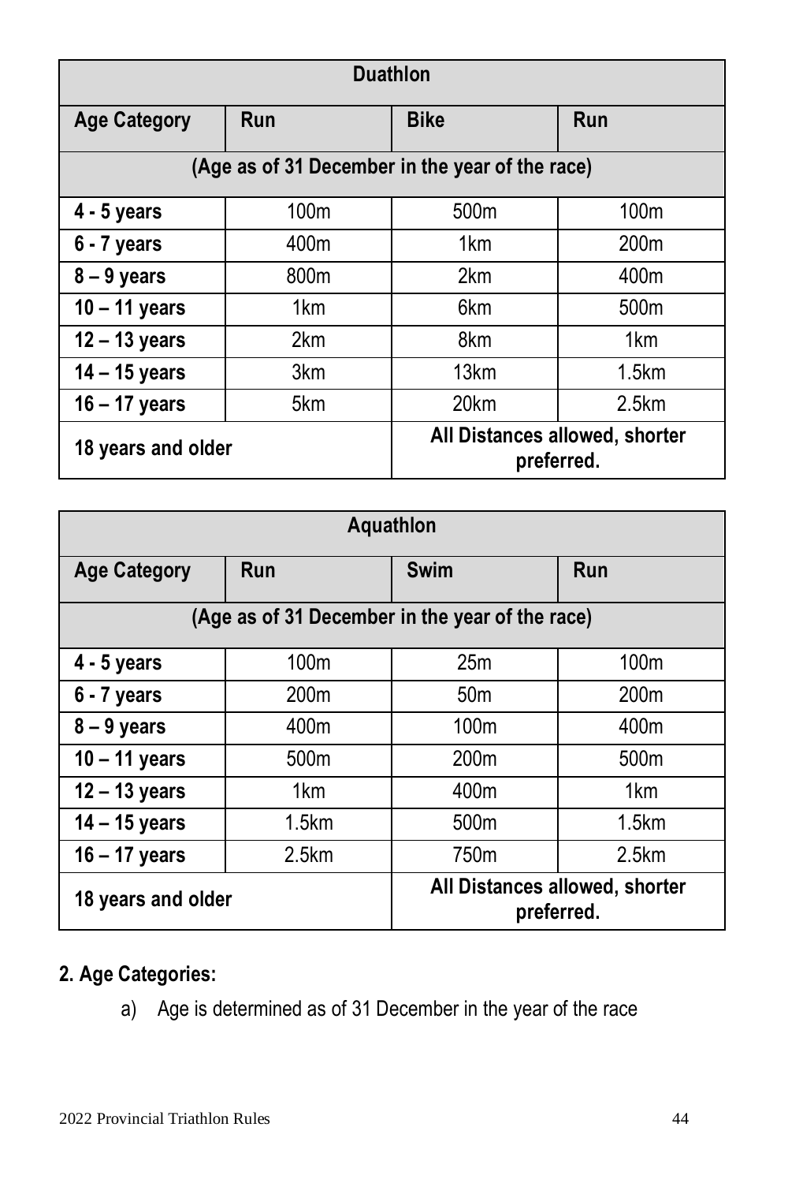| Duathlon | | | |
|---|---|---|---|
| **Age Category** | **Run** | **Bike** | **Run** |
| **(Age as of 31 December in the year of the race)** | | | |
| **4 - 5 years** | 100m | 500m | 100m |
| **6 - 7 years** | 400m | 1km | 200m |
| **8 – 9 years** | 800m | 2km | 400m |
| **10 – 11 years** | 1km | 6km | 500m |
| **12 – 13 years** | 2km | 8km | 1km |
| **14 – 15 years** | 3km | 13km | 1.5km |
| **16 – 17 years** | 5km | 20km | 2.5km |
| **18 years and older** | | **All Distances allowed, shorter preferred.** | |

| Aquathlon | | | |
|---|---|---|---|
| **Age Category** | **Run** | **Swim** | **Run** |
| **(Age as of 31 December in the year of the race)** | | | |
| **4 - 5 years** | 100m | 25m | 100m |
| **6 - 7 years** | 200m | 50m | 200m |
| **8 – 9 years** | 400m | 100m | 400m |
| **10 – 11 years** | 500m | 200m | 500m |
| **12 – 13 years** | 1km | 400m | 1km |
| **14 – 15 years** | 1.5km | 500m | 1.5km |
| **16 – 17 years** | 2.5km | 750m | 2.5km |
| **18 years and older** | | **All Distances allowed, shorter preferred.** | |

**2. Age Categories:**

a) Age is determined as of 31 December in the year of the race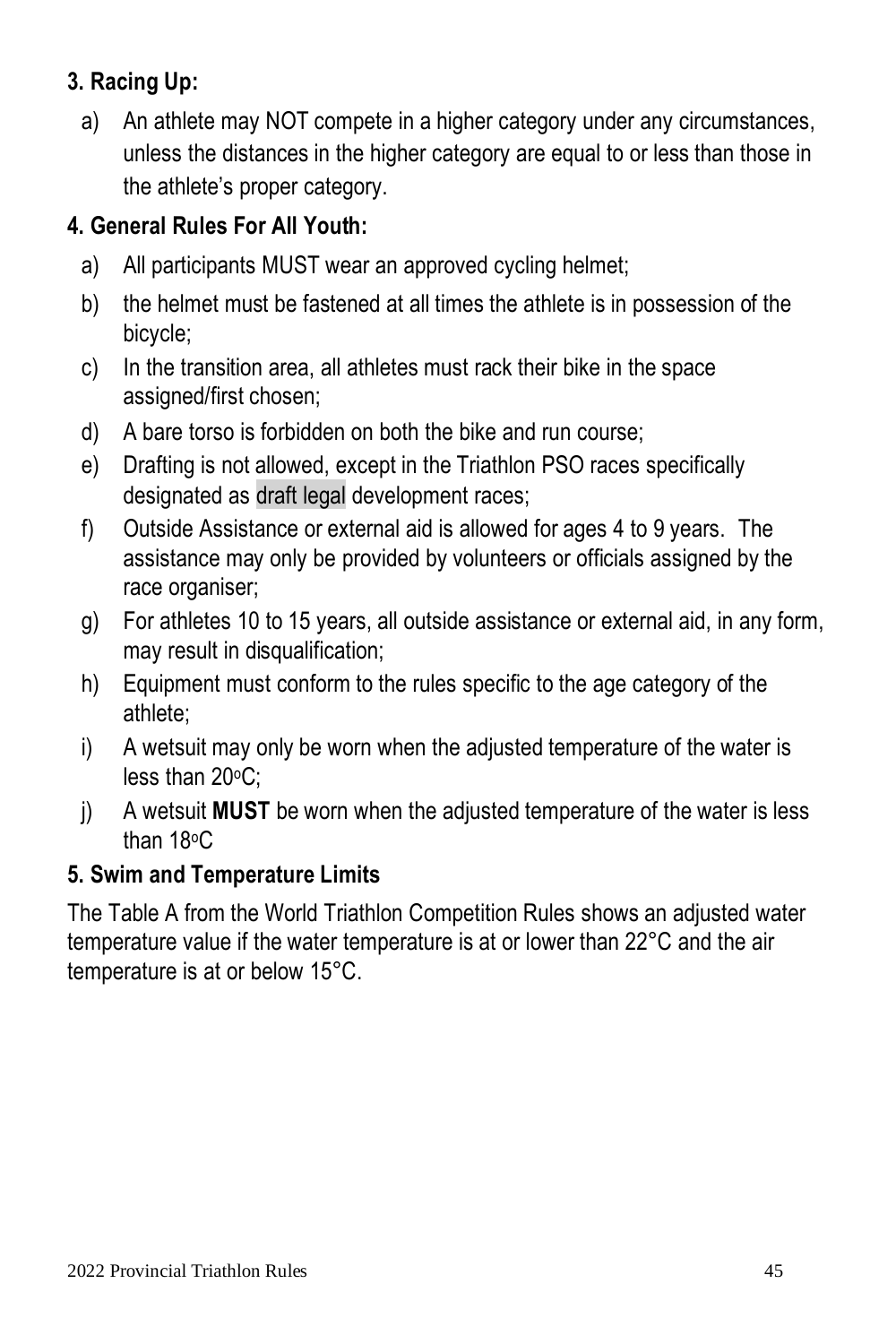### 3. Racing Up:

a) An athlete may NOT compete in a higher category under any circumstances, unless the distances in the higher category are equal to or less than those in the athlete's proper category.

### 4. General Rules For All Youth:

a) All participants MUST wear an approved cycling helmet;

b) the helmet must be fastened at all times the athlete is in possession of the bicycle;

c) In the transition area, all athletes must rack their bike in the space assigned/first chosen;

d) A bare torso is forbidden on both the bike and run course;

e) Drafting is not allowed, except in the Triathlon PSO races specifically designated as draft legal development races;

f) Outside Assistance or external aid is allowed for ages 4 to 9 years. The assistance may only be provided by volunteers or officials assigned by the race organiser;

g) For athletes 10 to 15 years, all outside assistance or external aid, in any form, may result in disqualification;

h) Equipment must conform to the rules specific to the age category of the athlete;

i) A wetsuit may only be worn when the adjusted temperature of the water is less than 20°C;

j) A wetsuit **MUST** be worn when the adjusted temperature of the water is less than 18°C

### 5. Swim and Temperature Limits

The Table A from the World Triathlon Competition Rules shows an adjusted water temperature value if the water temperature is at or lower than 22°C and the air temperature is at or below 15°C.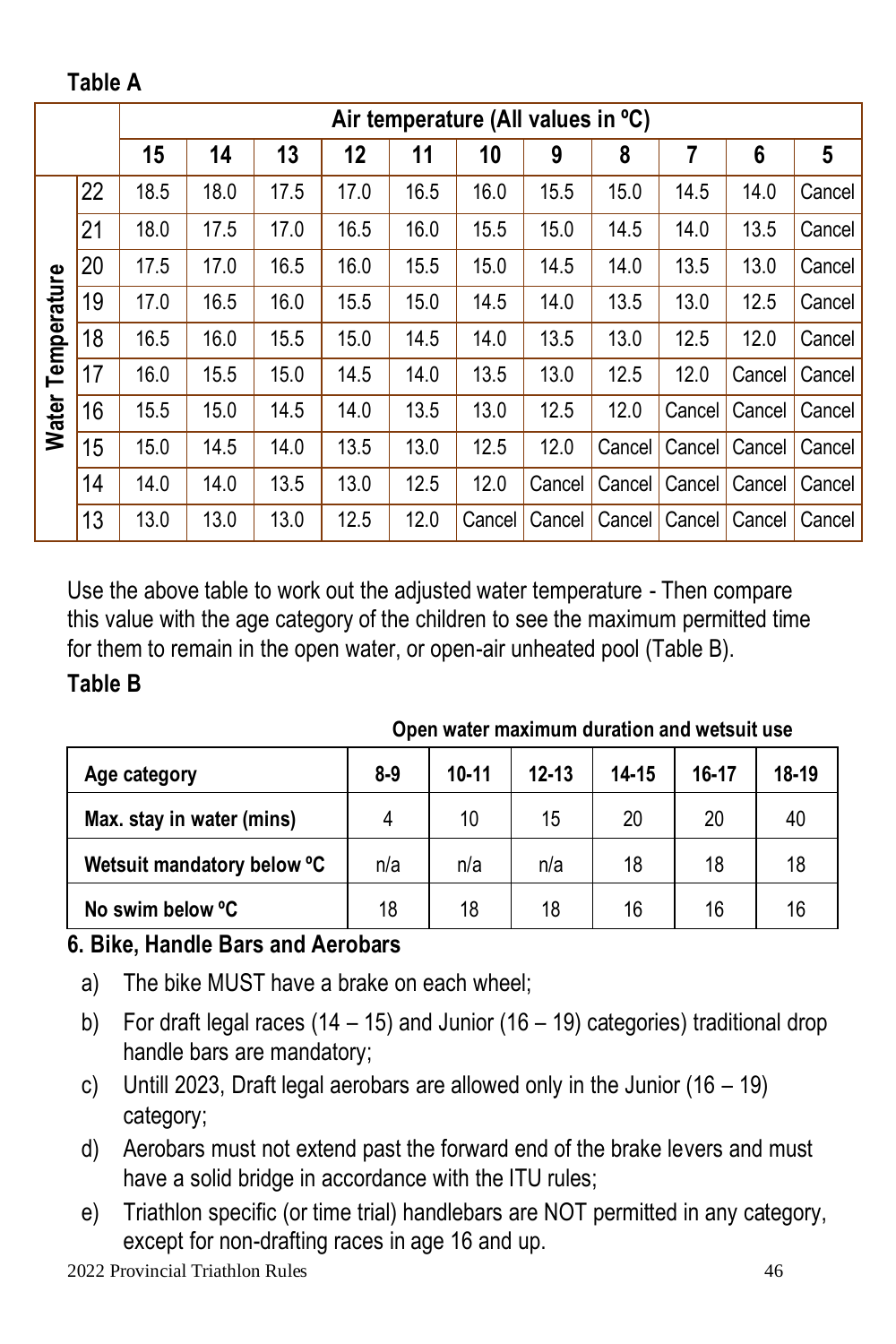**Table A**

| | | Air temperature (All values in ºC) | | | | | | | | | | |
|---|---|---|---|---|---|---|---|---|---|---|---|---|
| | | 15 | 14 | 13 | 12 | 11 | 10 | 9 | 8 | 7 | 6 | 5 |
| Water Temperature | 22 | 18.5 | 18.0 | 17.5 | 17.0 | 16.5 | 16.0 | 15.5 | 15.0 | 14.5 | 14.0 | Cancel |
| | 21 | 18.0 | 17.5 | 17.0 | 16.5 | 16.0 | 15.5 | 15.0 | 14.5 | 14.0 | 13.5 | Cancel |
| | 20 | 17.5 | 17.0 | 16.5 | 16.0 | 15.5 | 15.0 | 14.5 | 14.0 | 13.5 | 13.0 | Cancel |
| | 19 | 17.0 | 16.5 | 16.0 | 15.5 | 15.0 | 14.5 | 14.0 | 13.5 | 13.0 | 12.5 | Cancel |
| | 18 | 16.5 | 16.0 | 15.5 | 15.0 | 14.5 | 14.0 | 13.5 | 13.0 | 12.5 | 12.0 | Cancel |
| | 17 | 16.0 | 15.5 | 15.0 | 14.5 | 14.0 | 13.5 | 13.0 | 12.5 | 12.0 | Cancel | Cancel |
| | 16 | 15.5 | 15.0 | 14.5 | 14.0 | 13.5 | 13.0 | 12.5 | 12.0 | Cancel | Cancel | Cancel |
| | 15 | 15.0 | 14.5 | 14.0 | 13.5 | 13.0 | 12.5 | 12.0 | Cancel | Cancel | Cancel | Cancel |
| | 14 | 14.0 | 14.0 | 13.5 | 13.0 | 12.5 | 12.0 | Cancel | Cancel | Cancel | Cancel | Cancel |
| | 13 | 13.0 | 13.0 | 13.0 | 12.5 | 12.0 | Cancel | Cancel | Cancel | Cancel | Cancel | Cancel |

Use the above table to work out the adjusted water temperature - Then compare this value with the age category of the children to see the maximum permitted time for them to remain in the open water, or open-air unheated pool (Table B).

**Table B**

**Open water maximum duration and wetsuit use**

| Age category | 8-9 | 10-11 | 12-13 | 14-15 | 16-17 | 18-19 |
|---|---|---|---|---|---|---|
| Max. stay in water (mins) | 4 | 10 | 15 | 20 | 20 | 40 |
| Wetsuit mandatory below ºC | n/a | n/a | n/a | 18 | 18 | 18 |
| No swim below ºC | 18 | 18 | 18 | 16 | 16 | 16 |

## 6. Bike, Handle Bars and Aerobars

a) The bike MUST have a brake on each wheel;

b) For draft legal races (14 – 15) and Junior (16 – 19) categories) traditional drop handle bars are mandatory;

c) Untill 2023, Draft legal aerobars are allowed only in the Junior (16 – 19) category;

d) Aerobars must not extend past the forward end of the brake levers and must have a solid bridge in accordance with the ITU rules;

e) Triathlon specific (or time trial) handlebars are NOT permitted in any category, except for non-drafting races in age 16 and up.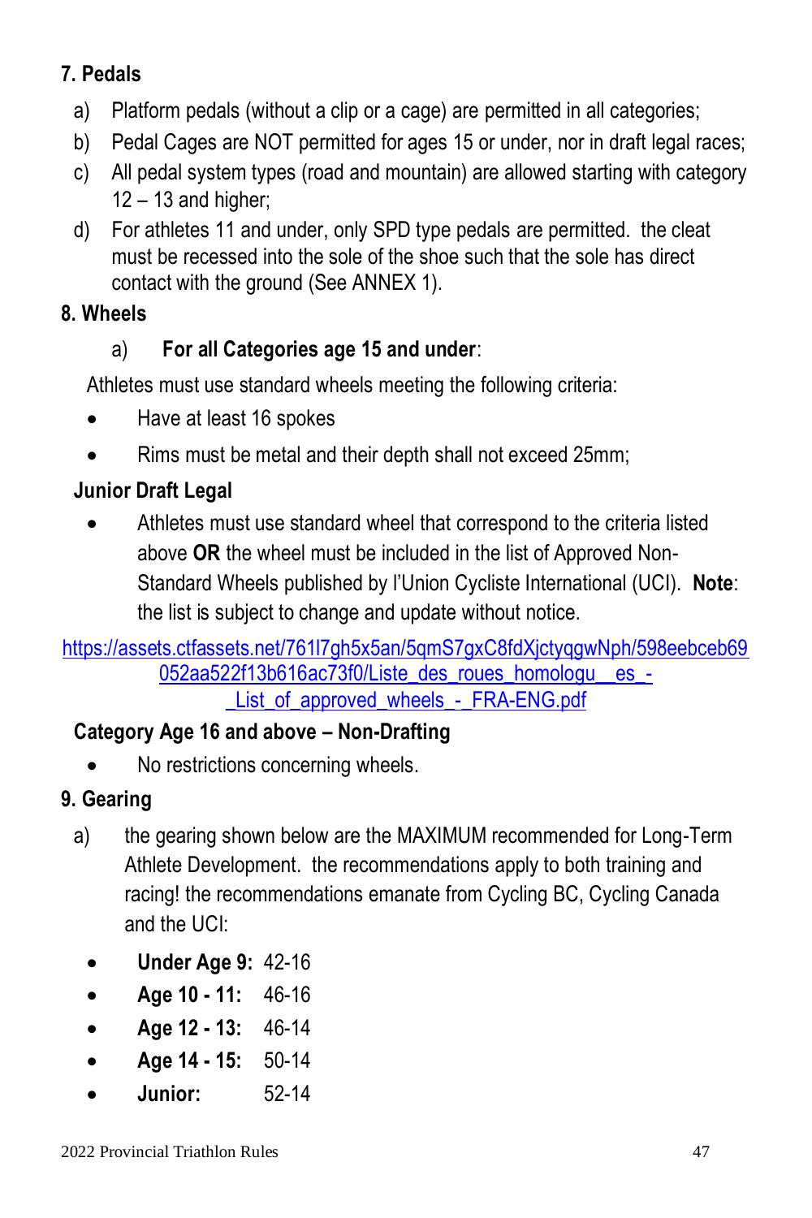## 7. Pedals

a) Platform pedals (without a clip or a cage) are permitted in all categories;

b) Pedal Cages are NOT permitted for ages 15 or under, nor in draft legal races;

c) All pedal system types (road and mountain) are allowed starting with category 12 – 13 and higher;

d) For athletes 11 and under, only SPD type pedals are permitted. the cleat must be recessed into the sole of the shoe such that the sole has direct contact with the ground (See ANNEX 1).

## 8. Wheels

a) **For all Categories age 15 and under**:

Athletes must use standard wheels meeting the following criteria:

- Have at least 16 spokes
- Rims must be metal and their depth shall not exceed 25mm;

**Junior Draft Legal**

- Athletes must use standard wheel that correspond to the criteria listed above **OR** the wheel must be included in the list of Approved Non-Standard Wheels published by l'Union Cycliste International (UCI). **Note**: the list is subject to change and update without notice.

https://assets.ctfassets.net/761l7gh5x5an/5qmS7gxC8fdXjctyqgwNph/598eebceb69052aa522f13b616ac73f0/Liste_des_roues_homologu__es_-_List_of_approved_wheels_-_FRA-ENG.pdf

**Category Age 16 and above – Non-Drafting**

- No restrictions concerning wheels.

## 9. Gearing

a) the gearing shown below are the MAXIMUM recommended for Long-Term Athlete Development. the recommendations apply to both training and racing! the recommendations emanate from Cycling BC, Cycling Canada and the UCI:

- **Under Age 9:** 42-16
- **Age 10 - 11:** 46-16
- **Age 12 - 13:** 46-14
- **Age 14 - 15:** 50-14
- **Junior:** 52-14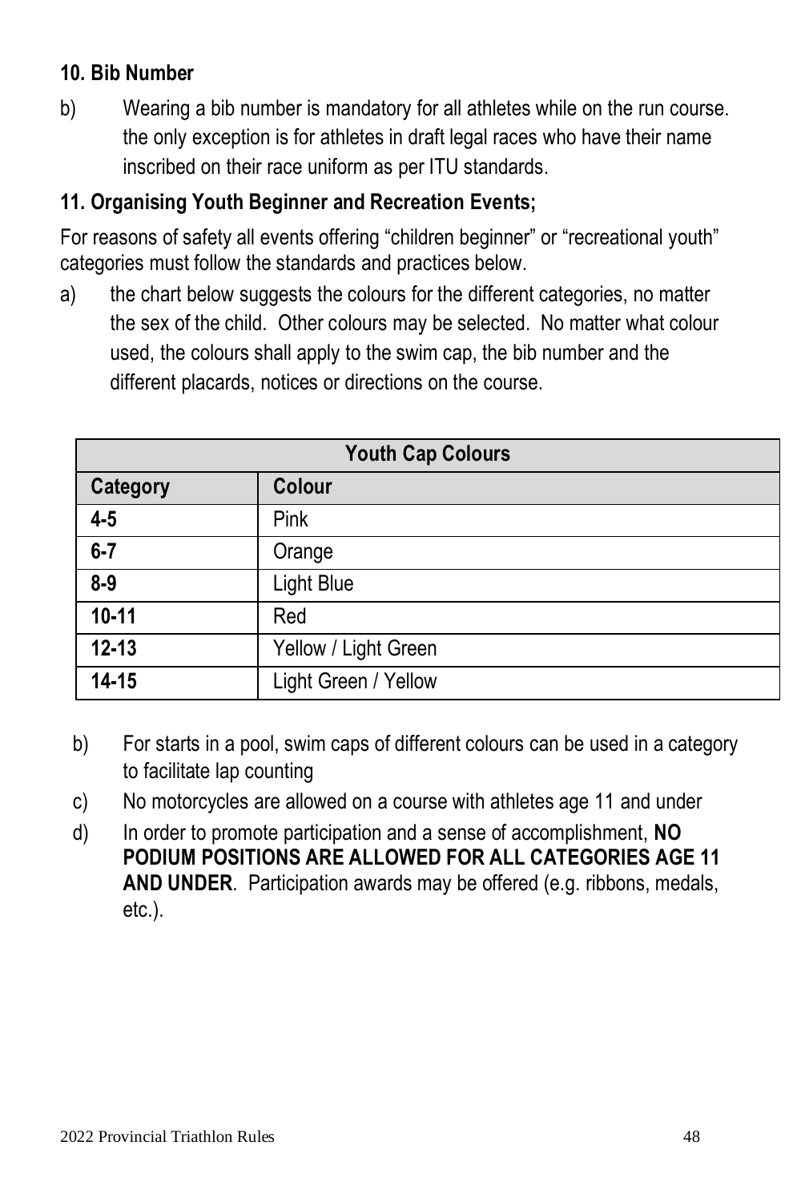**10. Bib Number**

b) Wearing a bib number is mandatory for all athletes while on the run course. the only exception is for athletes in draft legal races who have their name inscribed on their race uniform as per ITU standards.

**11. Organising Youth Beginner and Recreation Events;**

For reasons of safety all events offering "children beginner" or "recreational youth" categories must follow the standards and practices below.

a) the chart below suggests the colours for the different categories, no matter the sex of the child. Other colours may be selected. No matter what colour used, the colours shall apply to the swim cap, the bib number and the different placards, notices or directions on the course.

| Youth Cap Colours | |
|---|---|
| **Category** | **Colour** |
| **4-5** | Pink |
| **6-7** | Orange |
| **8-9** | Light Blue |
| **10-11** | Red |
| **12-13** | Yellow / Light Green |
| **14-15** | Light Green / Yellow |

b) For starts in a pool, swim caps of different colours can be used in a category to facilitate lap counting

c) No motorcycles are allowed on a course with athletes age 11 and under

d) In order to promote participation and a sense of accomplishment, **NO PODIUM POSITIONS ARE ALLOWED FOR ALL CATEGORIES AGE 11 AND UNDER**. Participation awards may be offered (e.g. ribbons, medals, etc.).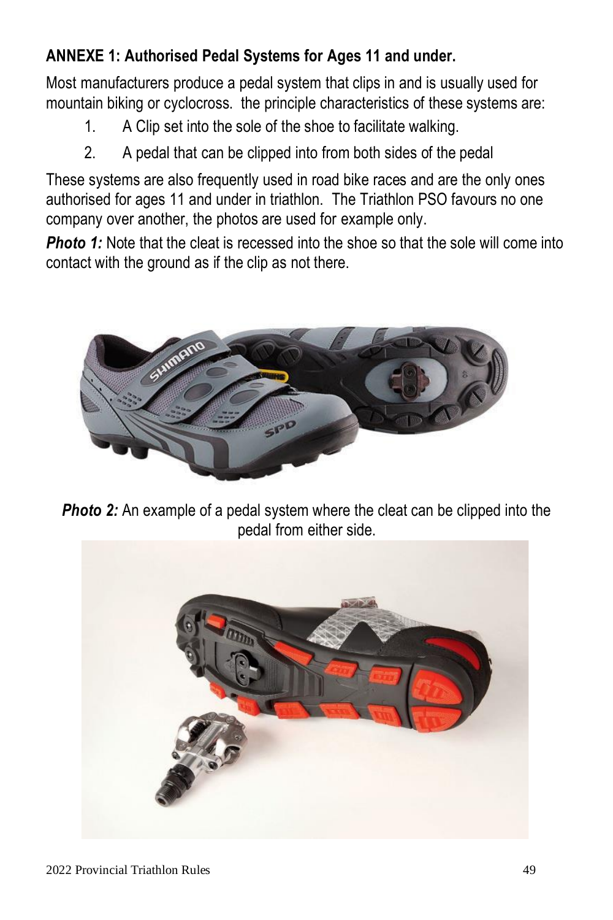**ANNEXE 1: Authorised Pedal Systems for Ages 11 and under.**

Most manufacturers produce a pedal system that clips in and is usually used for mountain biking or cyclocross. the principle characteristics of these systems are:

1. A Clip set into the sole of the shoe to facilitate walking.
2. A pedal that can be clipped into from both sides of the pedal

These systems are also frequently used in road bike races and are the only ones authorised for ages 11 and under in triathlon. The Triathlon PSO favours no one company over another, the photos are used for example only.

***Photo 1:*** Note that the cleat is recessed into the shoe so that the sole will come into contact with the ground as if the clip as not there.

***Photo 2:*** An example of a pedal system where the cleat can be clipped into the pedal from either side.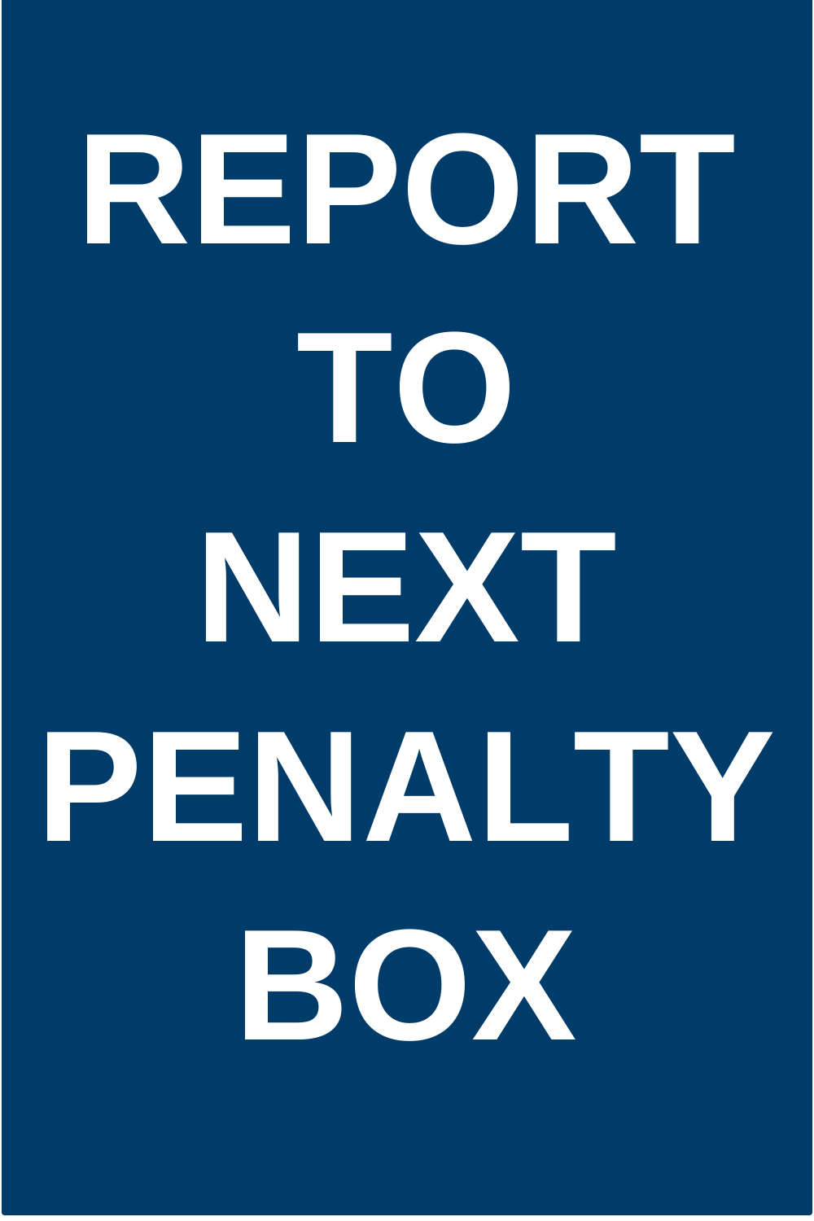# REPORT TO NEXT PENALTY BOX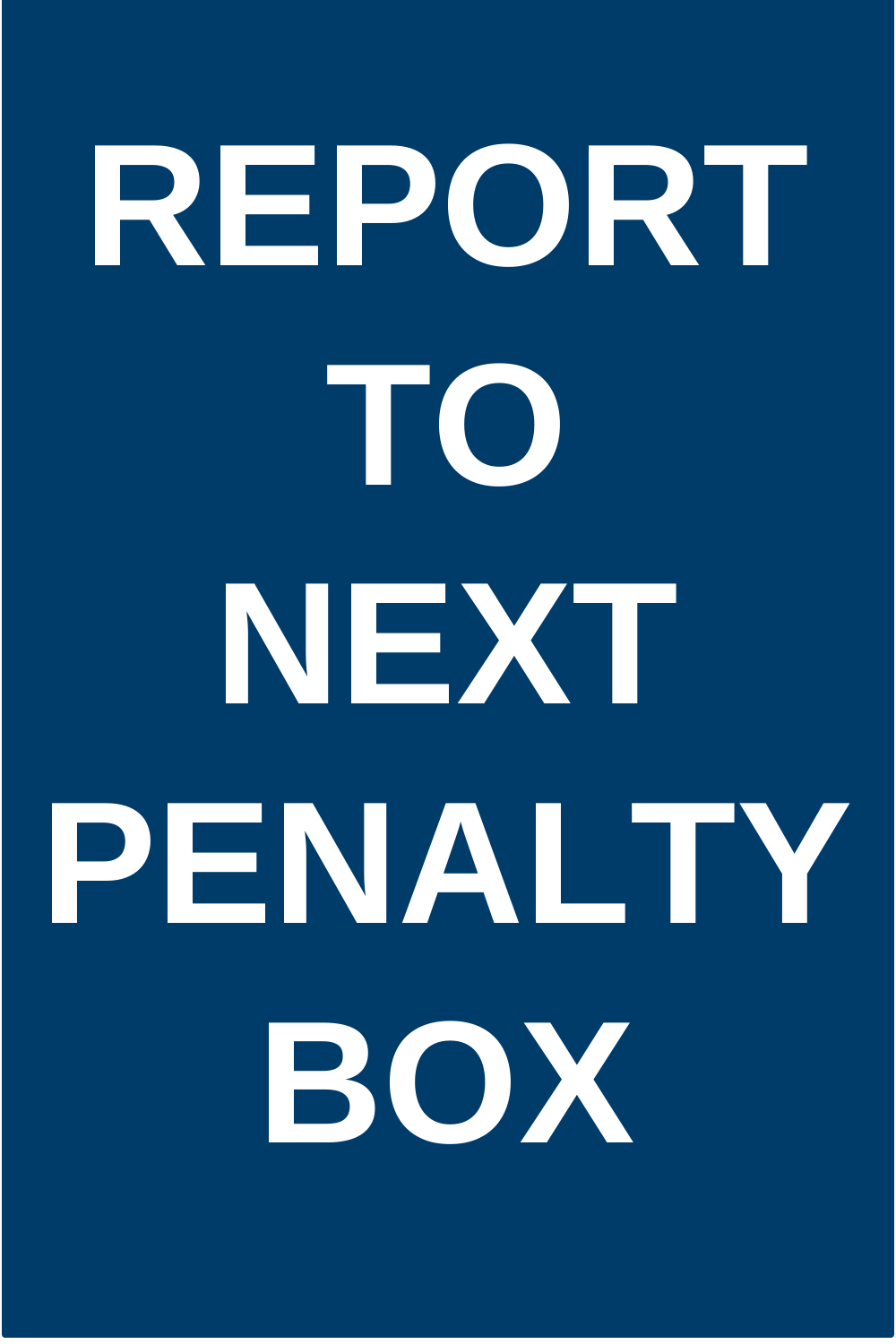# REPORT TO NEXT PENALTY BOX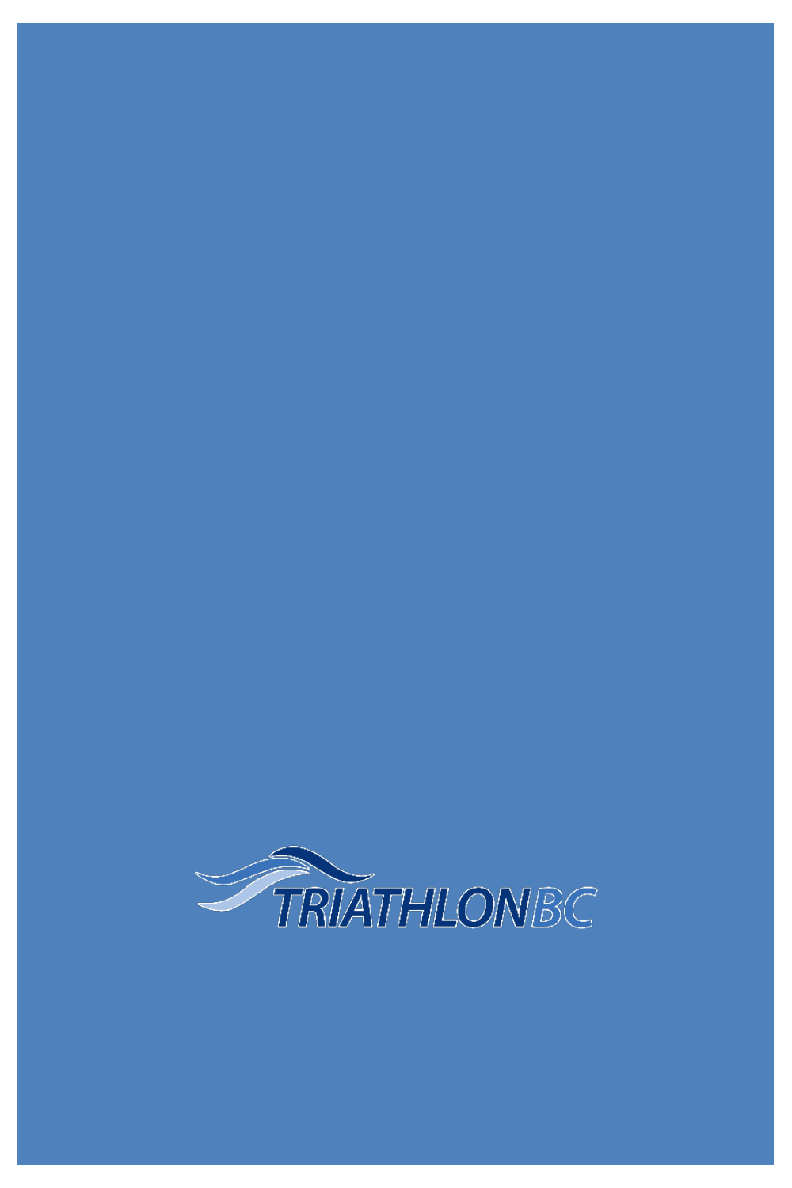TRIATHLONBC